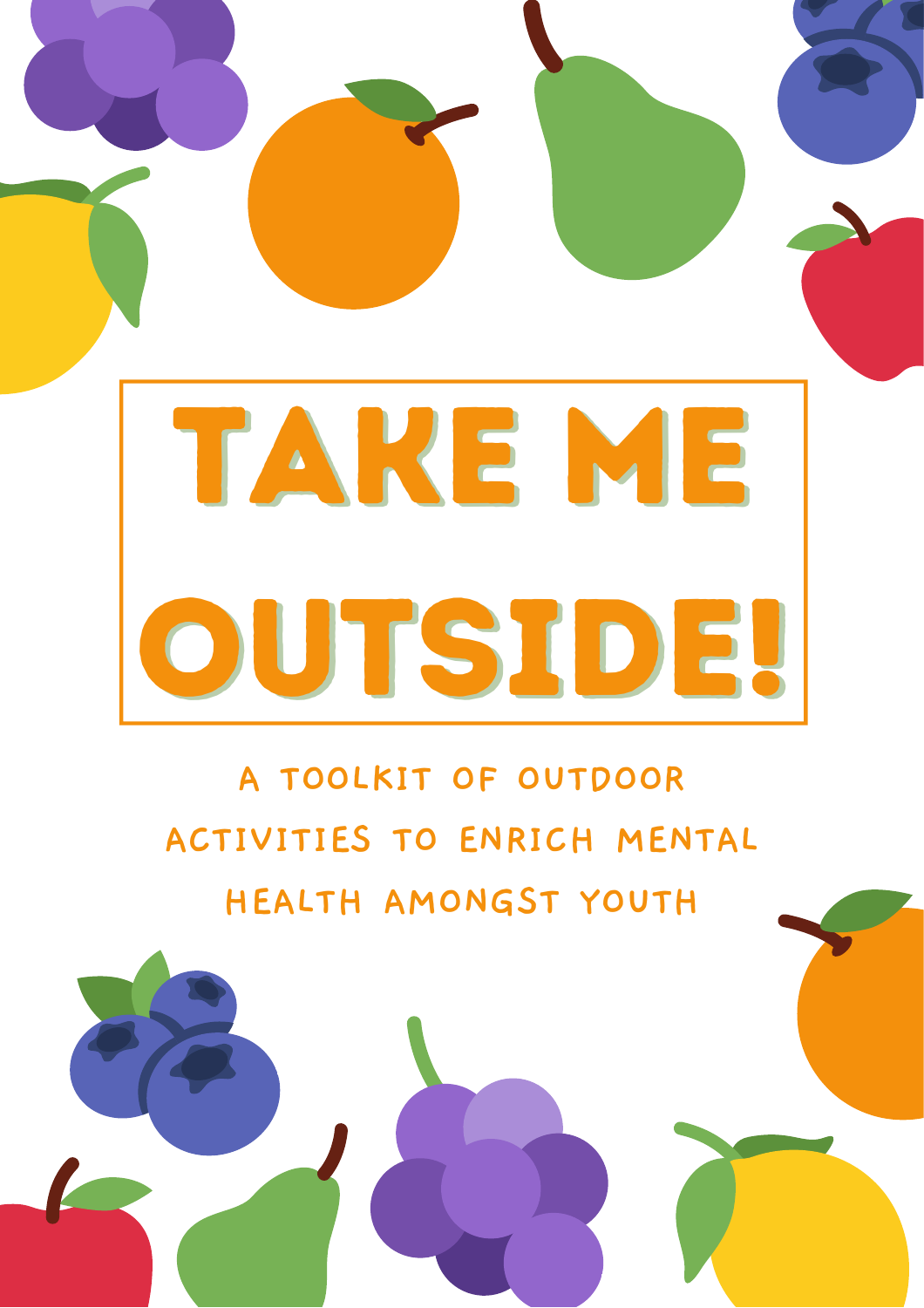# TAKE ME OUTSIDE!

A TOOLKIT OF OUTDOOR ACTIVITIES TO ENRICH MENTAL HEALTH AMONGST YOUTH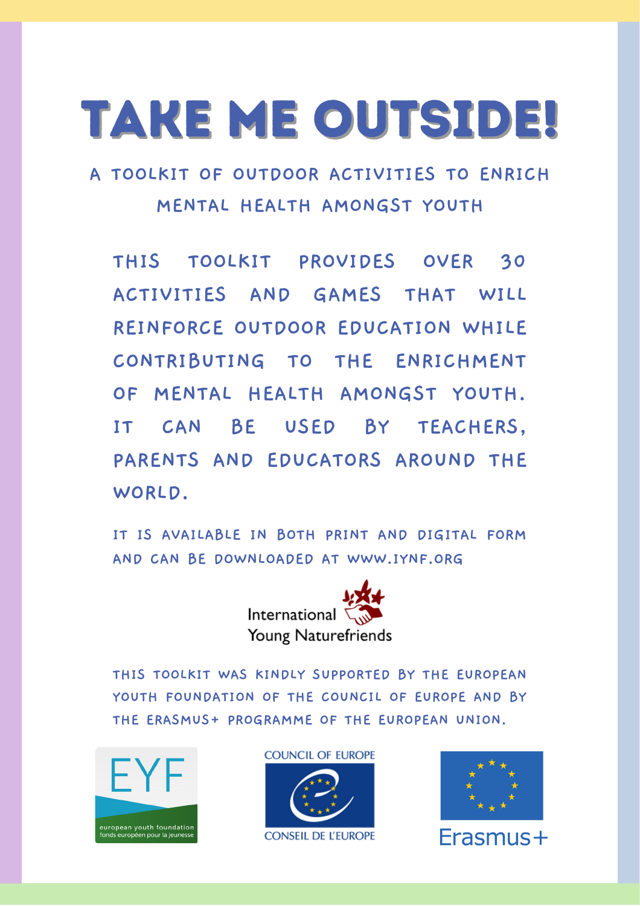# TAKE ME OUTSIDE!

## A TOOLKIT OF OUTDOOR ACTIVITIES TO ENRICH MENTAL HEALTH AMONGST YOUTH

THIS TOOLKIT PROVIDES OVER 30 ACTIVITIES AND GAMES THAT WILL REINFORCE OUTDOOR EDUCATION WHILE CONTRIBUTING TO THE ENRICHMENT OF MENTAL HEALTH AMONGST YOUTH. IT CAN BE USED BY TEACHERS, PARENTS AND EDUCATORS AROUND THE WORLD.

IT IS AVAILABLE IN BOTH PRINT AND DIGITAL FORM AND CAN BE DOWNLOADED AT WWW.IYNF.ORG

International Young Naturefriends

THIS TOOLKIT WAS KINDLY SUPPORTED BY THE EUROPEAN YOUTH FOUNDATION OF THE COUNCIL OF EUROPE AND BY THE ERASMUS+ PROGRAMME OF THE EUROPEAN UNION.

EYF european youth foundation fonds européen pour la jeunesse

COUNCIL OF EUROPE CONSEIL DE L'EUROPE

Erasmus+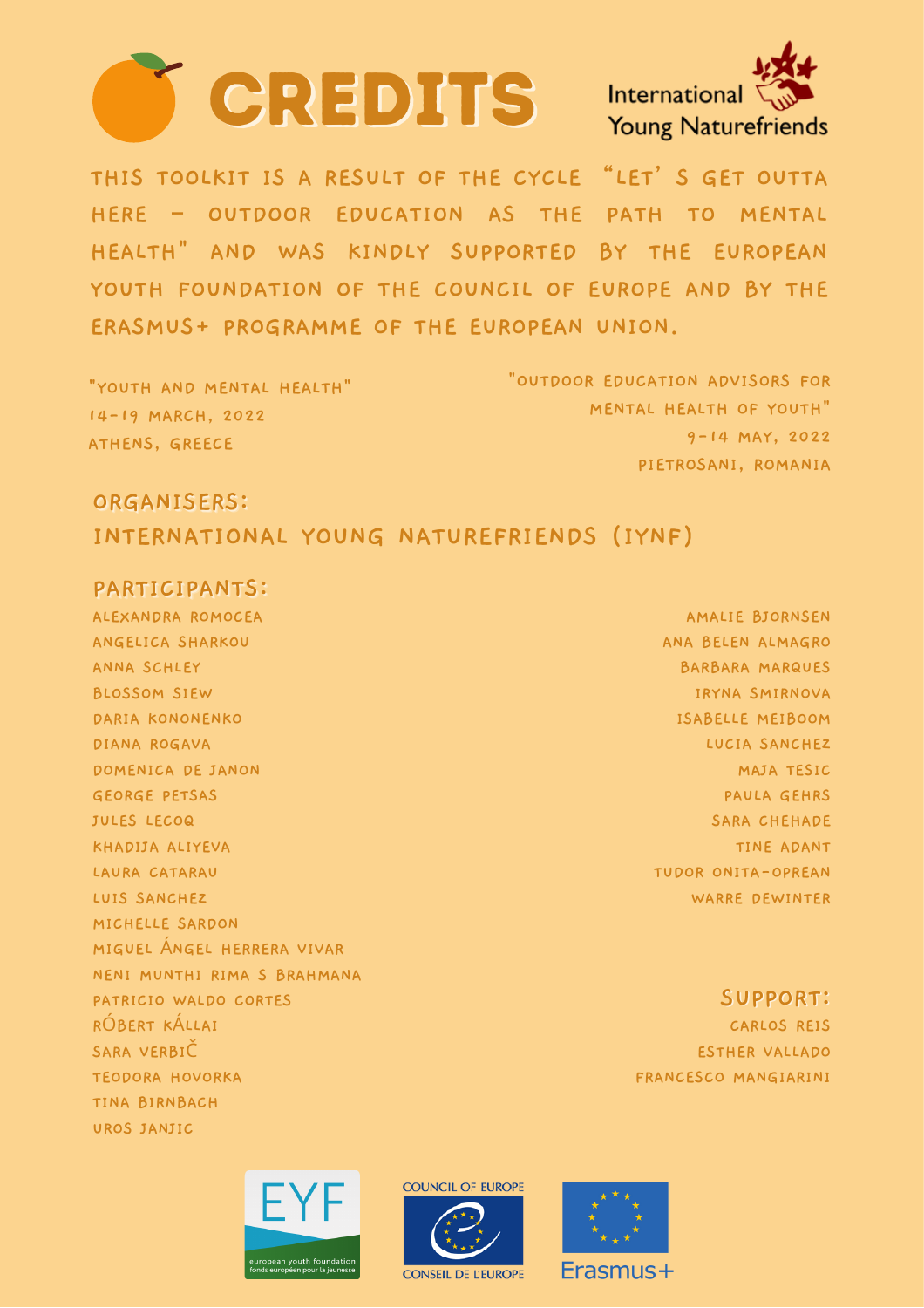# CREDITS

International Young Naturefriends

THIS TOOLKIT IS A RESULT OF THE CYCLE "LET' S GET OUTTA HERE – OUTDOOR EDUCATION AS THE PATH TO MENTAL HEALTH" AND WAS KINDLY SUPPORTED BY THE EUROPEAN YOUTH FOUNDATION OF THE COUNCIL OF EUROPE AND BY THE ERASMUS+ PROGRAMME OF THE EUROPEAN UNION.

"YOUTH AND MENTAL HEALTH"
14-19 MARCH, 2022
ATHENS, GREECE

"OUTDOOR EDUCATION ADVISORS FOR MENTAL HEALTH OF YOUTH"
9-14 MAY, 2022
PIETROSANI, ROMANIA

## ORGANISERS:
## INTERNATIONAL YOUNG NATUREFRIENDS (IYNF)

## PARTICIPANTS:

ALEXANDRA ROMOCEA
ANGELICA SHARKOU
ANNA SCHLEY
BLOSSOM SIEW
DARIA KONONENKO
DIANA ROGAVA
DOMENICA DE JANON
GEORGE PETSAS
JULES LECOQ
KHADIJA ALIYEVA
LAURA CATARAU
LUIS SANCHEZ
MICHELLE SARDON
MIGUEL ÁNGEL HERRERA VIVAR
NENI MUNTHI RIMA S BRAHMANA
PATRICIO WALDO CORTES
RÓBERT KÁLLAI
SARA VERBIČ
TEODORA HOVORKA
TINA BIRNBACH
UROS JANJIC
AMALIE BJORNSEN
ANA BELEN ALMAGRO
BARBARA MARQUES
IRYNA SMIRNOVA
ISABELLE MEIBOOM
LUCIA SANCHEZ
MAJA TESIC
PAULA GEHRS
SARA CHEHADE
TINE ADANT
TUDOR ONITA-OPREAN
WARRE DEWINTER

## SUPPORT:

CARLOS REIS
ESTHER VALLADO
FRANCESCO MANGIARINI

EYF european youth foundation fonds européen pour la jeunesse

COUNCIL OF EUROPE CONSEIL DE L'EUROPE

Erasmus+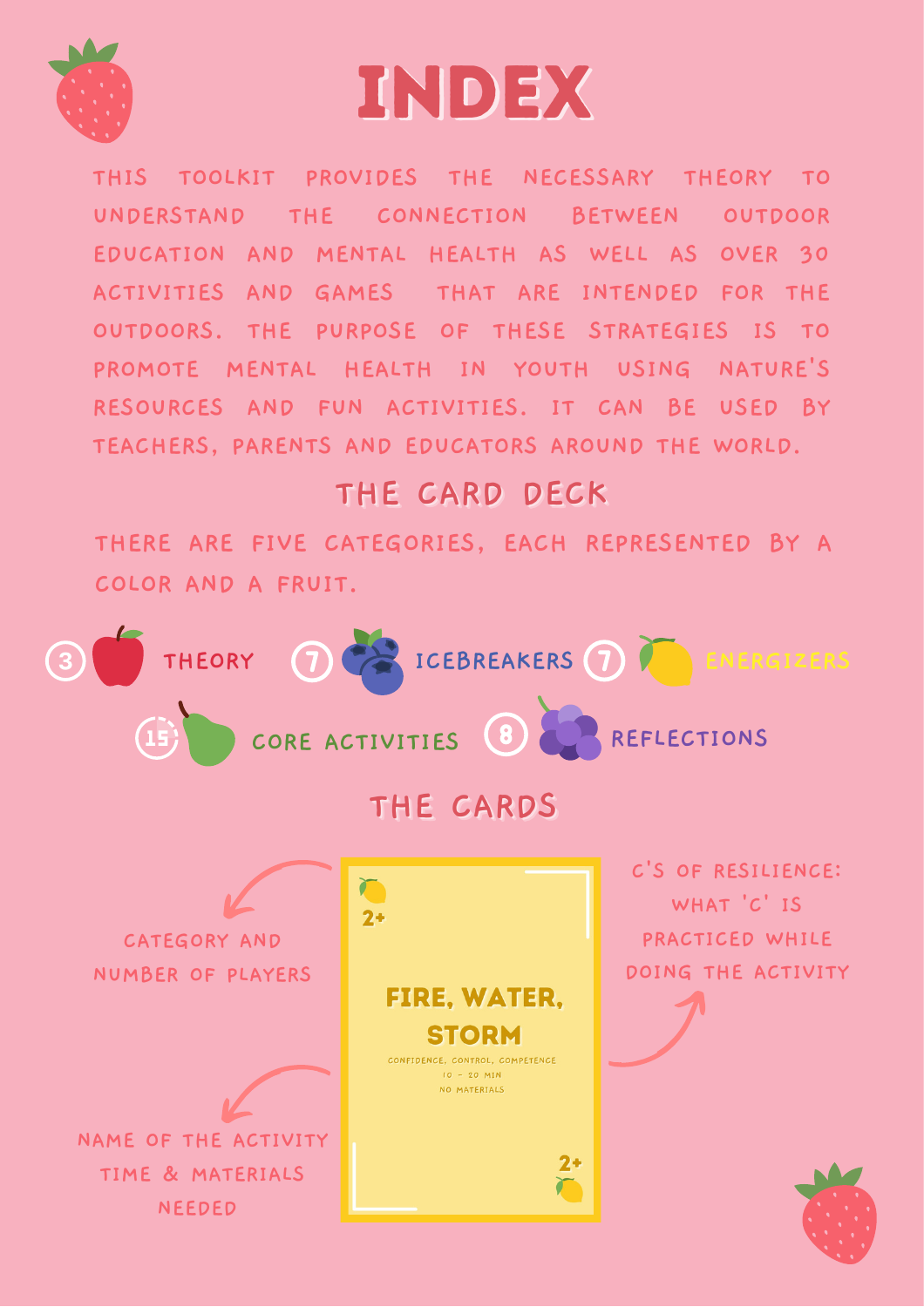# INDEX

THIS TOOLKIT PROVIDES THE NECESSARY THEORY TO UNDERSTAND THE CONNECTION BETWEEN OUTDOOR EDUCATION AND MENTAL HEALTH AS WELL AS OVER 30 ACTIVITIES AND GAMES THAT ARE INTENDED FOR THE OUTDOORS. THE PURPOSE OF THESE STRATEGIES IS TO PROMOTE MENTAL HEALTH IN YOUTH USING NATURE'S RESOURCES AND FUN ACTIVITIES. IT CAN BE USED BY TEACHERS, PARENTS AND EDUCATORS AROUND THE WORLD.

## THE CARD DECK

THERE ARE FIVE CATEGORIES, EACH REPRESENTED BY A COLOR AND A FRUIT.

- 3 THEORY
- 7 ICEBREAKERS
- 7 ENERGIZERS
- 15 CORE ACTIVITIES
- 8 REFLECTIONS

## THE CARDS

CATEGORY AND NUMBER OF PLAYERS

2+

**FIRE, WATER, STORM**

CONFIDENCE, CONTROL, COMPETENCE

10 - 20 MIN

NO MATERIALS

2+

C'S OF RESILIENCE: WHAT 'C' IS PRACTICED WHILE DOING THE ACTIVITY

NAME OF THE ACTIVITY TIME & MATERIALS NEEDED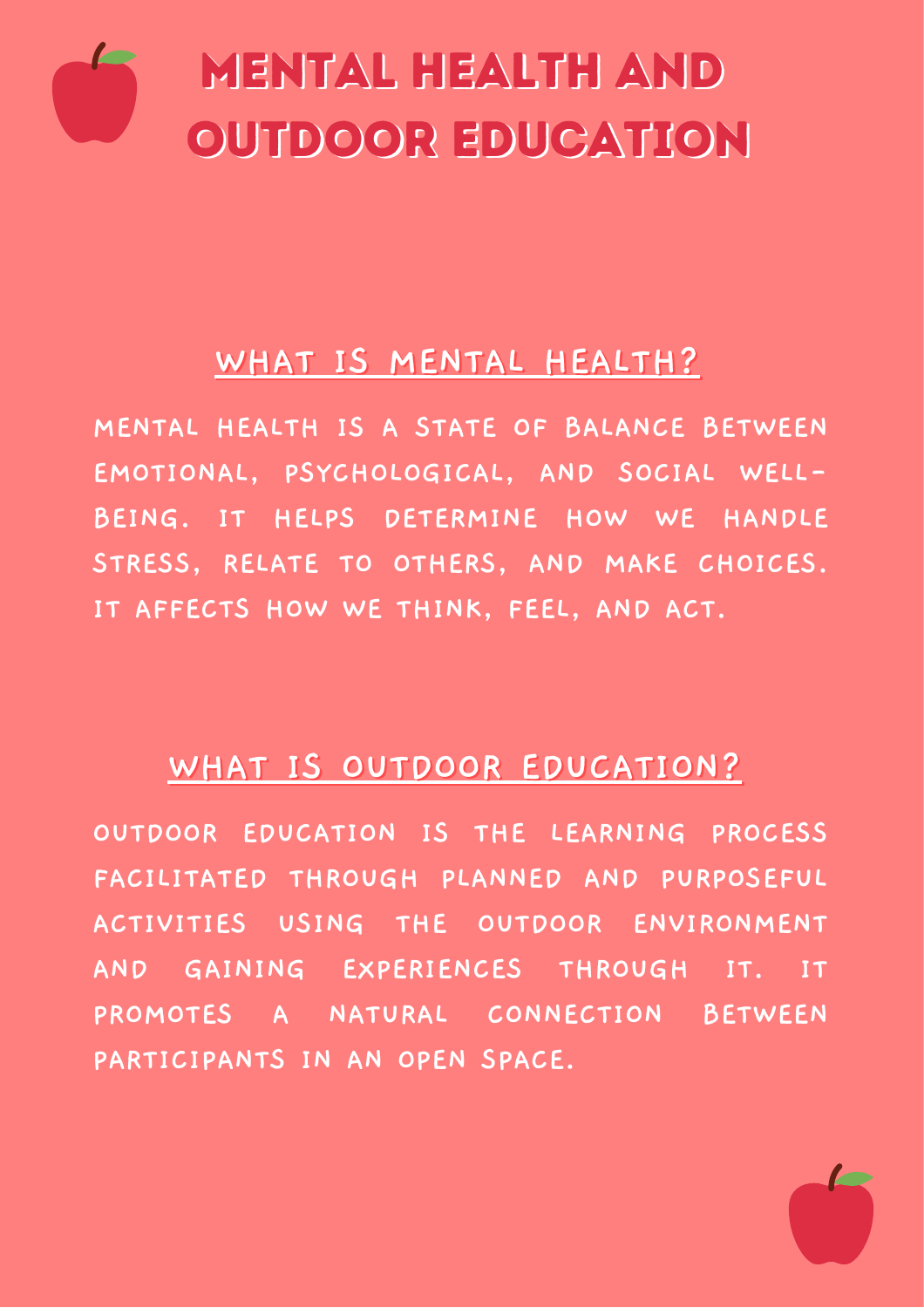# MENTAL HEALTH AND OUTDOOR EDUCATION

## WHAT IS MENTAL HEALTH?

MENTAL HEALTH IS A STATE OF BALANCE BETWEEN EMOTIONAL, PSYCHOLOGICAL, AND SOCIAL WELL-BEING. IT HELPS DETERMINE HOW WE HANDLE STRESS, RELATE TO OTHERS, AND MAKE CHOICES. IT AFFECTS HOW WE THINK, FEEL, AND ACT.

## WHAT IS OUTDOOR EDUCATION?

OUTDOOR EDUCATION IS THE LEARNING PROCESS FACILITATED THROUGH PLANNED AND PURPOSEFUL ACTIVITIES USING THE OUTDOOR ENVIRONMENT AND GAINING EXPERIENCES THROUGH IT. IT PROMOTES A NATURAL CONNECTION BETWEEN PARTICIPANTS IN AN OPEN SPACE.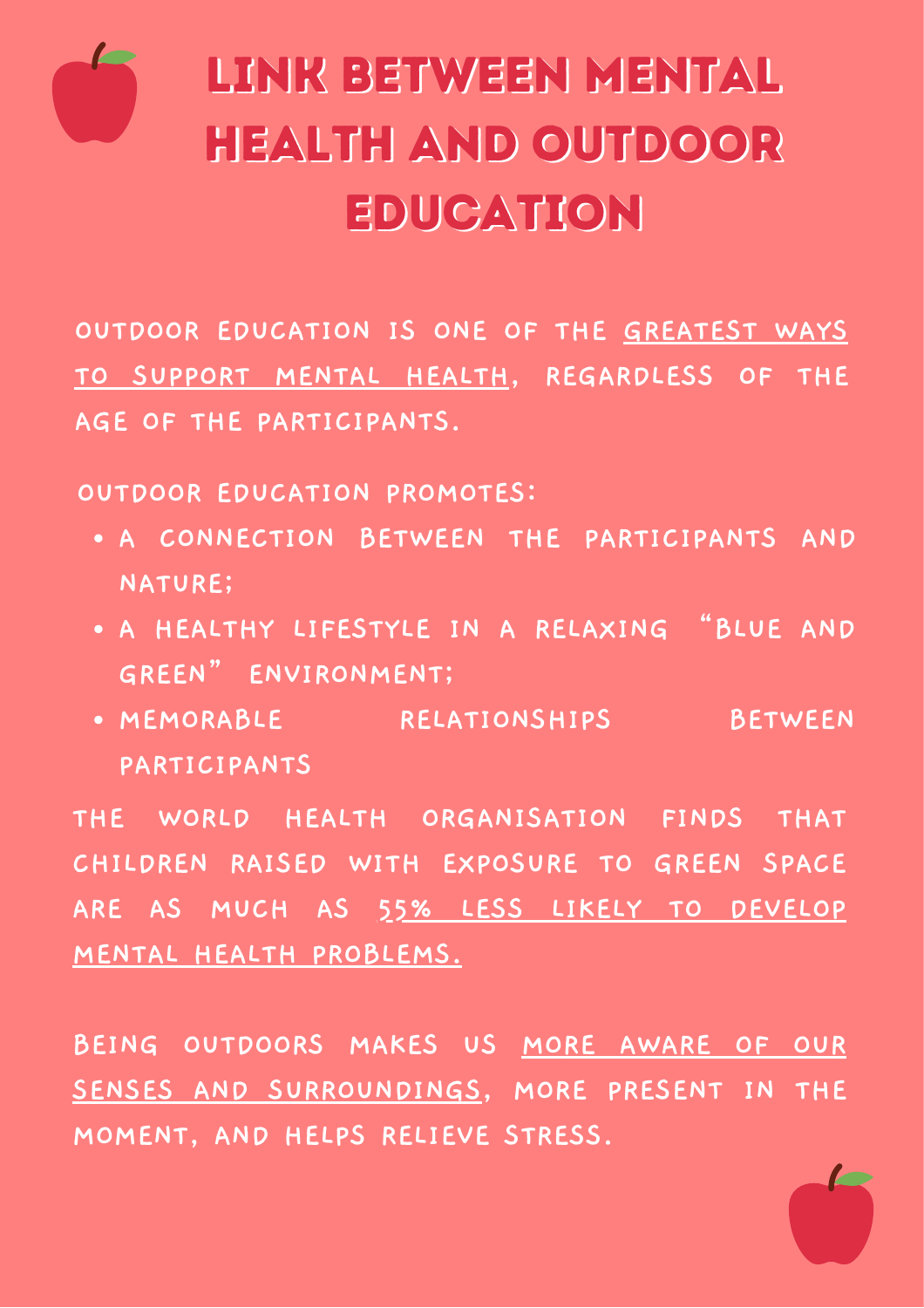# LINK BETWEEN MENTAL HEALTH AND OUTDOOR EDUCATION

OUTDOOR EDUCATION IS ONE OF THE GREATEST WAYS TO SUPPORT MENTAL HEALTH, REGARDLESS OF THE AGE OF THE PARTICIPANTS.

OUTDOOR EDUCATION PROMOTES:

- A CONNECTION BETWEEN THE PARTICIPANTS AND NATURE;
- A HEALTHY LIFESTYLE IN A RELAXING "BLUE AND GREEN" ENVIRONMENT;
- MEMORABLE RELATIONSHIPS BETWEEN PARTICIPANTS

THE WORLD HEALTH ORGANISATION FINDS THAT CHILDREN RAISED WITH EXPOSURE TO GREEN SPACE ARE AS MUCH AS 55% LESS LIKELY TO DEVELOP MENTAL HEALTH PROBLEMS.

BEING OUTDOORS MAKES US MORE AWARE OF OUR SENSES AND SURROUNDINGS, MORE PRESENT IN THE MOMENT, AND HELPS RELIEVE STRESS.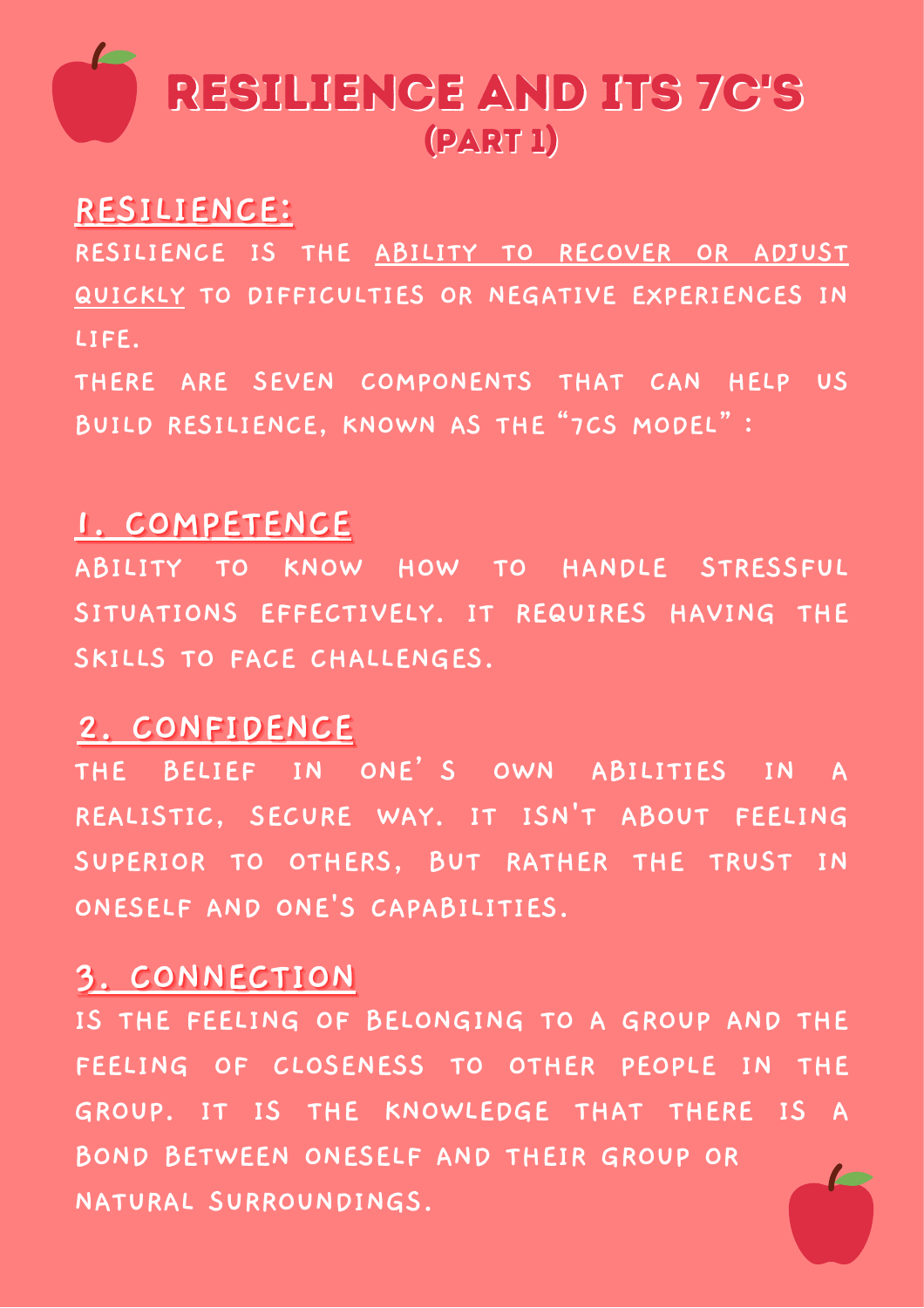# RESILIENCE AND ITS 7C'S
## (PART 1)

## RESILIENCE:

RESILIENCE IS THE ABILITY TO RECOVER OR ADJUST QUICKLY TO DIFFICULTIES OR NEGATIVE EXPERIENCES IN LIFE.

THERE ARE SEVEN COMPONENTS THAT CAN HELP US BUILD RESILIENCE, KNOWN AS THE "7CS MODEL" :

## 1. COMPETENCE

ABILITY TO KNOW HOW TO HANDLE STRESSFUL SITUATIONS EFFECTIVELY. IT REQUIRES HAVING THE SKILLS TO FACE CHALLENGES.

## 2. CONFIDENCE

THE BELIEF IN ONE'S OWN ABILITIES IN A REALISTIC, SECURE WAY. IT ISN'T ABOUT FEELING SUPERIOR TO OTHERS, BUT RATHER THE TRUST IN ONESELF AND ONE'S CAPABILITIES.

## 3. CONNECTION

IS THE FEELING OF BELONGING TO A GROUP AND THE FEELING OF CLOSENESS TO OTHER PEOPLE IN THE GROUP. IT IS THE KNOWLEDGE THAT THERE IS A BOND BETWEEN ONESELF AND THEIR GROUP OR NATURAL SURROUNDINGS.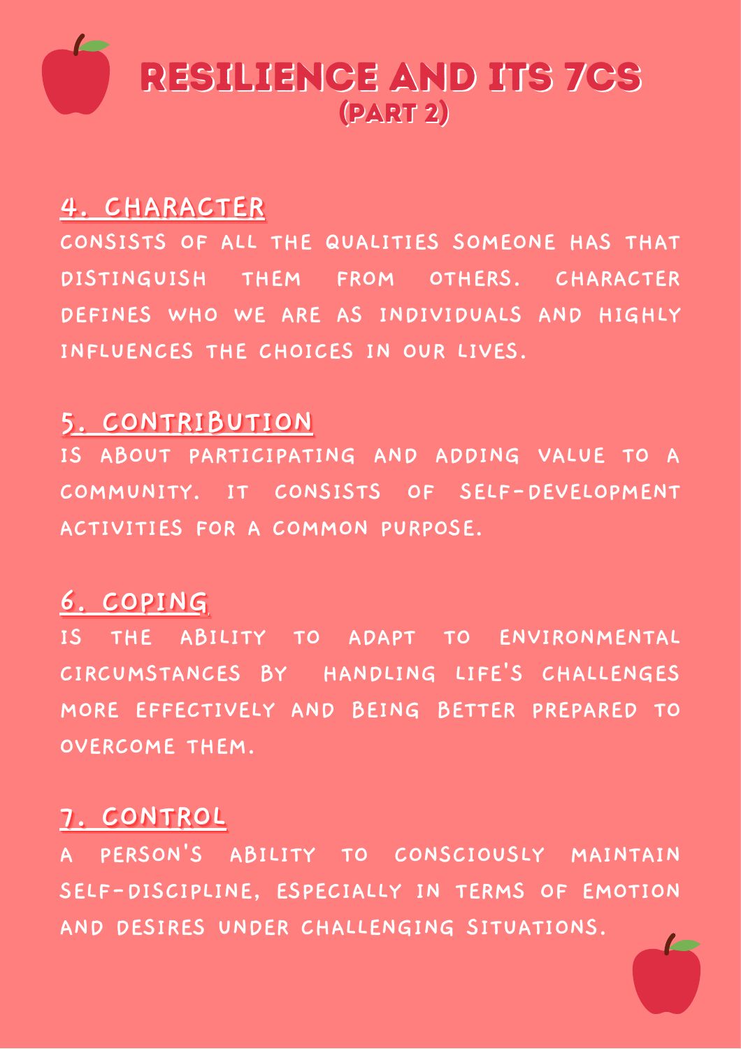# RESILIENCE AND ITS 7CS (PART 2)

## 4. CHARACTER

CONSISTS OF ALL THE QUALITIES SOMEONE HAS THAT DISTINGUISH THEM FROM OTHERS. CHARACTER DEFINES WHO WE ARE AS INDIVIDUALS AND HIGHLY INFLUENCES THE CHOICES IN OUR LIVES.

## 5. CONTRIBUTION

IS ABOUT PARTICIPATING AND ADDING VALUE TO A COMMUNITY. IT CONSISTS OF SELF-DEVELOPMENT ACTIVITIES FOR A COMMON PURPOSE.

## 6. COPING

IS THE ABILITY TO ADAPT TO ENVIRONMENTAL CIRCUMSTANCES BY HANDLING LIFE'S CHALLENGES MORE EFFECTIVELY AND BEING BETTER PREPARED TO OVERCOME THEM.

## 7. CONTROL

A PERSON'S ABILITY TO CONSCIOUSLY MAINTAIN SELF-DISCIPLINE, ESPECIALLY IN TERMS OF EMOTION AND DESIRES UNDER CHALLENGING SITUATIONS.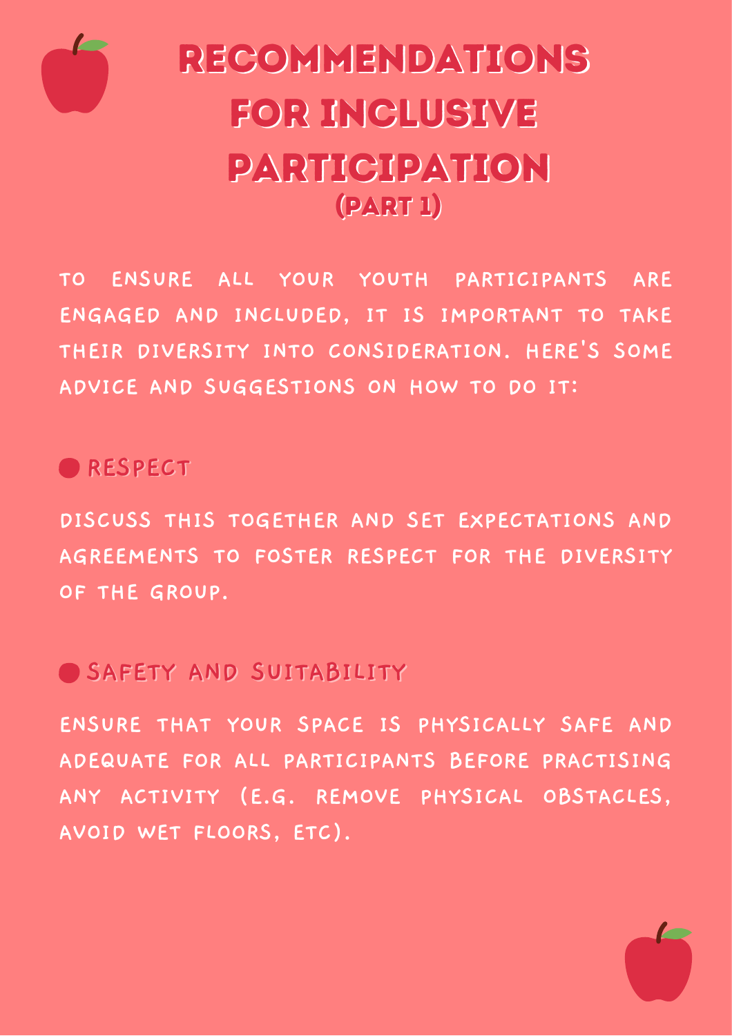# RECOMMENDATIONS FOR INCLUSIVE PARTICIPATION (PART 1)

TO ENSURE ALL YOUR YOUTH PARTICIPANTS ARE ENGAGED AND INCLUDED, IT IS IMPORTANT TO TAKE THEIR DIVERSITY INTO CONSIDERATION. HERE'S SOME ADVICE AND SUGGESTIONS ON HOW TO DO IT:

- **RESPECT**

DISCUSS THIS TOGETHER AND SET EXPECTATIONS AND AGREEMENTS TO FOSTER RESPECT FOR THE DIVERSITY OF THE GROUP.

- **SAFETY AND SUITABILITY**

ENSURE THAT YOUR SPACE IS PHYSICALLY SAFE AND ADEQUATE FOR ALL PARTICIPANTS BEFORE PRACTISING ANY ACTIVITY (E.G. REMOVE PHYSICAL OBSTACLES, AVOID WET FLOORS, ETC).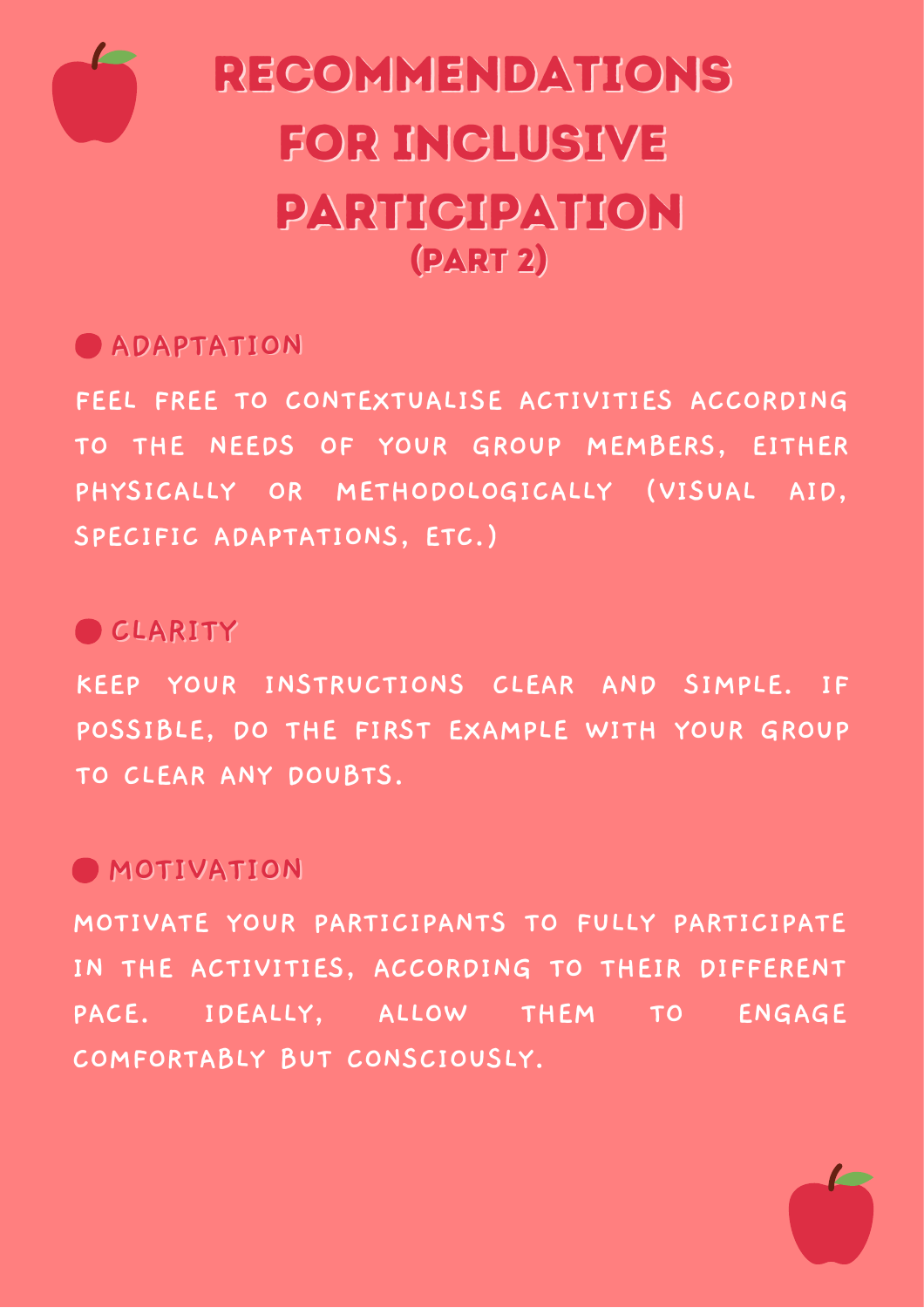# RECOMMENDATIONS FOR INCLUSIVE PARTICIPATION (PART 2)

## ADAPTATION

FEEL FREE TO CONTEXTUALISE ACTIVITIES ACCORDING TO THE NEEDS OF YOUR GROUP MEMBERS, EITHER PHYSICALLY OR METHODOLOGICALLY (VISUAL AID, SPECIFIC ADAPTATIONS, ETC.)

## CLARITY

KEEP YOUR INSTRUCTIONS CLEAR AND SIMPLE. IF POSSIBLE, DO THE FIRST EXAMPLE WITH YOUR GROUP TO CLEAR ANY DOUBTS.

## MOTIVATION

MOTIVATE YOUR PARTICIPANTS TO FULLY PARTICIPATE IN THE ACTIVITIES, ACCORDING TO THEIR DIFFERENT PACE. IDEALLY, ALLOW THEM TO ENGAGE COMFORTABLY BUT CONSCIOUSLY.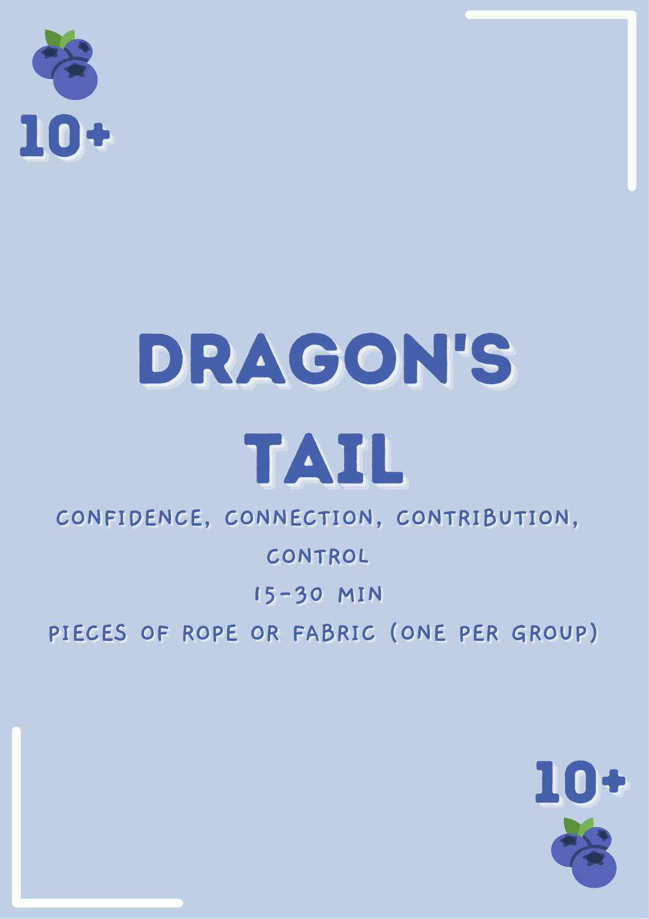10+

# DRAGON'S TAIL

CONFIDENCE, CONNECTION, CONTRIBUTION, CONTROL

15-30 MIN

PIECES OF ROPE OR FABRIC (ONE PER GROUP)

10+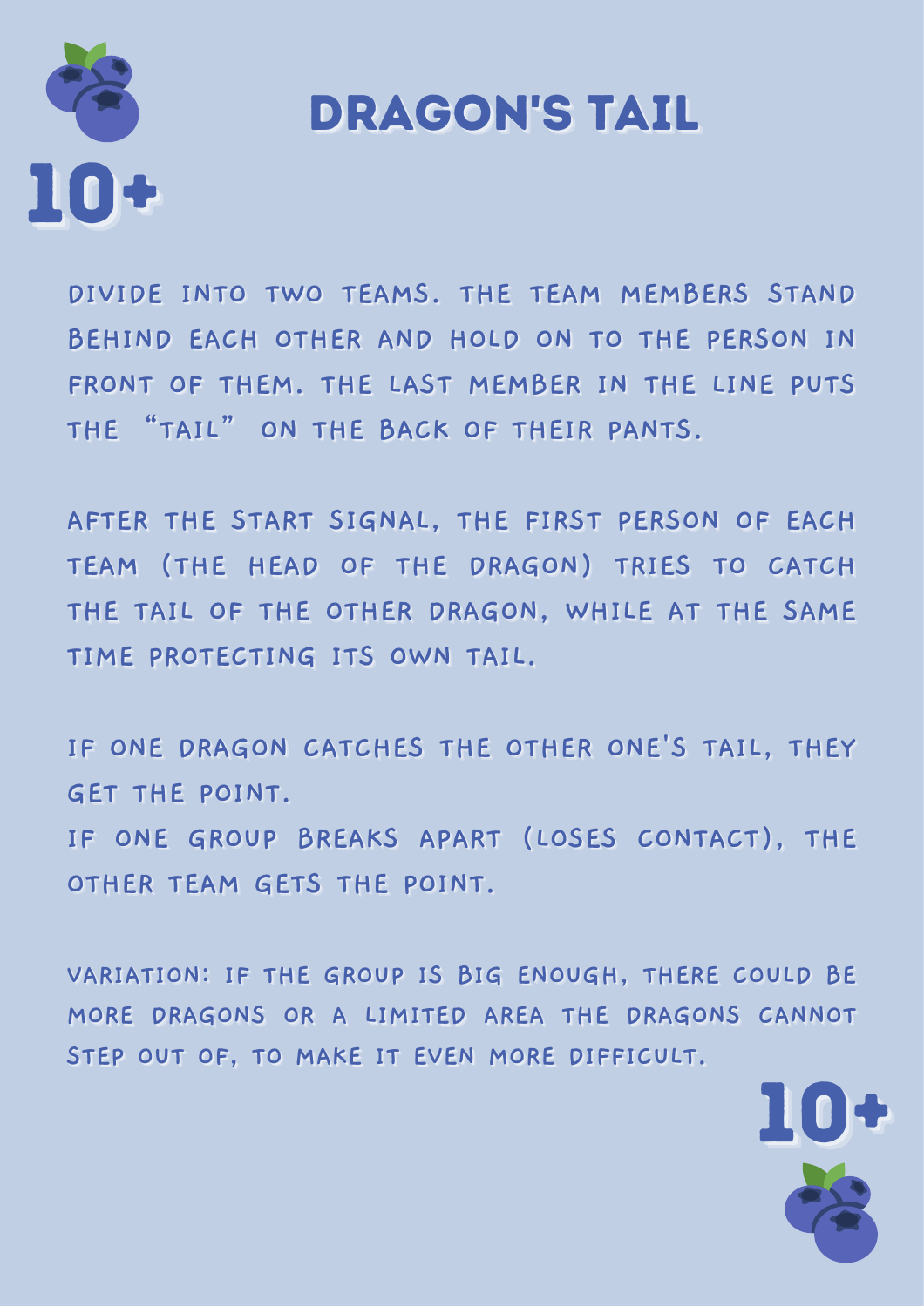# DRAGON'S TAIL

10+

DIVIDE INTO TWO TEAMS. THE TEAM MEMBERS STAND BEHIND EACH OTHER AND HOLD ON TO THE PERSON IN FRONT OF THEM. THE LAST MEMBER IN THE LINE PUTS THE "TAIL" ON THE BACK OF THEIR PANTS.

AFTER THE START SIGNAL, THE FIRST PERSON OF EACH TEAM (THE HEAD OF THE DRAGON) TRIES TO CATCH THE TAIL OF THE OTHER DRAGON, WHILE AT THE SAME TIME PROTECTING ITS OWN TAIL.

IF ONE DRAGON CATCHES THE OTHER ONE'S TAIL, THEY GET THE POINT.
IF ONE GROUP BREAKS APART (LOSES CONTACT), THE OTHER TEAM GETS THE POINT.

VARIATION: IF THE GROUP IS BIG ENOUGH, THERE COULD BE MORE DRAGONS OR A LIMITED AREA THE DRAGONS CANNOT STEP OUT OF, TO MAKE IT EVEN MORE DIFFICULT.

10+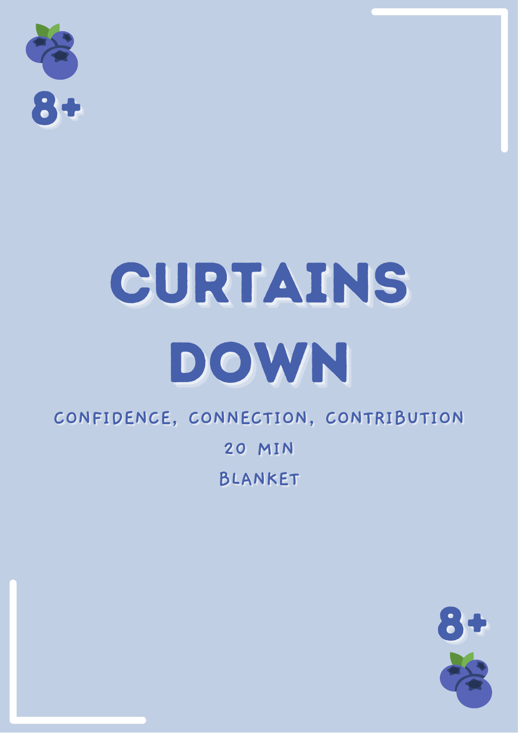8+

# CURTAINS DOWN

CONFIDENCE, CONNECTION, CONTRIBUTION

20 MIN

BLANKET

8+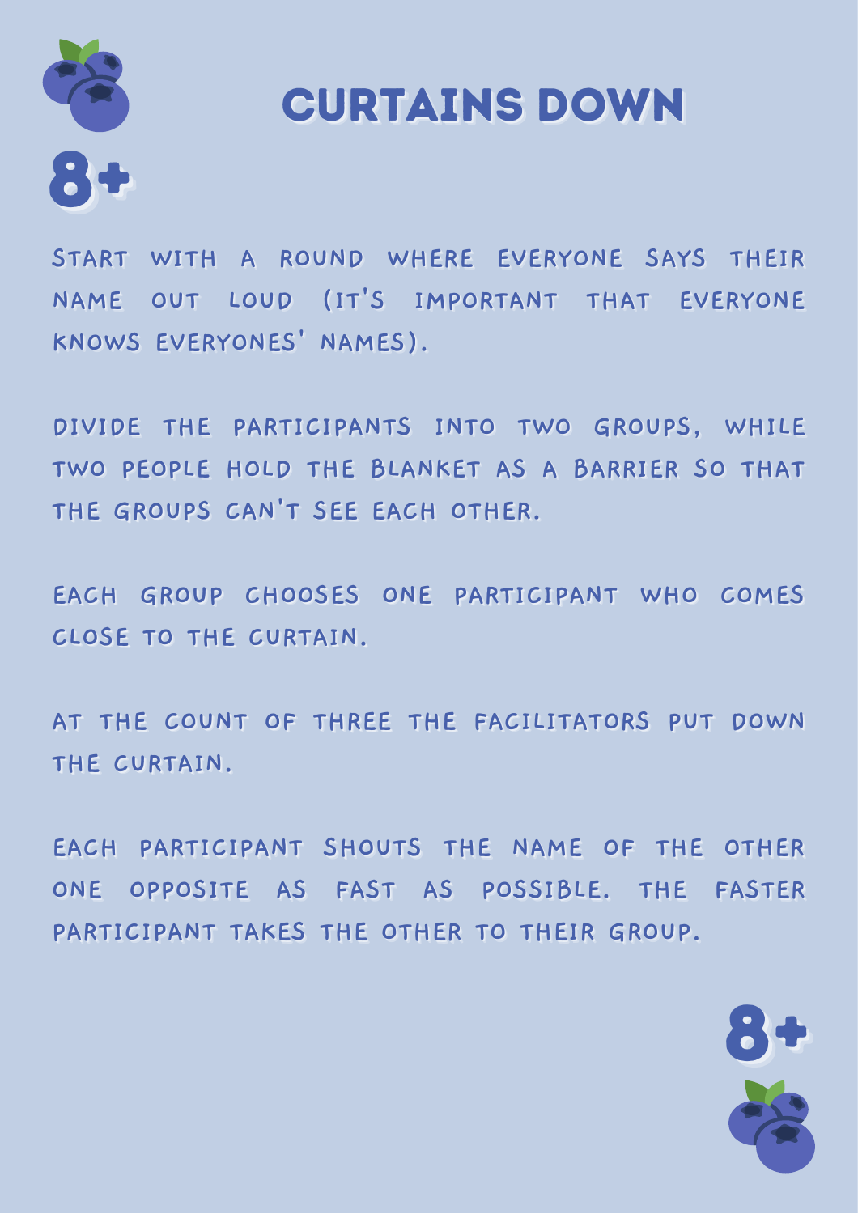# CURTAINS DOWN

8+

START WITH A ROUND WHERE EVERYONE SAYS THEIR NAME OUT LOUD (IT'S IMPORTANT THAT EVERYONE KNOWS EVERYONES' NAMES).

DIVIDE THE PARTICIPANTS INTO TWO GROUPS, WHILE TWO PEOPLE HOLD THE BLANKET AS A BARRIER SO THAT THE GROUPS CAN'T SEE EACH OTHER.

EACH GROUP CHOOSES ONE PARTICIPANT WHO COMES CLOSE TO THE CURTAIN.

AT THE COUNT OF THREE THE FACILITATORS PUT DOWN THE CURTAIN.

EACH PARTICIPANT SHOUTS THE NAME OF THE OTHER ONE OPPOSITE AS FAST AS POSSIBLE. THE FASTER PARTICIPANT TAKES THE OTHER TO THEIR GROUP.

8+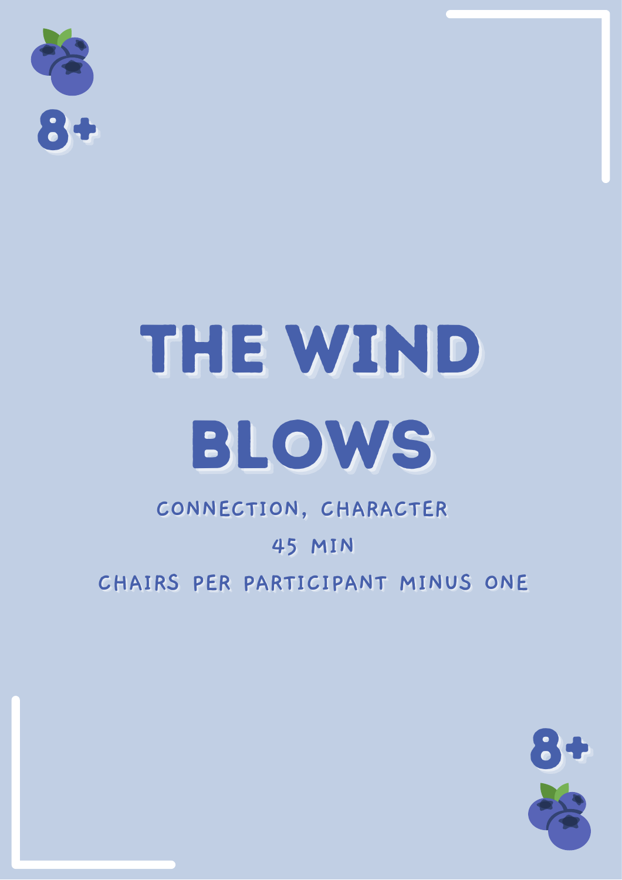8+

# THE WIND BLOWS

CONNECTION, CHARACTER

45 MIN

CHAIRS PER PARTICIPANT MINUS ONE

8+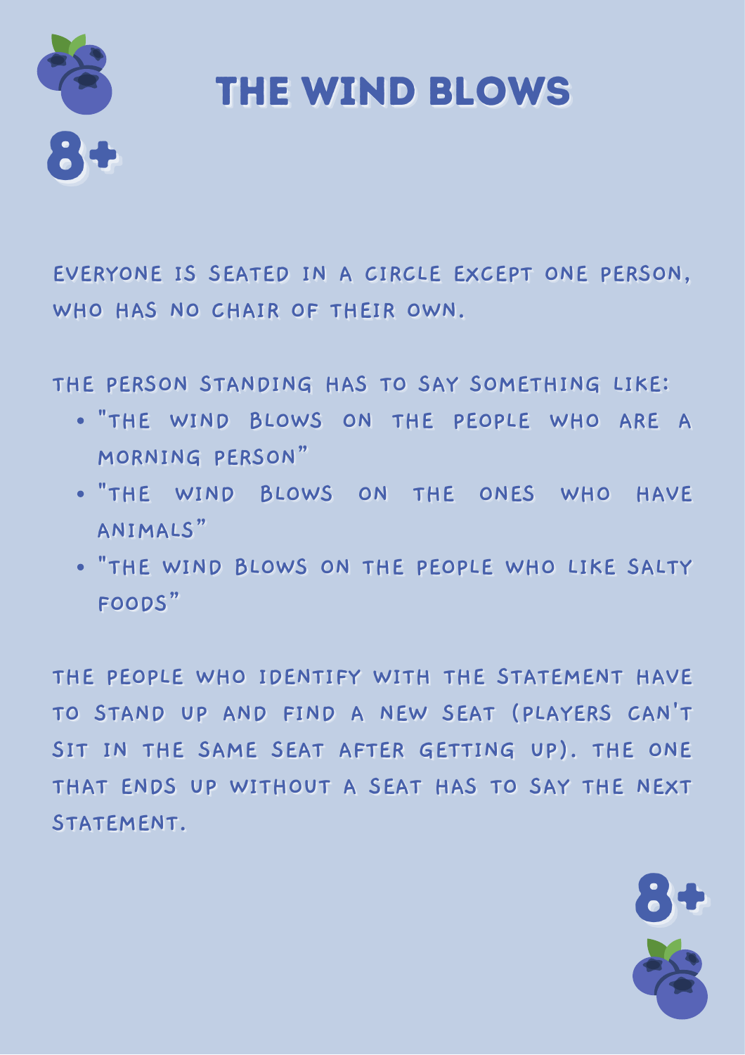# THE WIND BLOWS

8+

EVERYONE IS SEATED IN A CIRCLE EXCEPT ONE PERSON, WHO HAS NO CHAIR OF THEIR OWN.

THE PERSON STANDING HAS TO SAY SOMETHING LIKE:

- "THE WIND BLOWS ON THE PEOPLE WHO ARE A MORNING PERSON"
- "THE WIND BLOWS ON THE ONES WHO HAVE ANIMALS"
- "THE WIND BLOWS ON THE PEOPLE WHO LIKE SALTY FOODS"

THE PEOPLE WHO IDENTIFY WITH THE STATEMENT HAVE TO STAND UP AND FIND A NEW SEAT (PLAYERS CAN'T SIT IN THE SAME SEAT AFTER GETTING UP). THE ONE THAT ENDS UP WITHOUT A SEAT HAS TO SAY THE NEXT STATEMENT.

8+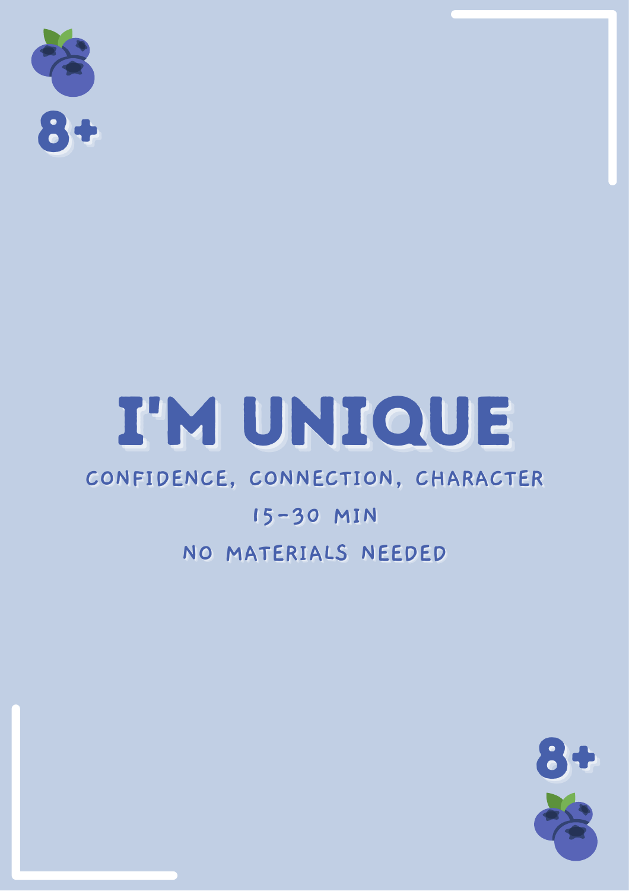8+

# I'M UNIQUE

CONFIDENCE, CONNECTION, CHARACTER

15-30 MIN

NO MATERIALS NEEDED

8+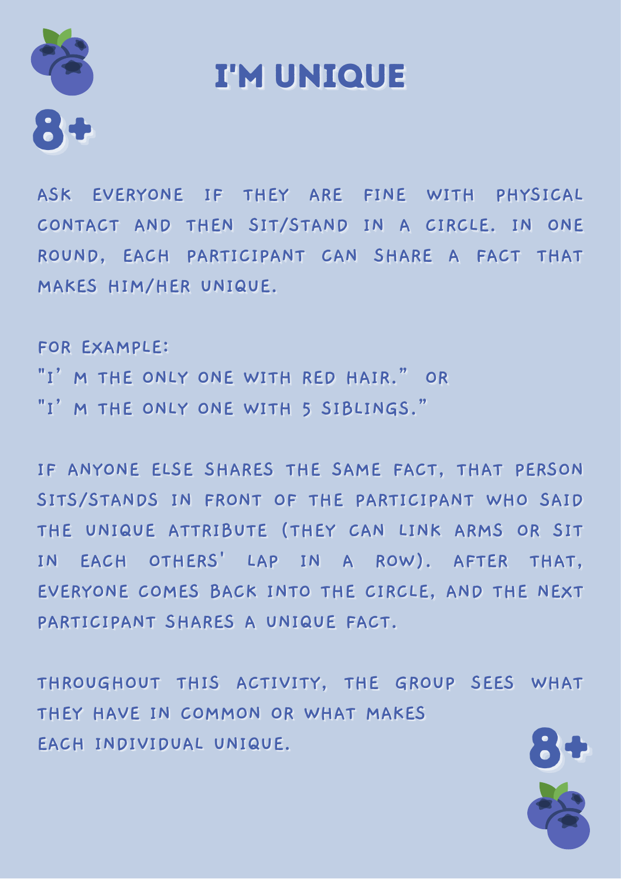# I'M UNIQUE

8+

ASK EVERYONE IF THEY ARE FINE WITH PHYSICAL CONTACT AND THEN SIT/STAND IN A CIRCLE. IN ONE ROUND, EACH PARTICIPANT CAN SHARE A FACT THAT MAKES HIM/HER UNIQUE.

FOR EXAMPLE:
"I' M THE ONLY ONE WITH RED HAIR." OR
"I' M THE ONLY ONE WITH 5 SIBLINGS."

IF ANYONE ELSE SHARES THE SAME FACT, THAT PERSON SITS/STANDS IN FRONT OF THE PARTICIPANT WHO SAID THE UNIQUE ATTRIBUTE (THEY CAN LINK ARMS OR SIT IN EACH OTHERS' LAP IN A ROW). AFTER THAT, EVERYONE COMES BACK INTO THE CIRCLE, AND THE NEXT PARTICIPANT SHARES A UNIQUE FACT.

THROUGHOUT THIS ACTIVITY, THE GROUP SEES WHAT THEY HAVE IN COMMON OR WHAT MAKES EACH INDIVIDUAL UNIQUE.

8+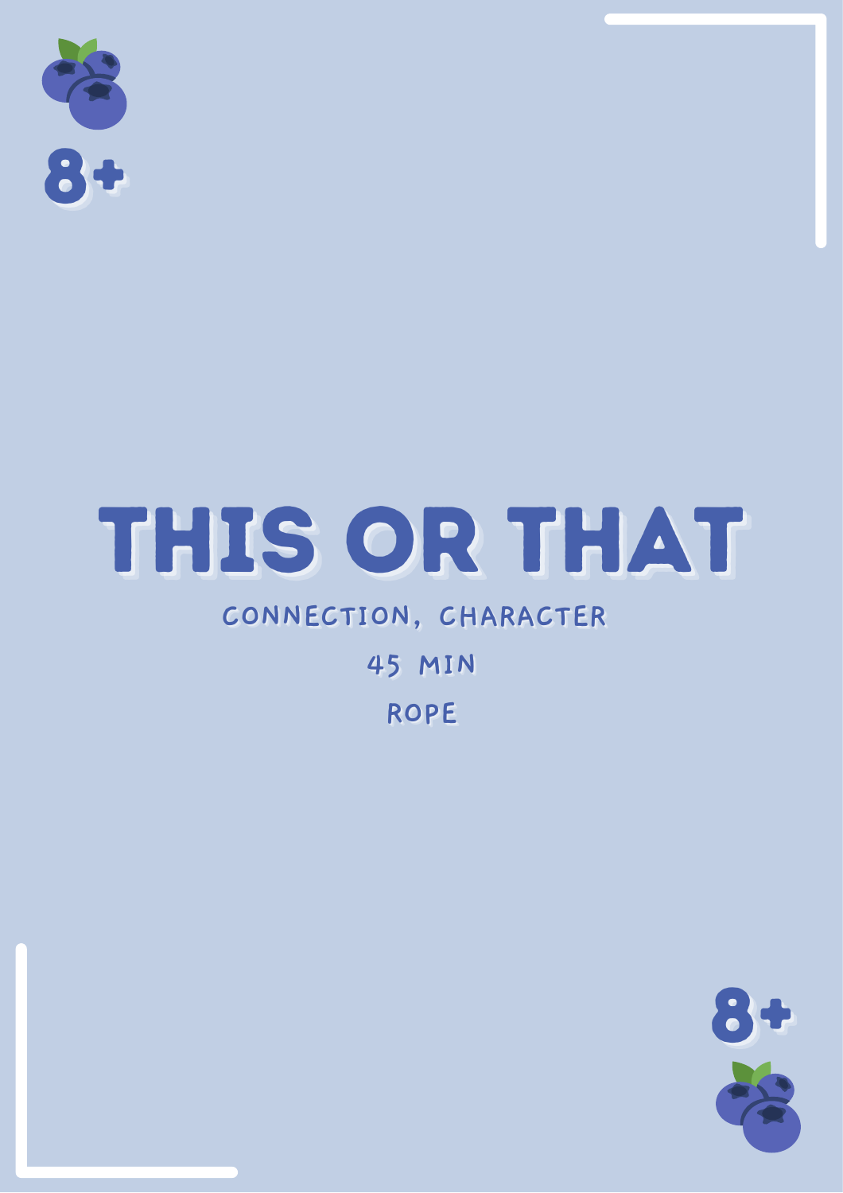8+

# THIS OR THAT

CONNECTION, CHARACTER

45 MIN

ROPE

8+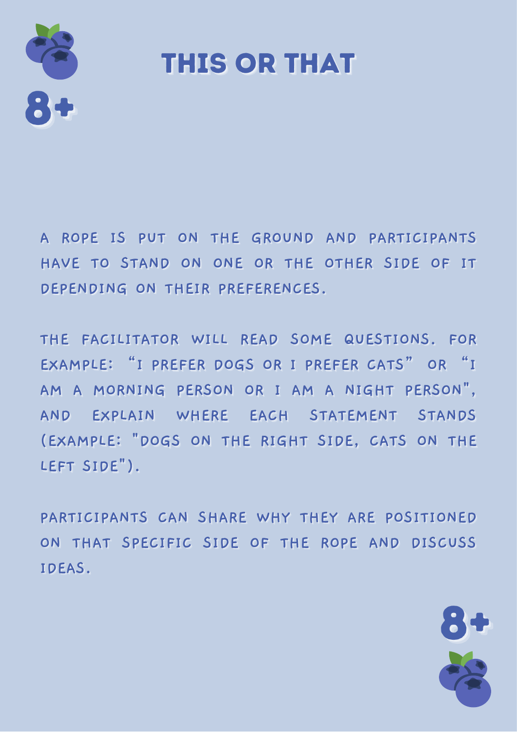# THIS OR THAT

8+

A ROPE IS PUT ON THE GROUND AND PARTICIPANTS HAVE TO STAND ON ONE OR THE OTHER SIDE OF IT DEPENDING ON THEIR PREFERENCES.

THE FACILITATOR WILL READ SOME QUESTIONS. FOR EXAMPLE: "I PREFER DOGS OR I PREFER CATS" OR "I AM A MORNING PERSON OR I AM A NIGHT PERSON", AND EXPLAIN WHERE EACH STATEMENT STANDS (EXAMPLE: "DOGS ON THE RIGHT SIDE, CATS ON THE LEFT SIDE").

PARTICIPANTS CAN SHARE WHY THEY ARE POSITIONED ON THAT SPECIFIC SIDE OF THE ROPE AND DISCUSS IDEAS.

8+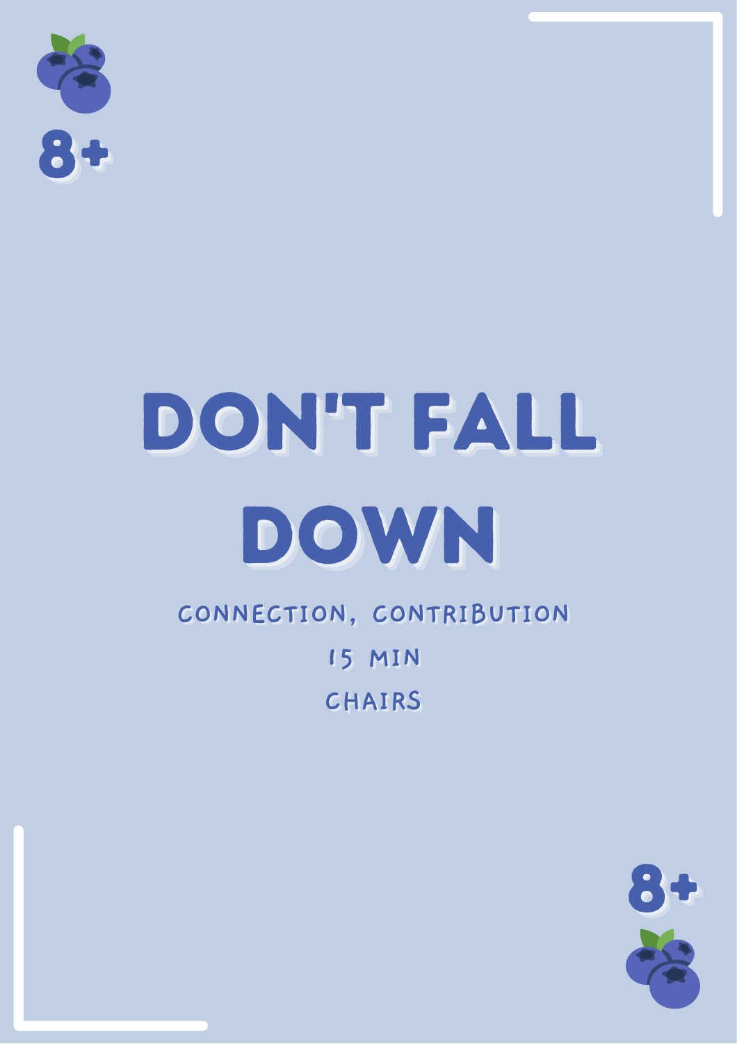8+

# DON'T FALL DOWN

CONNECTION, CONTRIBUTION

15 MIN

CHAIRS

8+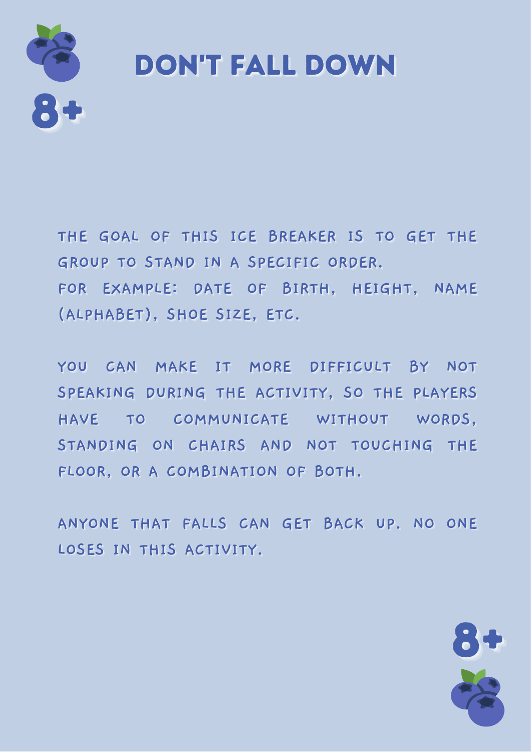# DON'T FALL DOWN

8+

THE GOAL OF THIS ICE BREAKER IS TO GET THE GROUP TO STAND IN A SPECIFIC ORDER.
FOR EXAMPLE: DATE OF BIRTH, HEIGHT, NAME (ALPHABET), SHOE SIZE, ETC.

YOU CAN MAKE IT MORE DIFFICULT BY NOT SPEAKING DURING THE ACTIVITY, SO THE PLAYERS HAVE TO COMMUNICATE WITHOUT WORDS, STANDING ON CHAIRS AND NOT TOUCHING THE FLOOR, OR A COMBINATION OF BOTH.

ANYONE THAT FALLS CAN GET BACK UP. NO ONE LOSES IN THIS ACTIVITY.

8+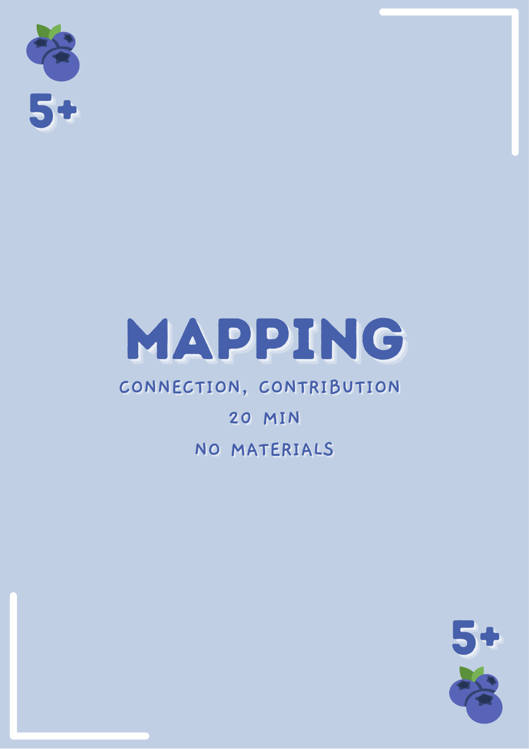5+

# MAPPING

CONNECTION, CONTRIBUTION

20 MIN

NO MATERIALS

5+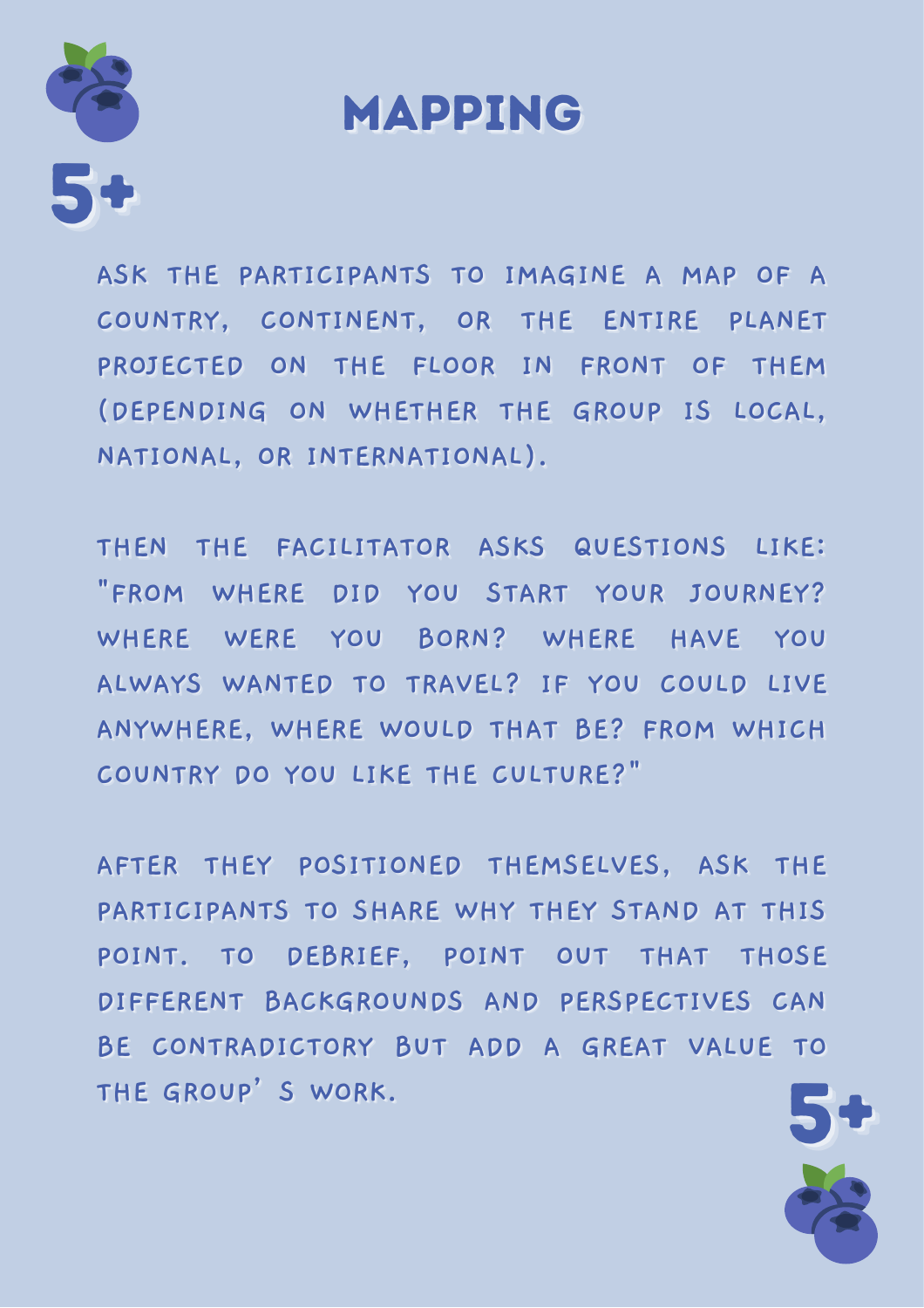# MAPPING

5+

ASK THE PARTICIPANTS TO IMAGINE A MAP OF A COUNTRY, CONTINENT, OR THE ENTIRE PLANET PROJECTED ON THE FLOOR IN FRONT OF THEM (DEPENDING ON WHETHER THE GROUP IS LOCAL, NATIONAL, OR INTERNATIONAL).

THEN THE FACILITATOR ASKS QUESTIONS LIKE: "FROM WHERE DID YOU START YOUR JOURNEY? WHERE WERE YOU BORN? WHERE HAVE YOU ALWAYS WANTED TO TRAVEL? IF YOU COULD LIVE ANYWHERE, WHERE WOULD THAT BE? FROM WHICH COUNTRY DO YOU LIKE THE CULTURE?"

AFTER THEY POSITIONED THEMSELVES, ASK THE PARTICIPANTS TO SHARE WHY THEY STAND AT THIS POINT. TO DEBRIEF, POINT OUT THAT THOSE DIFFERENT BACKGROUNDS AND PERSPECTIVES CAN BE CONTRADICTORY BUT ADD A GREAT VALUE TO THE GROUP' S WORK.

5+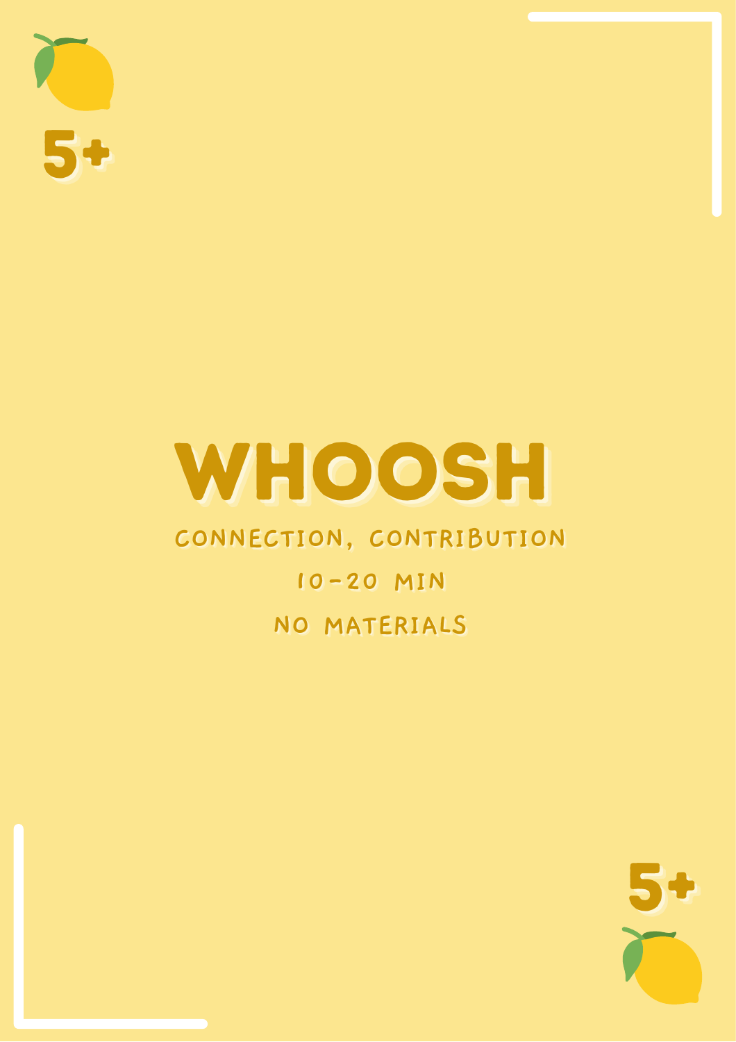5+

# WHOOSH

CONNECTION, CONTRIBUTION

10-20 MIN

NO MATERIALS

5+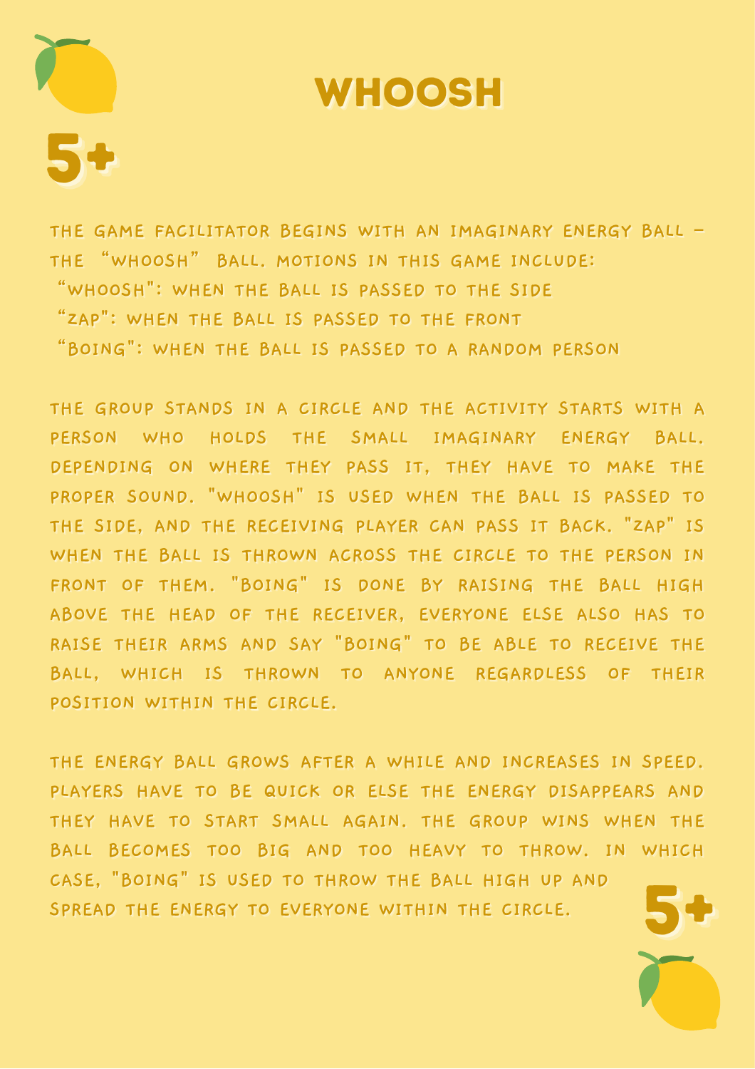# WHOOSH

5+

THE GAME FACILITATOR BEGINS WITH AN IMAGINARY ENERGY BALL – THE "WHOOSH" BALL. MOTIONS IN THIS GAME INCLUDE:

"WHOOSH": WHEN THE BALL IS PASSED TO THE SIDE
"ZAP": WHEN THE BALL IS PASSED TO THE FRONT
"BOING": WHEN THE BALL IS PASSED TO A RANDOM PERSON

THE GROUP STANDS IN A CIRCLE AND THE ACTIVITY STARTS WITH A PERSON WHO HOLDS THE SMALL IMAGINARY ENERGY BALL. DEPENDING ON WHERE THEY PASS IT, THEY HAVE TO MAKE THE PROPER SOUND. "WHOOSH" IS USED WHEN THE BALL IS PASSED TO THE SIDE, AND THE RECEIVING PLAYER CAN PASS IT BACK. "ZAP" IS WHEN THE BALL IS THROWN ACROSS THE CIRCLE TO THE PERSON IN FRONT OF THEM. "BOING" IS DONE BY RAISING THE BALL HIGH ABOVE THE HEAD OF THE RECEIVER, EVERYONE ELSE ALSO HAS TO RAISE THEIR ARMS AND SAY "BOING" TO BE ABLE TO RECEIVE THE BALL, WHICH IS THROWN TO ANYONE REGARDLESS OF THEIR POSITION WITHIN THE CIRCLE.

THE ENERGY BALL GROWS AFTER A WHILE AND INCREASES IN SPEED. PLAYERS HAVE TO BE QUICK OR ELSE THE ENERGY DISAPPEARS AND THEY HAVE TO START SMALL AGAIN. THE GROUP WINS WHEN THE BALL BECOMES TOO BIG AND TOO HEAVY TO THROW. IN WHICH CASE, "BOING" IS USED TO THROW THE BALL HIGH UP AND SPREAD THE ENERGY TO EVERYONE WITHIN THE CIRCLE.

5+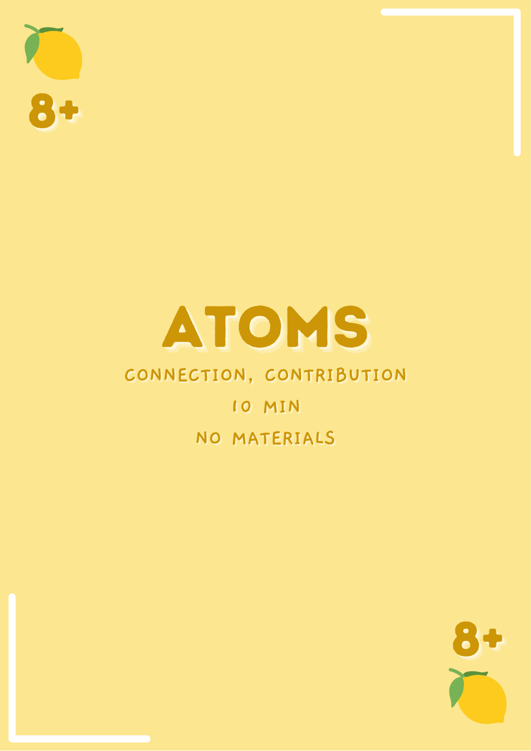8+

# ATOMS

CONNECTION, CONTRIBUTION

10 MIN

NO MATERIALS

8+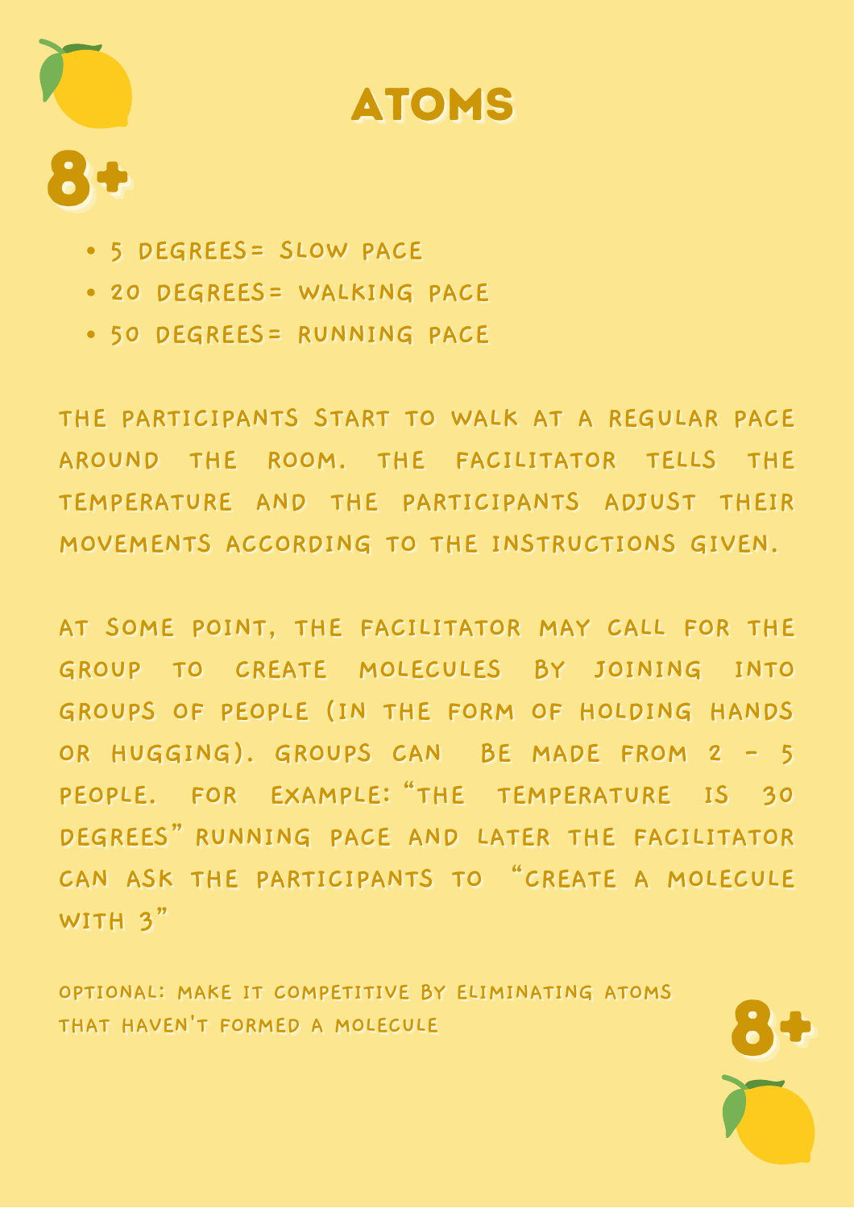# ATOMS

8+

- 5 DEGREES= SLOW PACE
- 20 DEGREES= WALKING PACE
- 50 DEGREES= RUNNING PACE

THE PARTICIPANTS START TO WALK AT A REGULAR PACE AROUND THE ROOM. THE FACILITATOR TELLS THE TEMPERATURE AND THE PARTICIPANTS ADJUST THEIR MOVEMENTS ACCORDING TO THE INSTRUCTIONS GIVEN.

AT SOME POINT, THE FACILITATOR MAY CALL FOR THE GROUP TO CREATE MOLECULES BY JOINING INTO GROUPS OF PEOPLE (IN THE FORM OF HOLDING HANDS OR HUGGING). GROUPS CAN BE MADE FROM 2 - 5 PEOPLE. FOR EXAMPLE: "THE TEMPERATURE IS 30 DEGREES" RUNNING PACE AND LATER THE FACILITATOR CAN ASK THE PARTICIPANTS TO "CREATE A MOLECULE WITH 3"

OPTIONAL: MAKE IT COMPETITIVE BY ELIMINATING ATOMS THAT HAVEN'T FORMED A MOLECULE

8+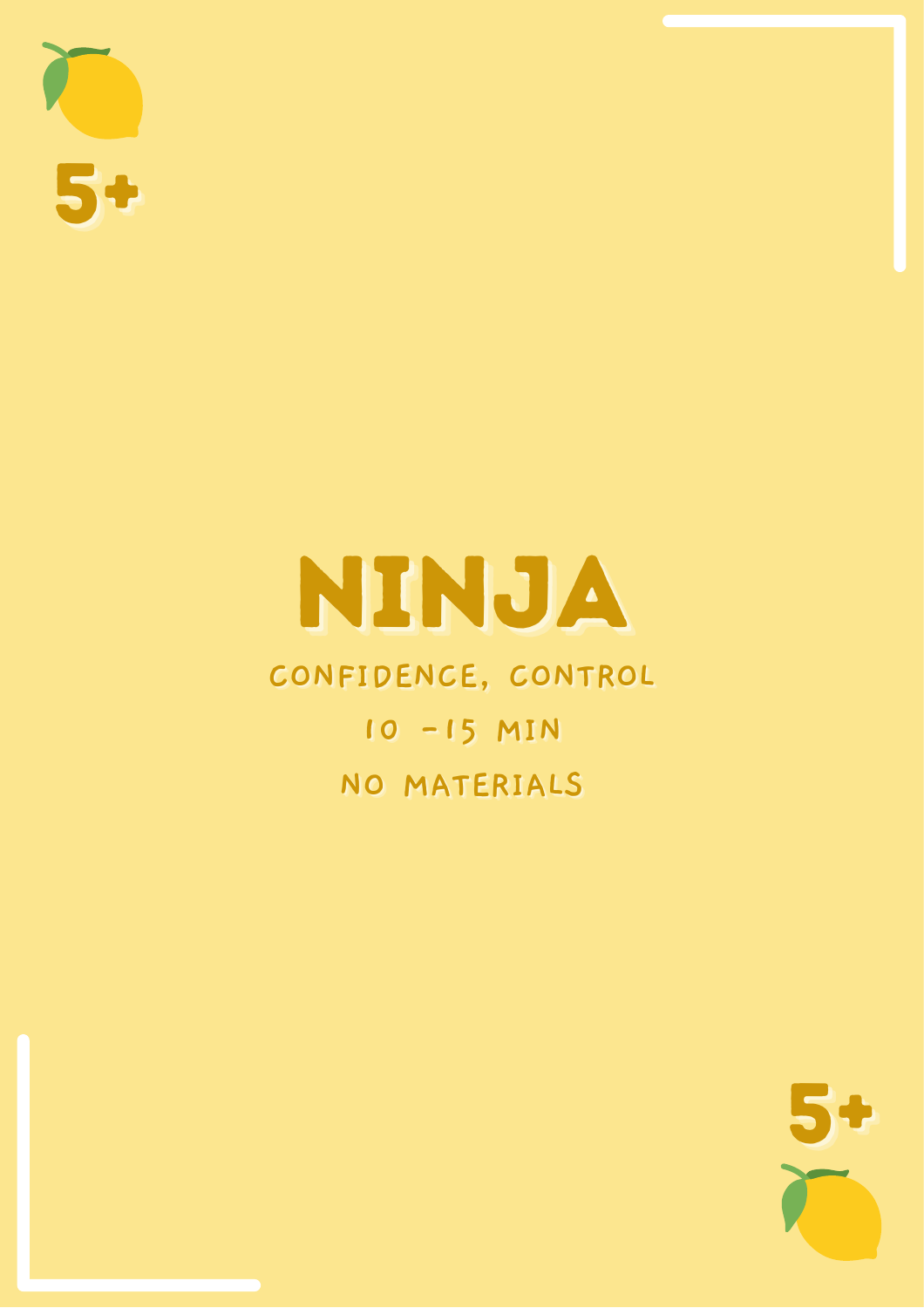5+

# NINJA

CONFIDENCE, CONTROL

10 -15 MIN

NO MATERIALS

5+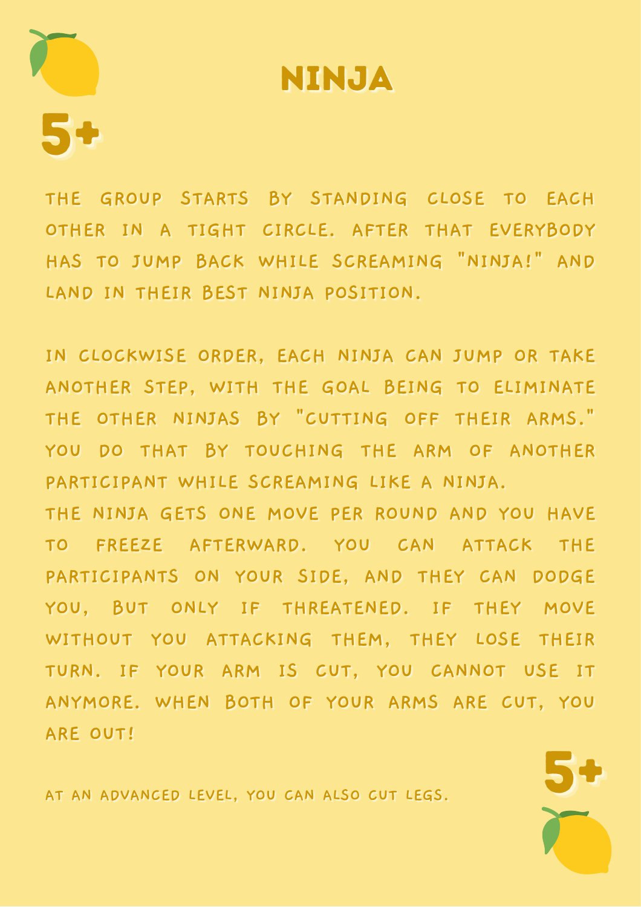# NINJA

5+

THE GROUP STARTS BY STANDING CLOSE TO EACH OTHER IN A TIGHT CIRCLE. AFTER THAT EVERYBODY HAS TO JUMP BACK WHILE SCREAMING "NINJA!" AND LAND IN THEIR BEST NINJA POSITION.

IN CLOCKWISE ORDER, EACH NINJA CAN JUMP OR TAKE ANOTHER STEP, WITH THE GOAL BEING TO ELIMINATE THE OTHER NINJAS BY "CUTTING OFF THEIR ARMS." YOU DO THAT BY TOUCHING THE ARM OF ANOTHER PARTICIPANT WHILE SCREAMING LIKE A NINJA.
THE NINJA GETS ONE MOVE PER ROUND AND YOU HAVE TO FREEZE AFTERWARD. YOU CAN ATTACK THE PARTICIPANTS ON YOUR SIDE, AND THEY CAN DODGE YOU, BUT ONLY IF THREATENED. IF THEY MOVE WITHOUT YOU ATTACKING THEM, THEY LOSE THEIR TURN. IF YOUR ARM IS CUT, YOU CANNOT USE IT ANYMORE. WHEN BOTH OF YOUR ARMS ARE CUT, YOU ARE OUT!

AT AN ADVANCED LEVEL, YOU CAN ALSO CUT LEGS.

5+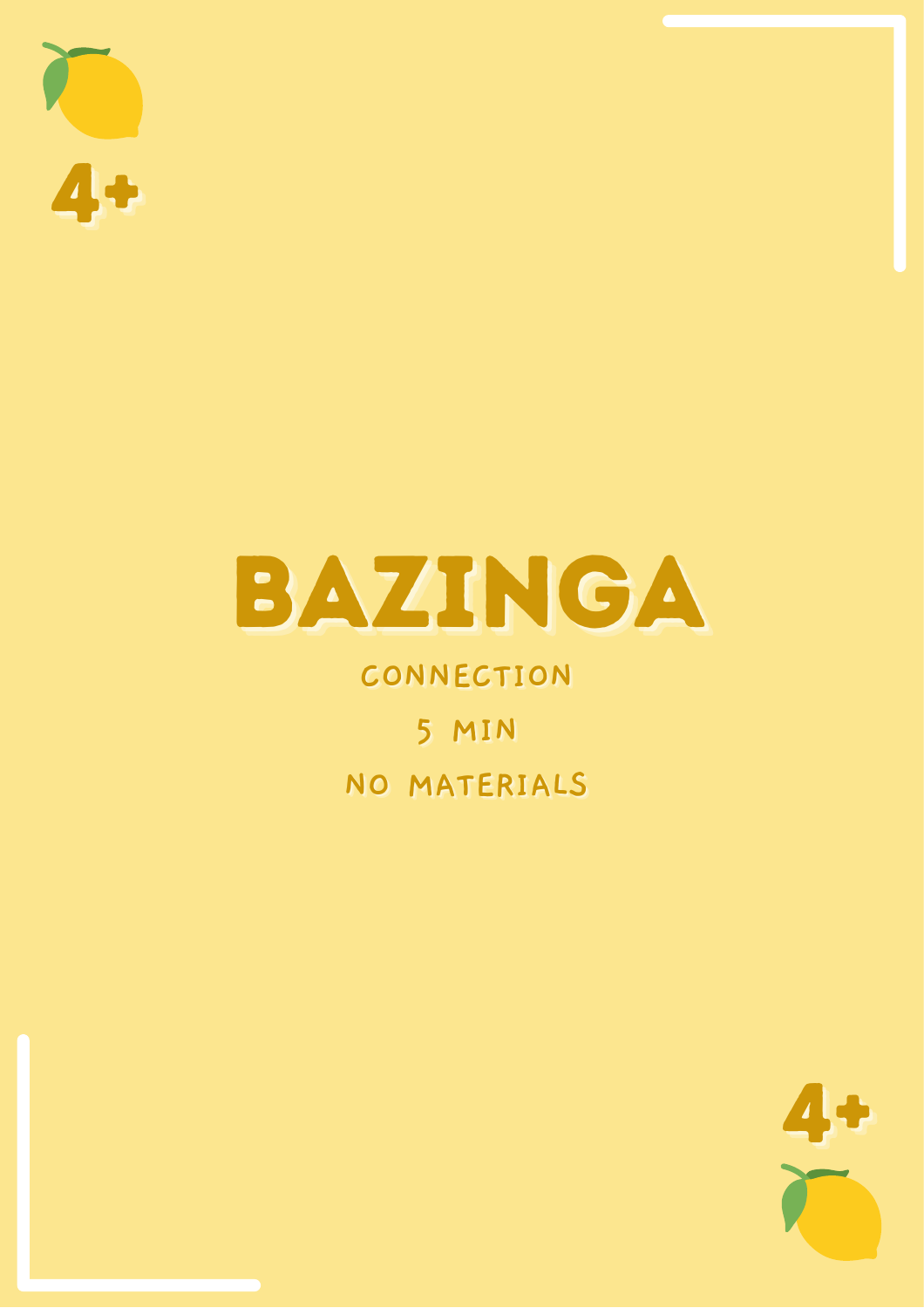4+

# BAZINGA

CONNECTION

5 MIN

NO MATERIALS

4+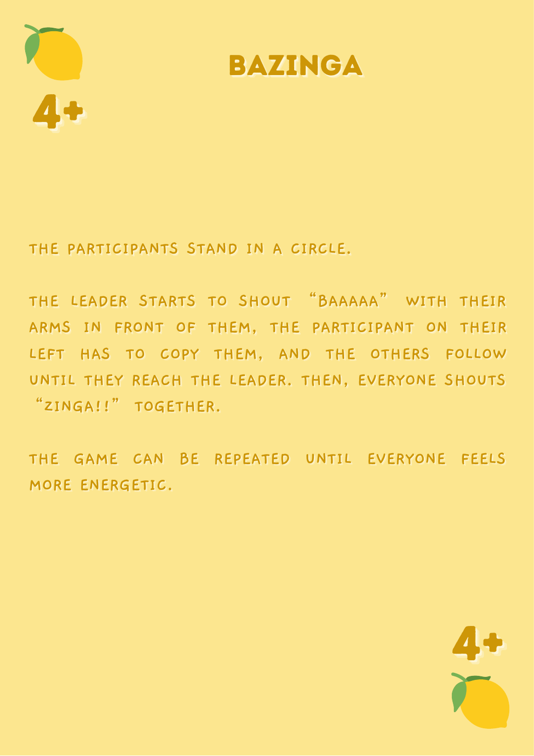# BAZINGA

4+

THE PARTICIPANTS STAND IN A CIRCLE.

THE LEADER STARTS TO SHOUT "BAAAAA" WITH THEIR ARMS IN FRONT OF THEM, THE PARTICIPANT ON THEIR LEFT HAS TO COPY THEM, AND THE OTHERS FOLLOW UNTIL THEY REACH THE LEADER. THEN, EVERYONE SHOUTS "ZINGA!!" TOGETHER.

THE GAME CAN BE REPEATED UNTIL EVERYONE FEELS MORE ENERGETIC.

4+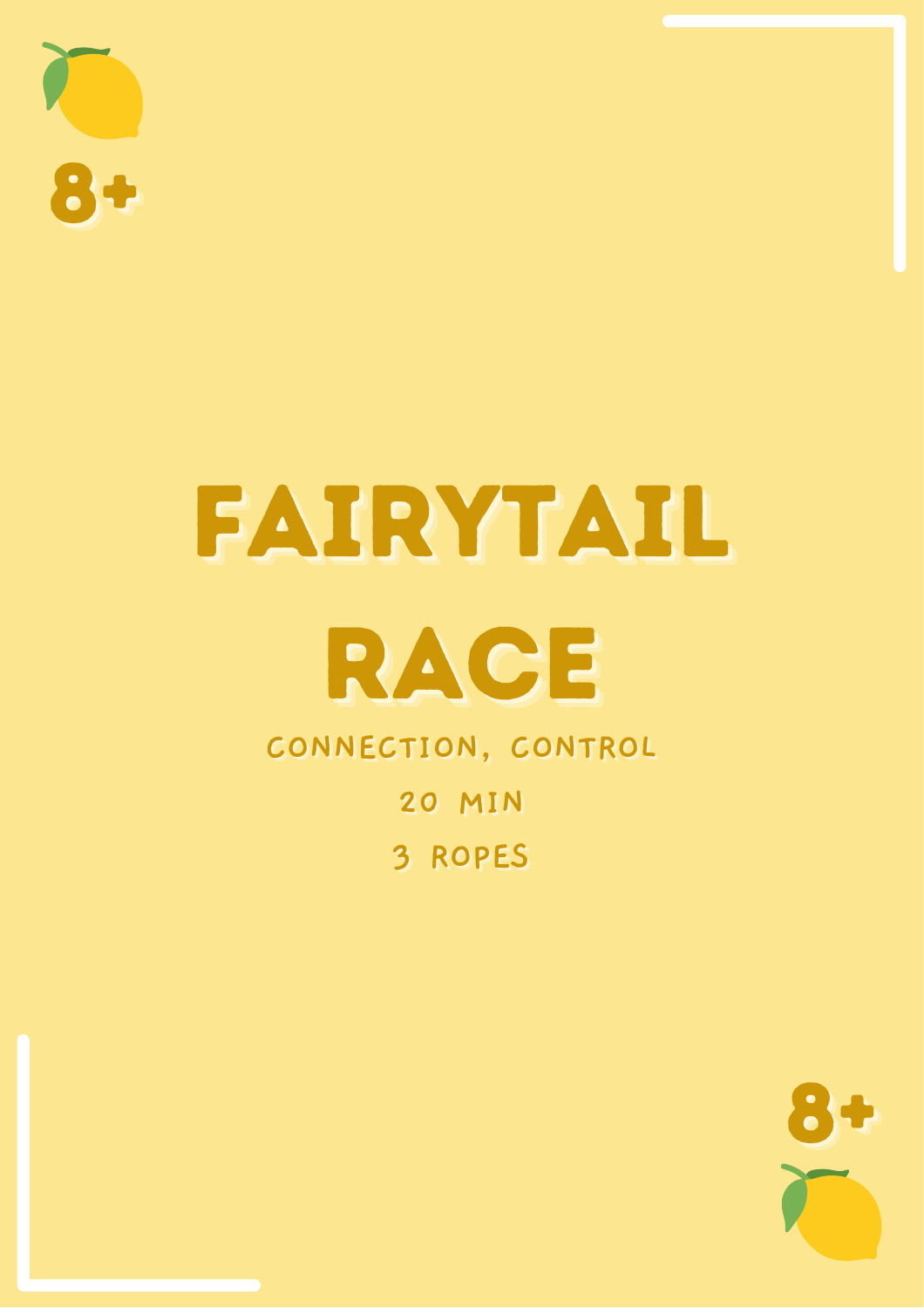8+

# FAIRYTAIL RACE

CONNECTION, CONTROL

20 MIN

3 ROPES

8+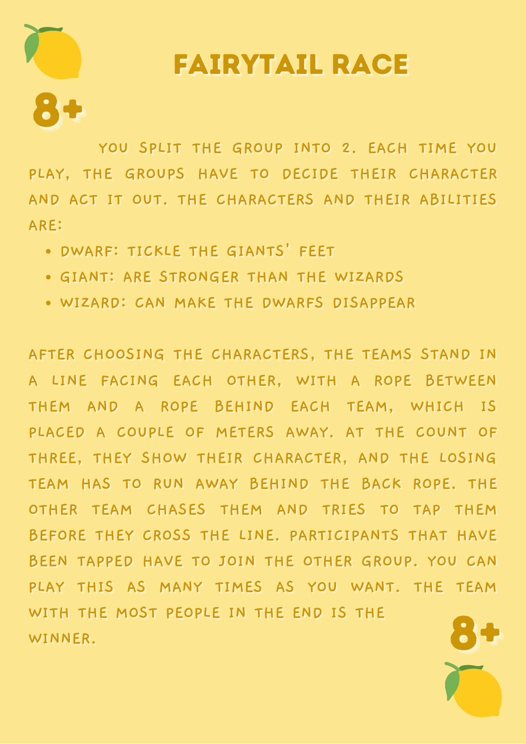# FAIRYTAIL RACE

8+

You split the group into 2. Each time you play, the groups have to decide their character and act it out. The characters and their abilities are:

- Dwarf: tickle the giants' feet
- Giant: are stronger than the wizards
- Wizard: can make the dwarfs disappear

After choosing the characters, the teams stand in a line facing each other, with a rope between them and a rope behind each team, which is placed a couple of meters away. At the count of three, they show their character, and the losing team has to run away behind the back rope. The other team chases them and tries to tap them before they cross the line. Participants that have been tapped have to join the other group. You can play this as many times as you want. The team with the most people in the end is the winner.

8+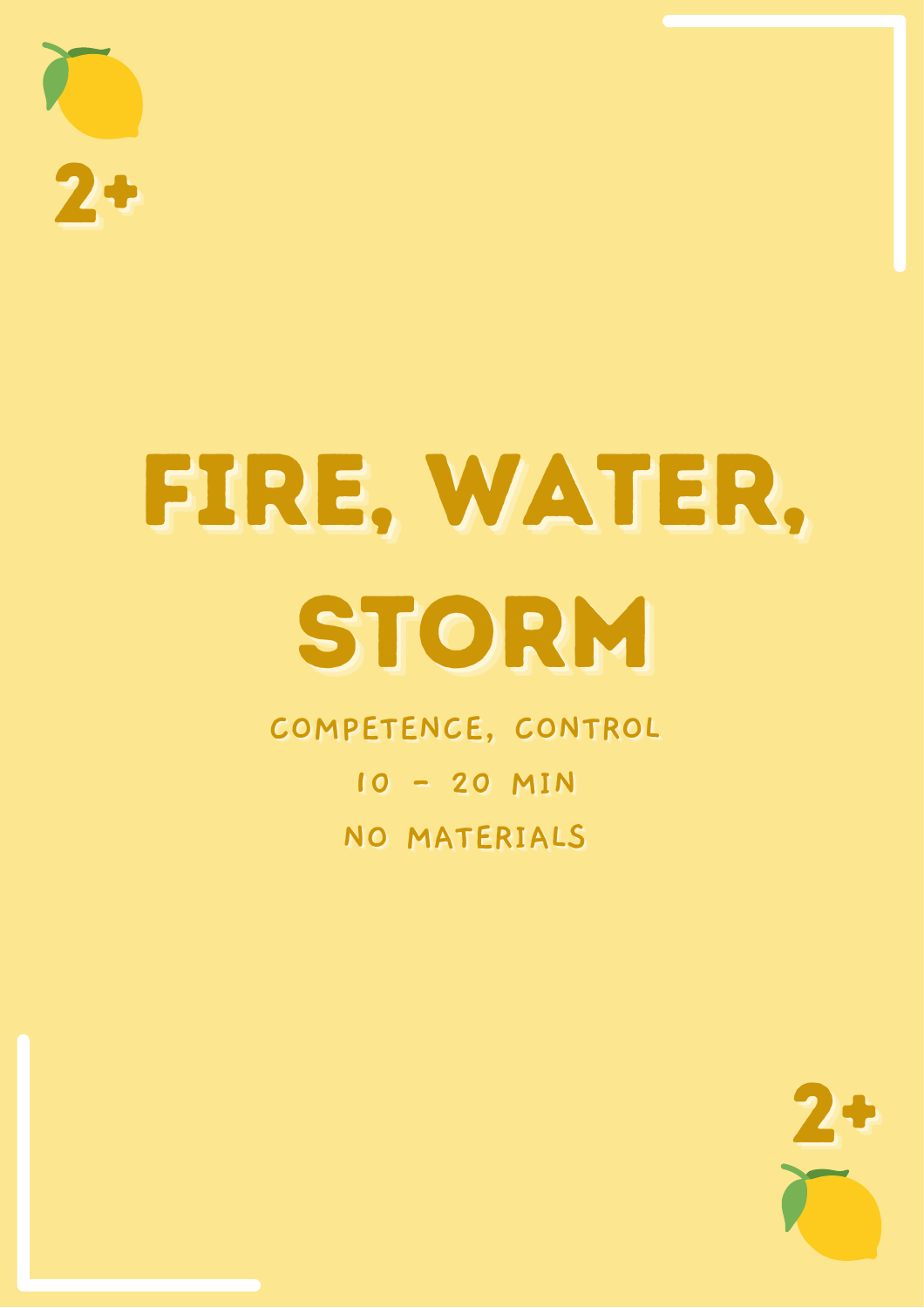2+

# FIRE, WATER, STORM

COMPETENCE, CONTROL

10 - 20 MIN

NO MATERIALS

2+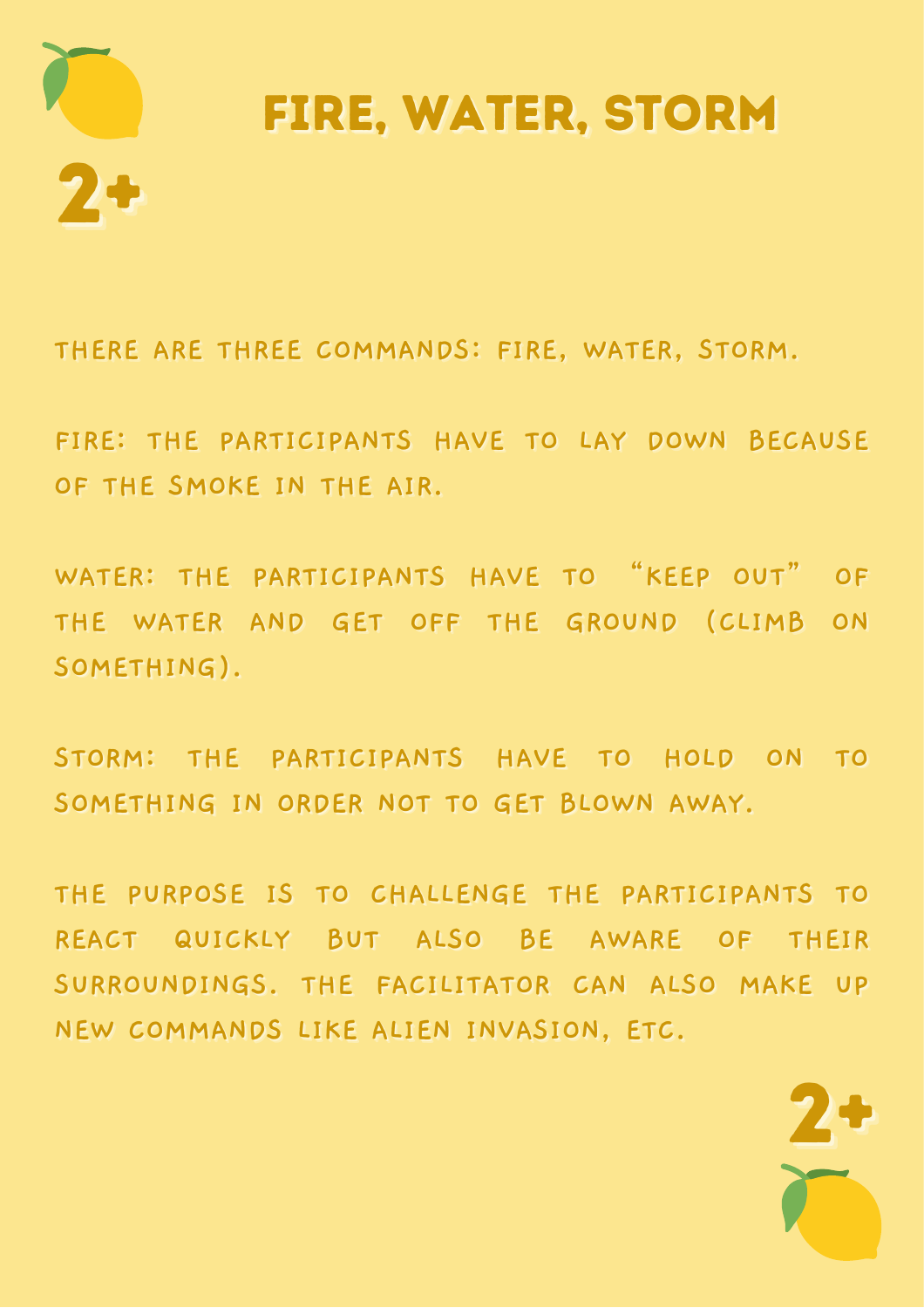2+

# FIRE, WATER, STORM

THERE ARE THREE COMMANDS: FIRE, WATER, STORM.

FIRE: THE PARTICIPANTS HAVE TO LAY DOWN BECAUSE OF THE SMOKE IN THE AIR.

WATER: THE PARTICIPANTS HAVE TO "KEEP OUT" OF THE WATER AND GET OFF THE GROUND (CLIMB ON SOMETHING).

STORM: THE PARTICIPANTS HAVE TO HOLD ON TO SOMETHING IN ORDER NOT TO GET BLOWN AWAY.

THE PURPOSE IS TO CHALLENGE THE PARTICIPANTS TO REACT QUICKLY BUT ALSO BE AWARE OF THEIR SURROUNDINGS. THE FACILITATOR CAN ALSO MAKE UP NEW COMMANDS LIKE ALIEN INVASION, ETC.

2+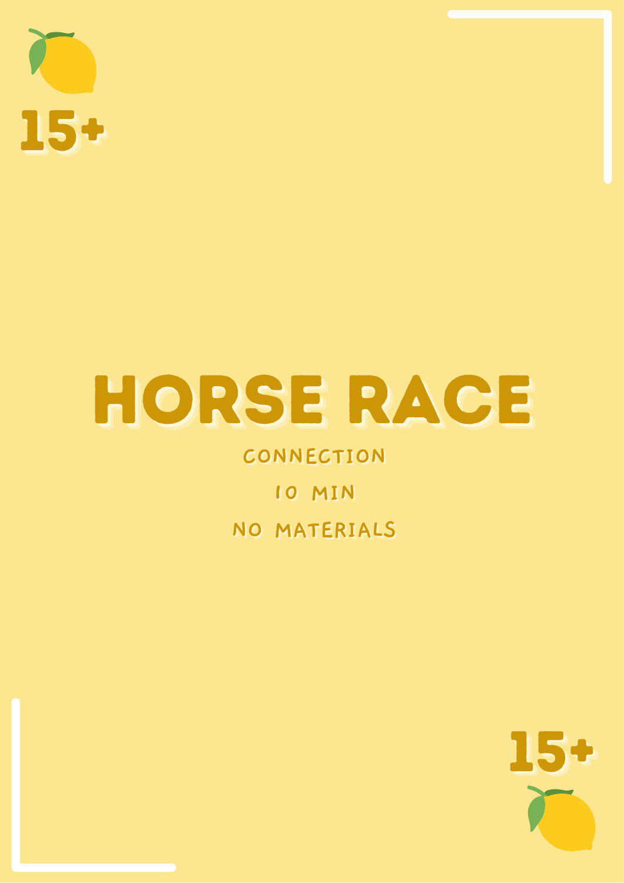15+

# HORSE RACE

CONNECTION

10 MIN

NO MATERIALS

15+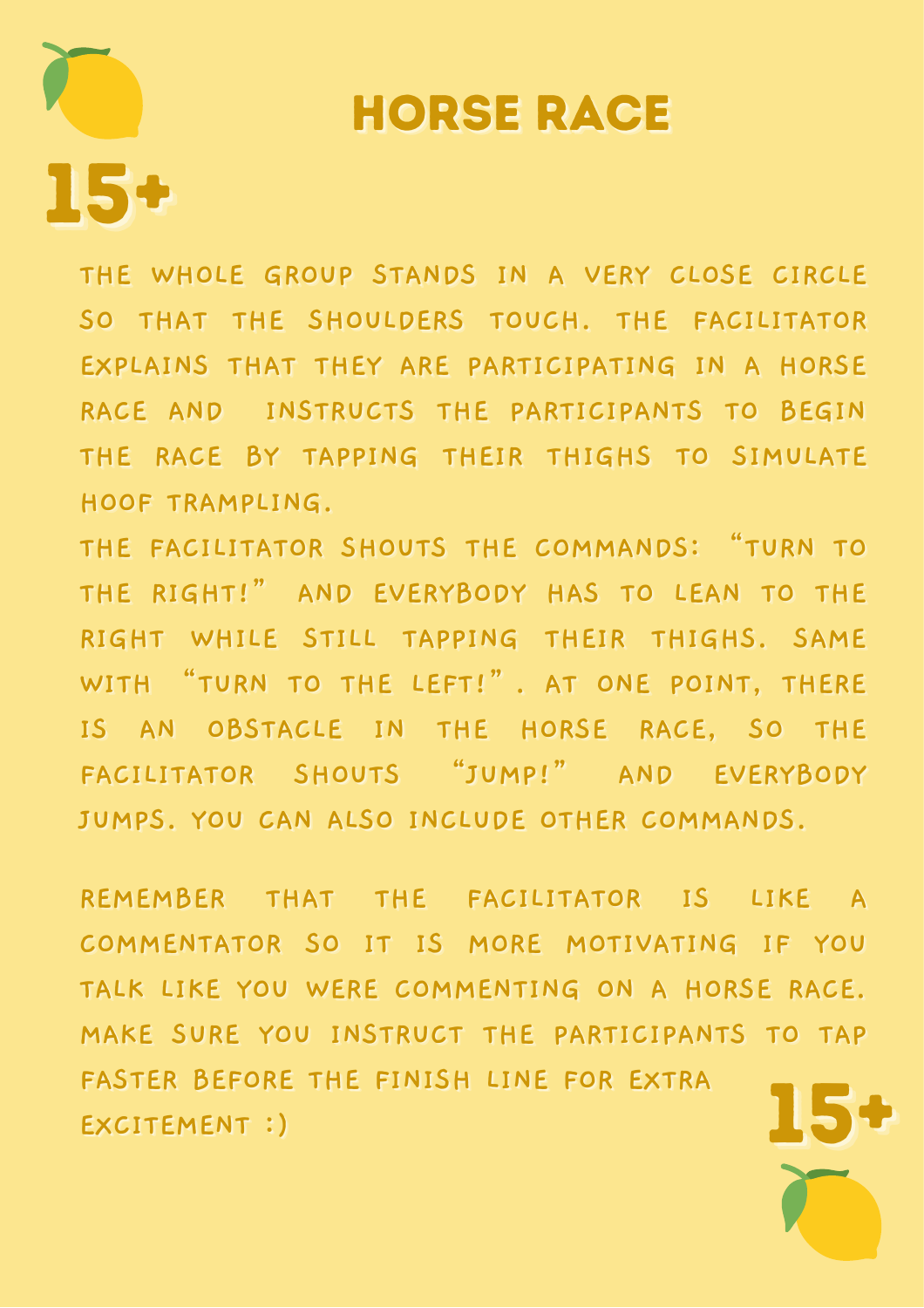# HORSE RACE

15+

THE WHOLE GROUP STANDS IN A VERY CLOSE CIRCLE SO THAT THE SHOULDERS TOUCH. THE FACILITATOR EXPLAINS THAT THEY ARE PARTICIPATING IN A HORSE RACE AND INSTRUCTS THE PARTICIPANTS TO BEGIN THE RACE BY TAPPING THEIR THIGHS TO SIMULATE HOOF TRAMPLING.

THE FACILITATOR SHOUTS THE COMMANDS: "TURN TO THE RIGHT!" AND EVERYBODY HAS TO LEAN TO THE RIGHT WHILE STILL TAPPING THEIR THIGHS. SAME WITH "TURN TO THE LEFT!". AT ONE POINT, THERE IS AN OBSTACLE IN THE HORSE RACE, SO THE FACILITATOR SHOUTS "JUMP!" AND EVERYBODY JUMPS. YOU CAN ALSO INCLUDE OTHER COMMANDS.

REMEMBER THAT THE FACILITATOR IS LIKE A COMMENTATOR SO IT IS MORE MOTIVATING IF YOU TALK LIKE YOU WERE COMMENTING ON A HORSE RACE. MAKE SURE YOU INSTRUCT THE PARTICIPANTS TO TAP FASTER BEFORE THE FINISH LINE FOR EXTRA EXCITEMENT :)

15+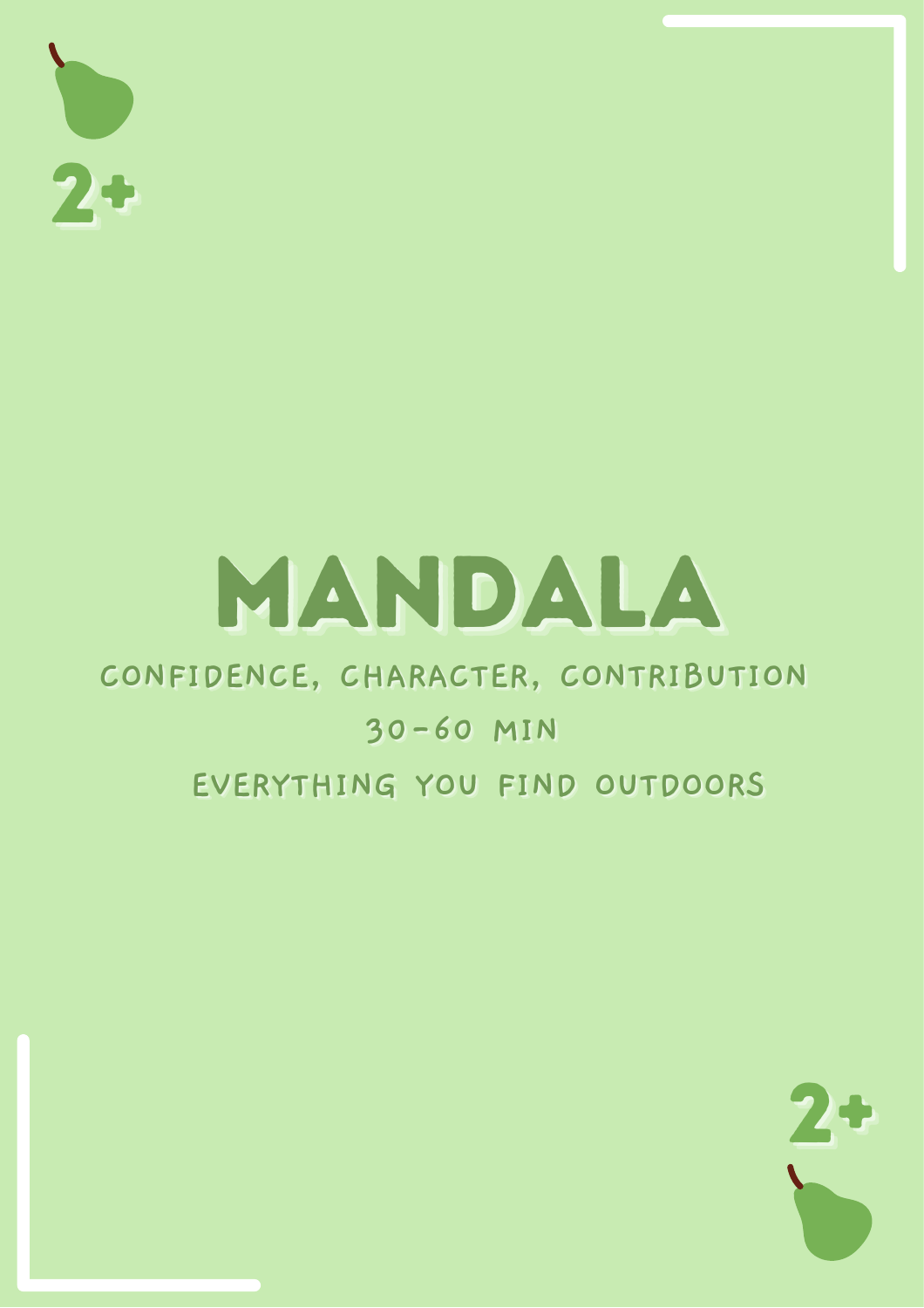2+

# MANDALA

CONFIDENCE, CHARACTER, CONTRIBUTION

30-60 MIN

EVERYTHING YOU FIND OUTDOORS

2+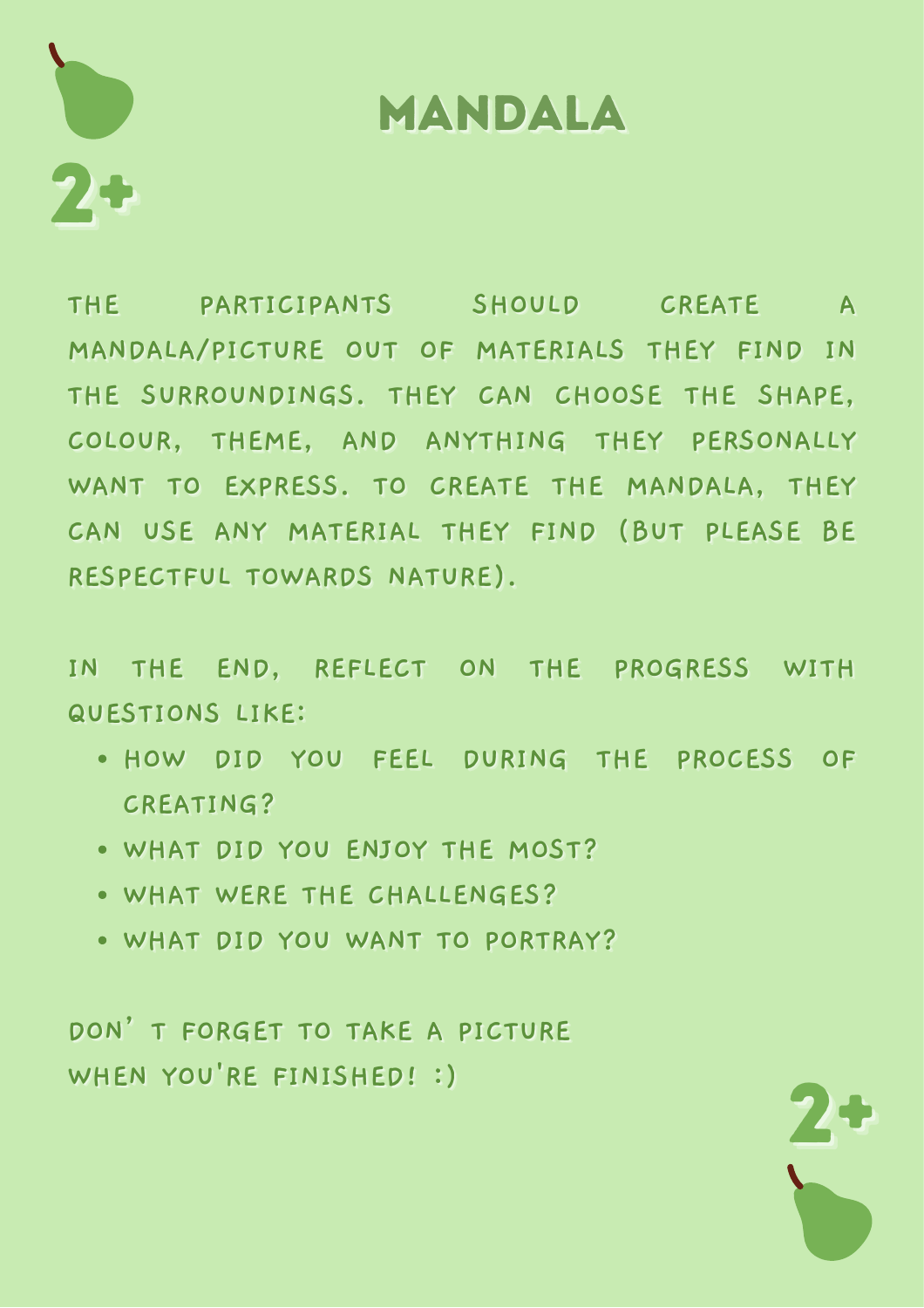# MANDALA

2+

THE PARTICIPANTS SHOULD CREATE A MANDALA/PICTURE OUT OF MATERIALS THEY FIND IN THE SURROUNDINGS. THEY CAN CHOOSE THE SHAPE, COLOUR, THEME, AND ANYTHING THEY PERSONALLY WANT TO EXPRESS. TO CREATE THE MANDALA, THEY CAN USE ANY MATERIAL THEY FIND (BUT PLEASE BE RESPECTFUL TOWARDS NATURE).

IN THE END, REFLECT ON THE PROGRESS WITH QUESTIONS LIKE:

- HOW DID YOU FEEL DURING THE PROCESS OF CREATING?
- WHAT DID YOU ENJOY THE MOST?
- WHAT WERE THE CHALLENGES?
- WHAT DID YOU WANT TO PORTRAY?

DON' T FORGET TO TAKE A PICTURE WHEN YOU'RE FINISHED! :)

2+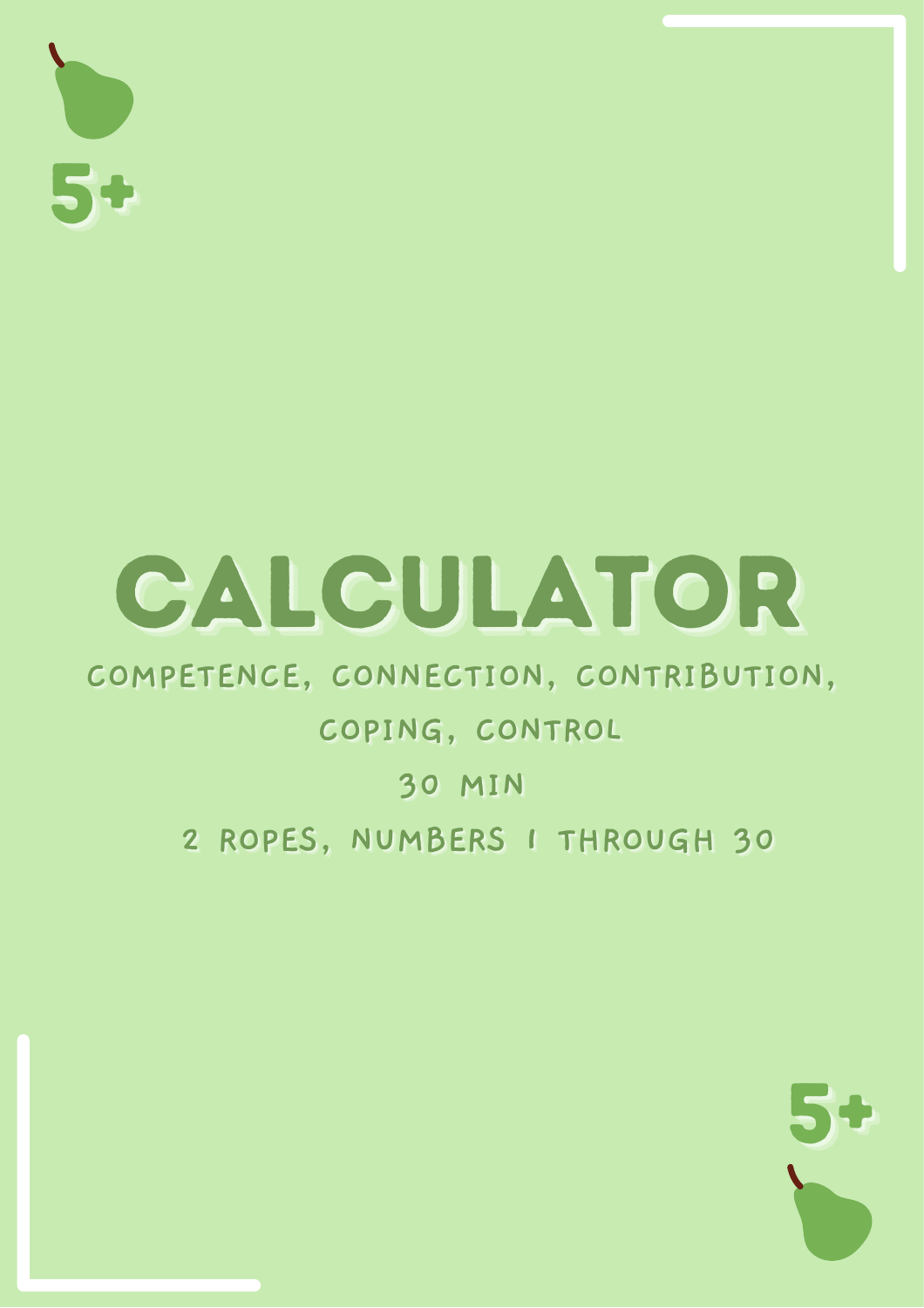5+

# CALCULATOR

COMPETENCE, CONNECTION, CONTRIBUTION, COPING, CONTROL

30 MIN

2 ROPES, NUMBERS 1 THROUGH 30

5+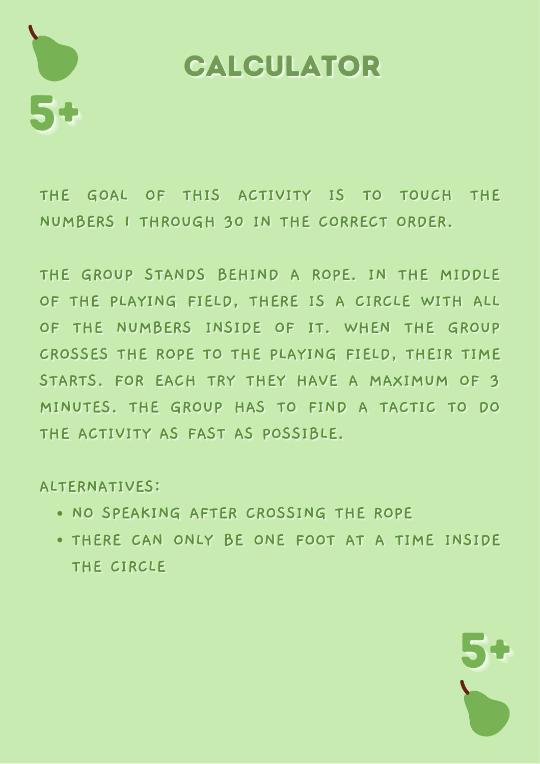5+

# CALCULATOR

THE GOAL OF THIS ACTIVITY IS TO TOUCH THE NUMBERS 1 THROUGH 30 IN THE CORRECT ORDER.

THE GROUP STANDS BEHIND A ROPE. IN THE MIDDLE OF THE PLAYING FIELD, THERE IS A CIRCLE WITH ALL OF THE NUMBERS INSIDE OF IT. WHEN THE GROUP CROSSES THE ROPE TO THE PLAYING FIELD, THEIR TIME STARTS. FOR EACH TRY THEY HAVE A MAXIMUM OF 3 MINUTES. THE GROUP HAS TO FIND A TACTIC TO DO THE ACTIVITY AS FAST AS POSSIBLE.

ALTERNATIVES:

- NO SPEAKING AFTER CROSSING THE ROPE
- THERE CAN ONLY BE ONE FOOT AT A TIME INSIDE THE CIRCLE

5+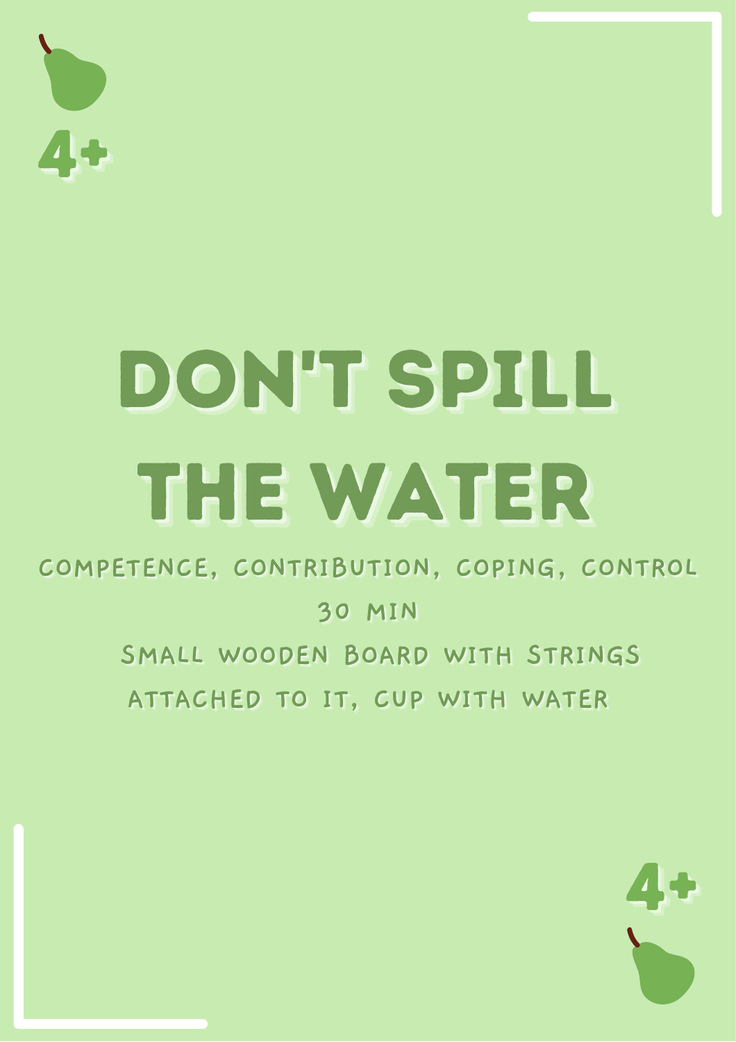4+

# DON'T SPILL THE WATER

COMPETENCE, CONTRIBUTION, COPING, CONTROL

30 MIN

SMALL WOODEN BOARD WITH STRINGS ATTACHED TO IT, CUP WITH WATER

4+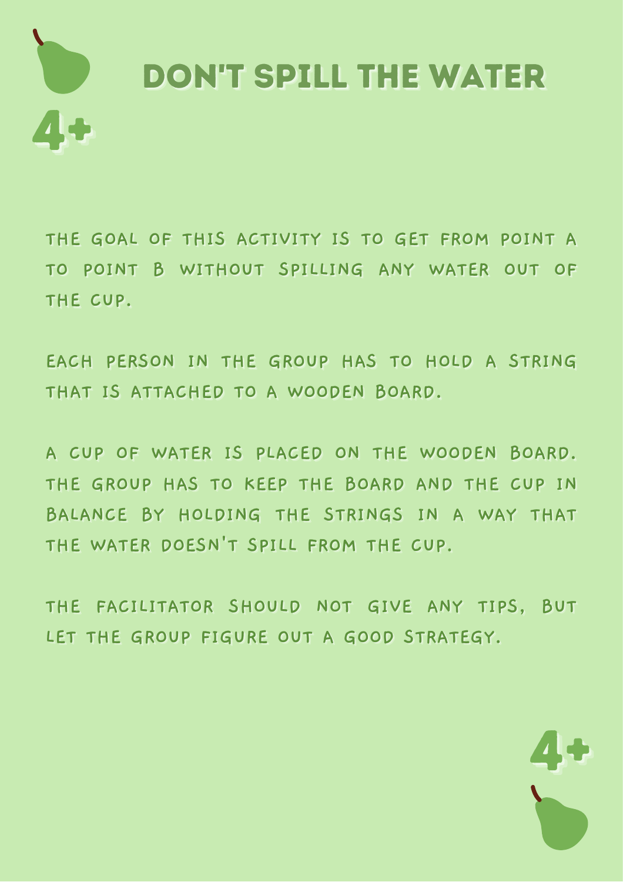# DON'T SPILL THE WATER

4+

THE GOAL OF THIS ACTIVITY IS TO GET FROM POINT A TO POINT B WITHOUT SPILLING ANY WATER OUT OF THE CUP.

EACH PERSON IN THE GROUP HAS TO HOLD A STRING THAT IS ATTACHED TO A WOODEN BOARD.

A CUP OF WATER IS PLACED ON THE WOODEN BOARD. THE GROUP HAS TO KEEP THE BOARD AND THE CUP IN BALANCE BY HOLDING THE STRINGS IN A WAY THAT THE WATER DOESN'T SPILL FROM THE CUP.

THE FACILITATOR SHOULD NOT GIVE ANY TIPS, BUT LET THE GROUP FIGURE OUT A GOOD STRATEGY.

4+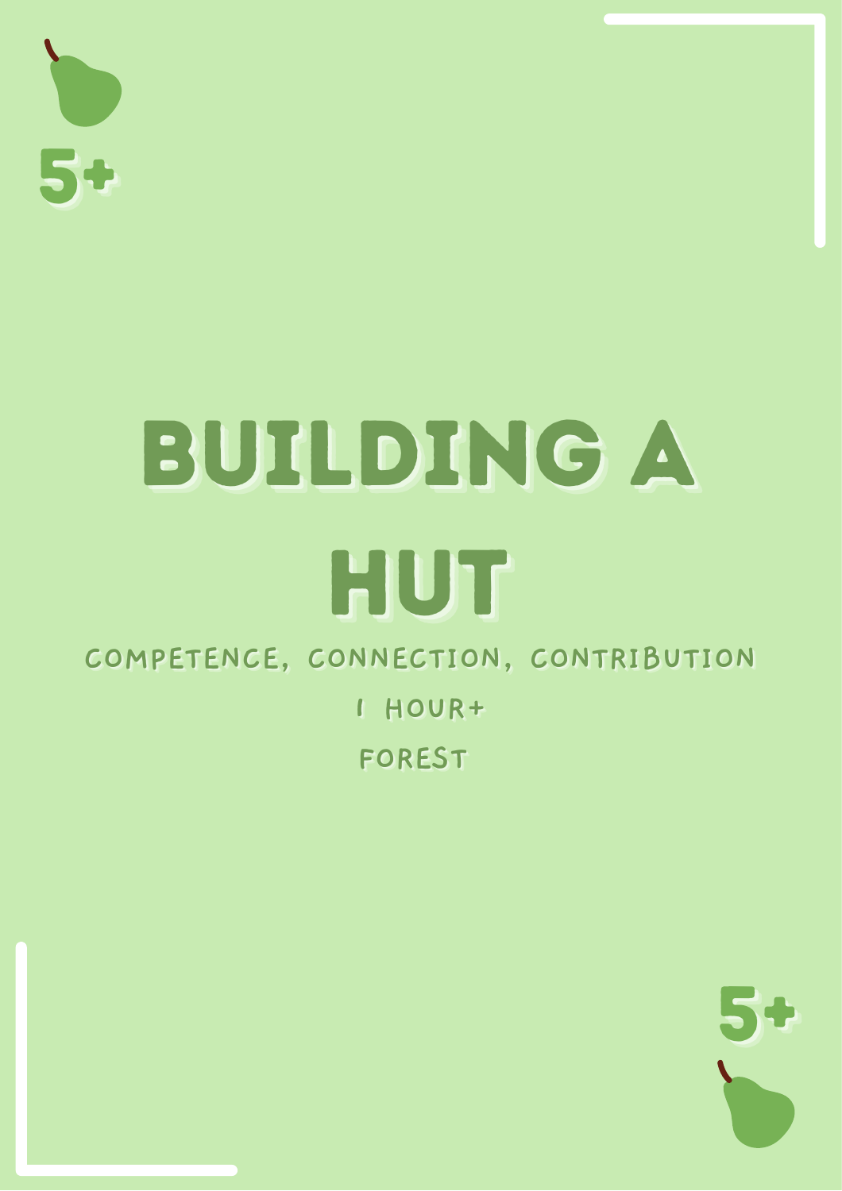5+

# BUILDING A HUT

COMPETENCE, CONNECTION, CONTRIBUTION

1 HOUR+

FOREST

5+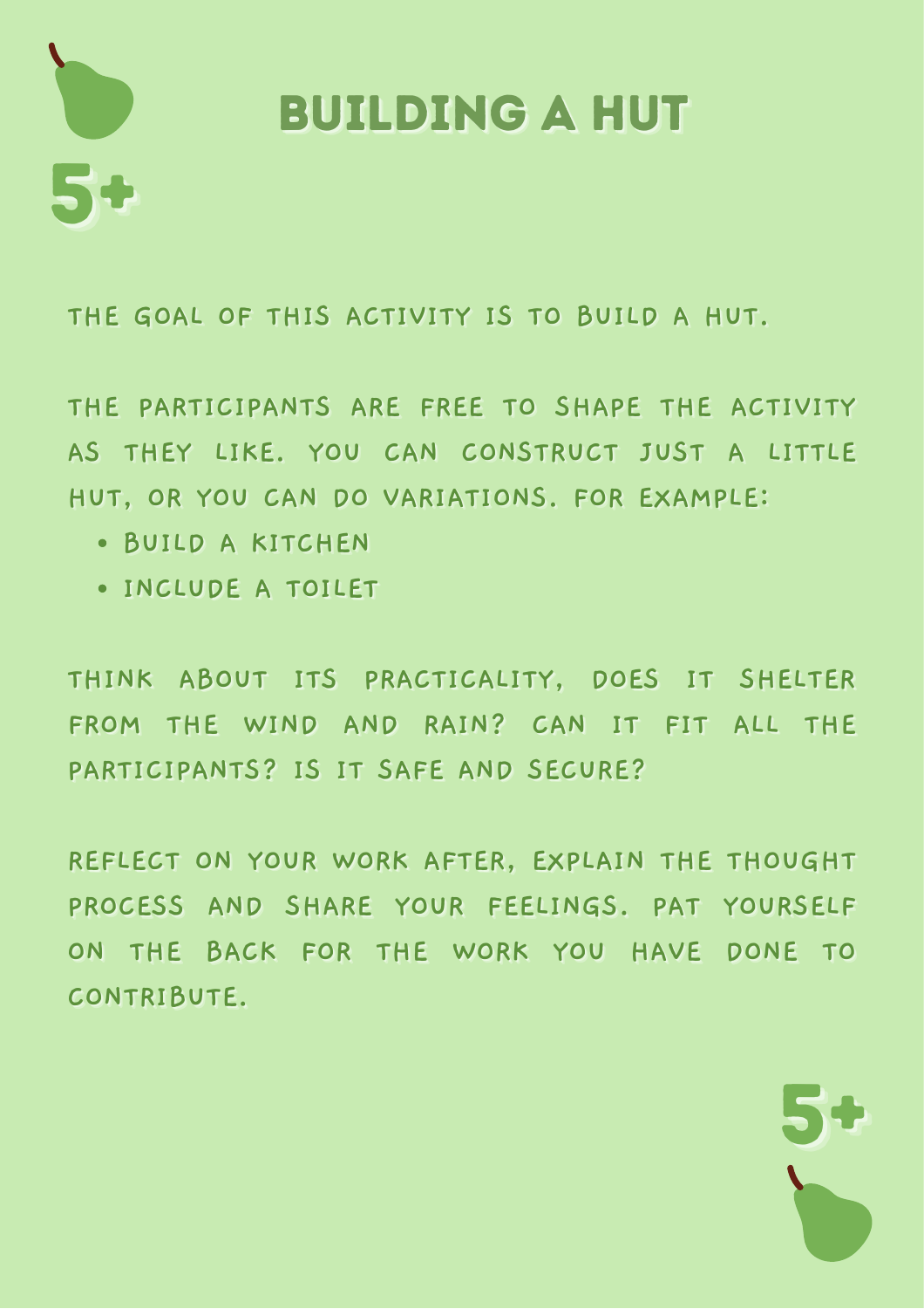5+

# BUILDING A HUT

THE GOAL OF THIS ACTIVITY IS TO BUILD A HUT.

THE PARTICIPANTS ARE FREE TO SHAPE THE ACTIVITY AS THEY LIKE. YOU CAN CONSTRUCT JUST A LITTLE HUT, OR YOU CAN DO VARIATIONS. FOR EXAMPLE:

- BUILD A KITCHEN
- INCLUDE A TOILET

THINK ABOUT ITS PRACTICALITY, DOES IT SHELTER FROM THE WIND AND RAIN? CAN IT FIT ALL THE PARTICIPANTS? IS IT SAFE AND SECURE?

REFLECT ON YOUR WORK AFTER, EXPLAIN THE THOUGHT PROCESS AND SHARE YOUR FEELINGS. PAT YOURSELF ON THE BACK FOR THE WORK YOU HAVE DONE TO CONTRIBUTE.

5+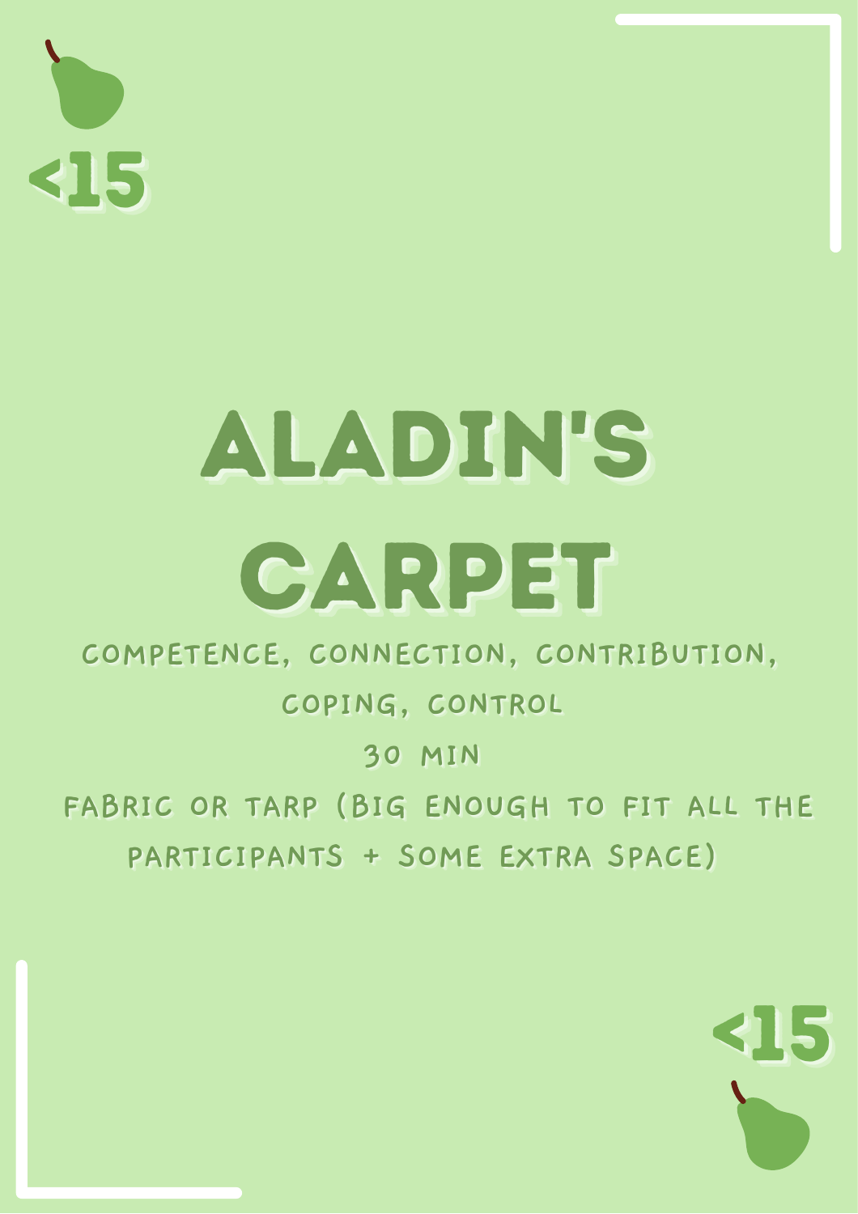<15

# ALADIN'S CARPET

COMPETENCE, CONNECTION, CONTRIBUTION, COPING, CONTROL

30 MIN

FABRIC OR TARP (BIG ENOUGH TO FIT ALL THE PARTICIPANTS + SOME EXTRA SPACE)

<15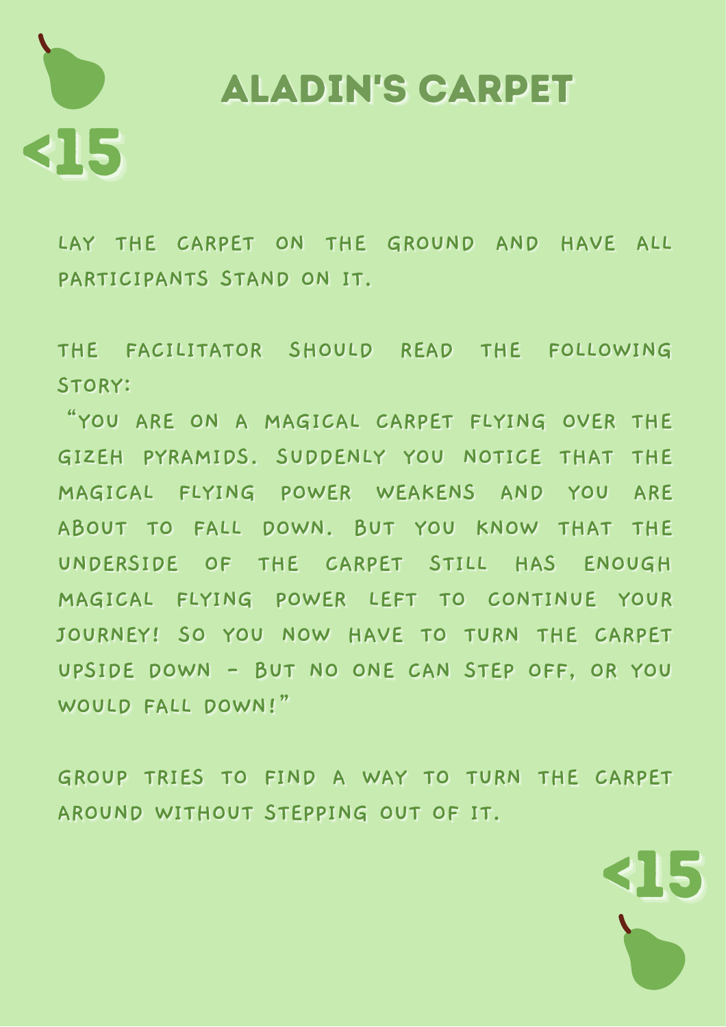<15

# ALADIN'S CARPET

LAY THE CARPET ON THE GROUND AND HAVE ALL PARTICIPANTS STAND ON IT.

THE FACILITATOR SHOULD READ THE FOLLOWING STORY:

"YOU ARE ON A MAGICAL CARPET FLYING OVER THE GIZEH PYRAMIDS. SUDDENLY YOU NOTICE THAT THE MAGICAL FLYING POWER WEAKENS AND YOU ARE ABOUT TO FALL DOWN. BUT YOU KNOW THAT THE UNDERSIDE OF THE CARPET STILL HAS ENOUGH MAGICAL FLYING POWER LEFT TO CONTINUE YOUR JOURNEY! SO YOU NOW HAVE TO TURN THE CARPET UPSIDE DOWN - BUT NO ONE CAN STEP OFF, OR YOU WOULD FALL DOWN!"

GROUP TRIES TO FIND A WAY TO TURN THE CARPET AROUND WITHOUT STEPPING OUT OF IT.

<15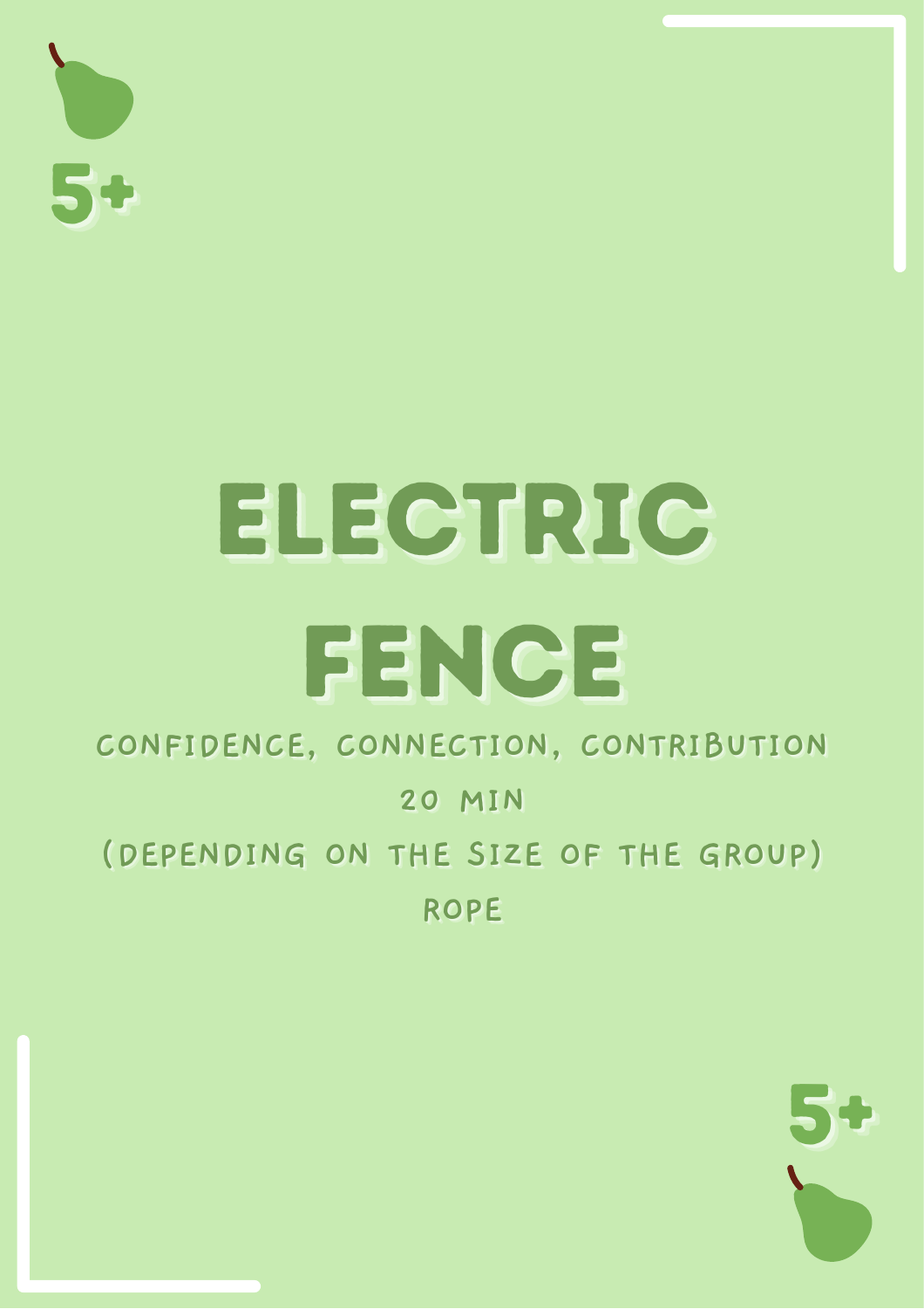5+

# ELECTRIC FENCE

CONFIDENCE, CONNECTION, CONTRIBUTION

20 MIN

(DEPENDING ON THE SIZE OF THE GROUP)

ROPE

5+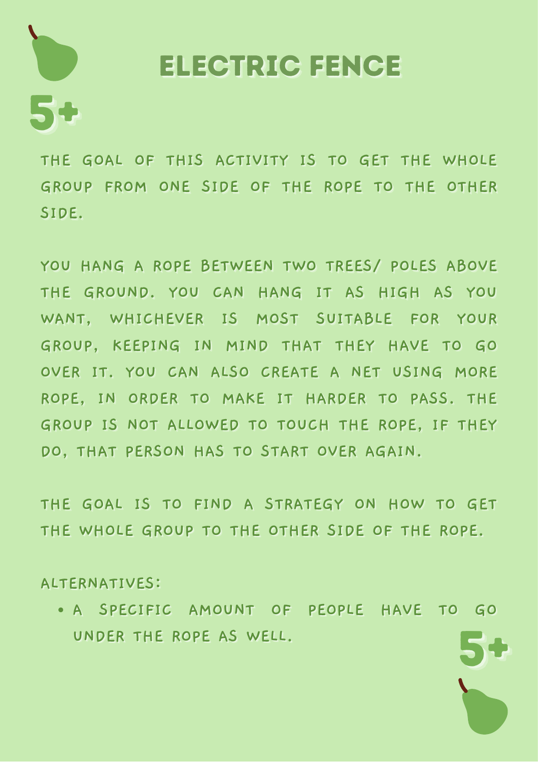# ELECTRIC FENCE

5+

THE GOAL OF THIS ACTIVITY IS TO GET THE WHOLE GROUP FROM ONE SIDE OF THE ROPE TO THE OTHER SIDE.

YOU HANG A ROPE BETWEEN TWO TREES/ POLES ABOVE THE GROUND. YOU CAN HANG IT AS HIGH AS YOU WANT, WHICHEVER IS MOST SUITABLE FOR YOUR GROUP, KEEPING IN MIND THAT THEY HAVE TO GO OVER IT. YOU CAN ALSO CREATE A NET USING MORE ROPE, IN ORDER TO MAKE IT HARDER TO PASS. THE GROUP IS NOT ALLOWED TO TOUCH THE ROPE, IF THEY DO, THAT PERSON HAS TO START OVER AGAIN.

THE GOAL IS TO FIND A STRATEGY ON HOW TO GET THE WHOLE GROUP TO THE OTHER SIDE OF THE ROPE.

ALTERNATIVES:

- A SPECIFIC AMOUNT OF PEOPLE HAVE TO GO UNDER THE ROPE AS WELL.

5+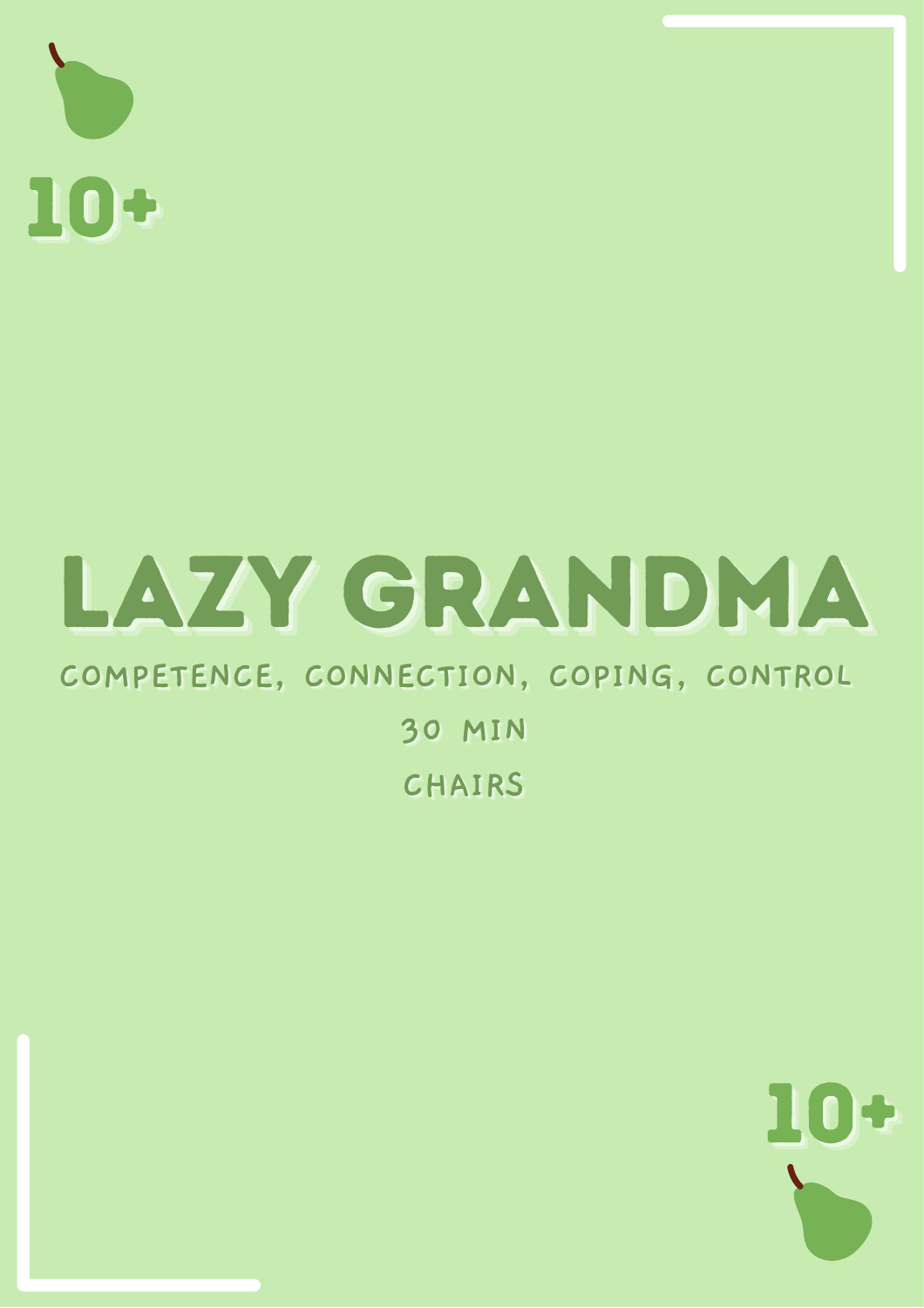10+

# LAZY GRANDMA

COMPETENCE, CONNECTION, COPING, CONTROL

30 MIN

CHAIRS

10+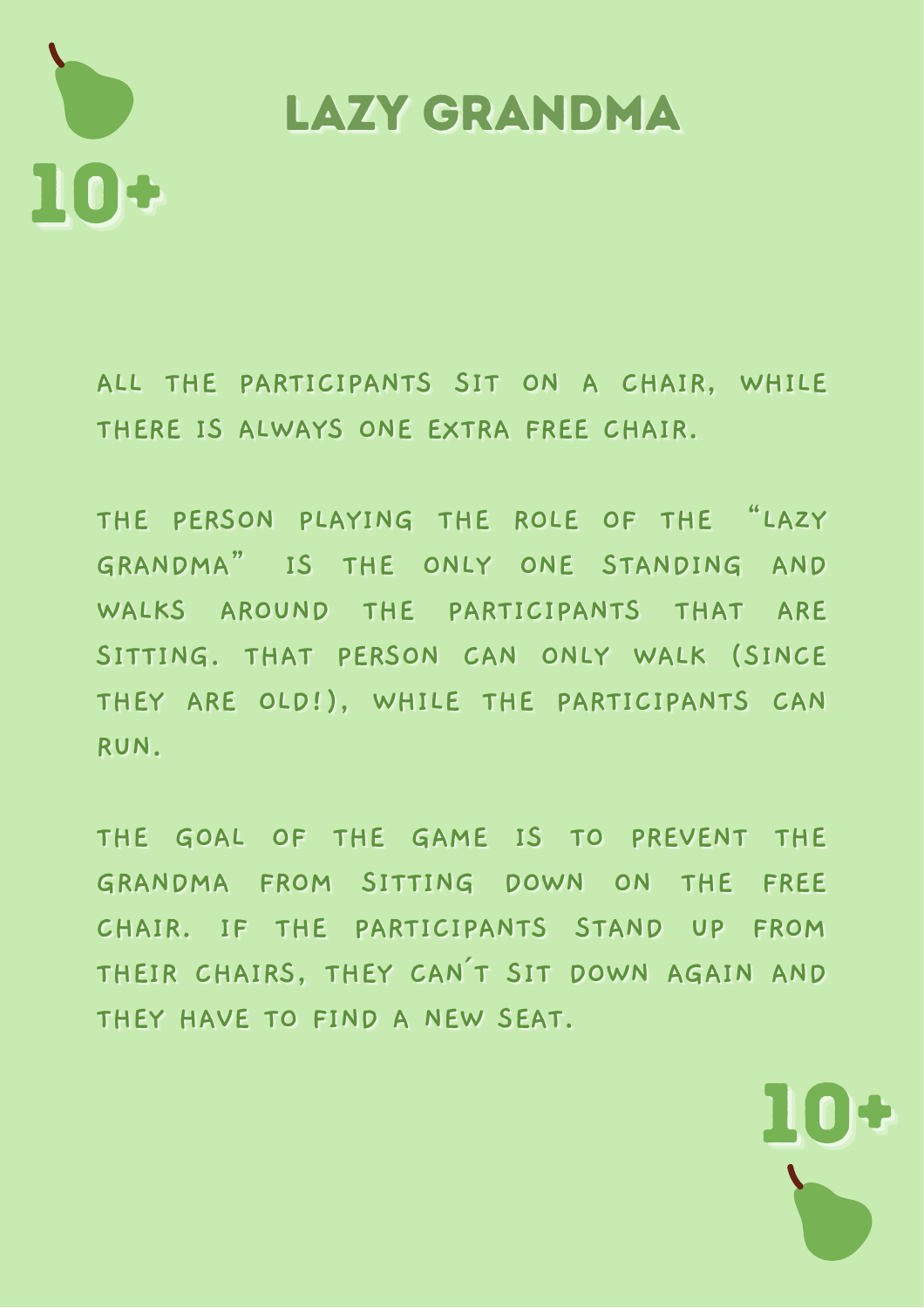10+

# LAZY GRANDMA

ALL THE PARTICIPANTS SIT ON A CHAIR, WHILE THERE IS ALWAYS ONE EXTRA FREE CHAIR.

THE PERSON PLAYING THE ROLE OF THE "LAZY GRANDMA" IS THE ONLY ONE STANDING AND WALKS AROUND THE PARTICIPANTS THAT ARE SITTING. THAT PERSON CAN ONLY WALK (SINCE THEY ARE OLD!), WHILE THE PARTICIPANTS CAN RUN.

THE GOAL OF THE GAME IS TO PREVENT THE GRANDMA FROM SITTING DOWN ON THE FREE CHAIR. IF THE PARTICIPANTS STAND UP FROM THEIR CHAIRS, THEY CAN´T SIT DOWN AGAIN AND THEY HAVE TO FIND A NEW SEAT.

10+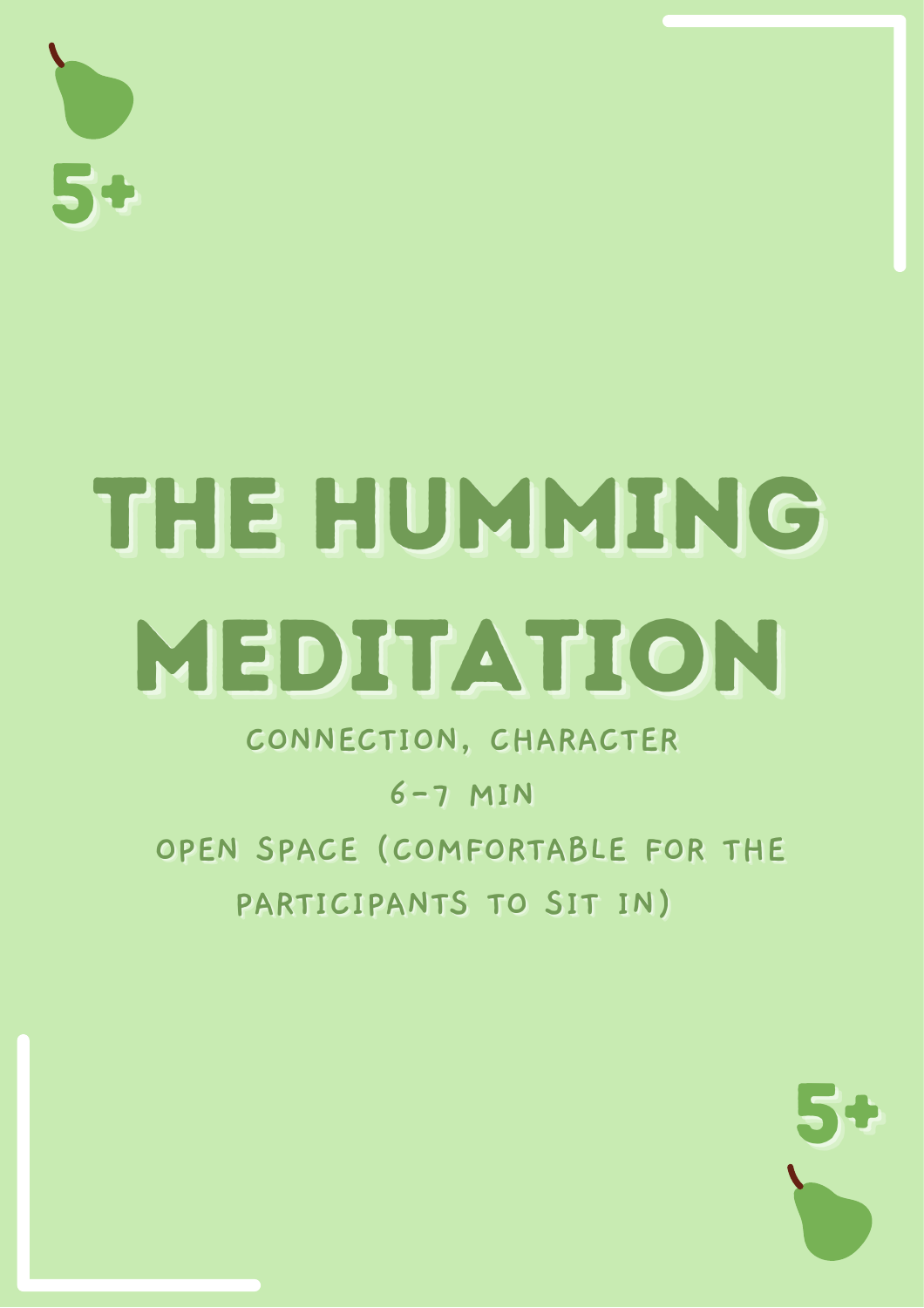5+

# THE HUMMING MEDITATION

CONNECTION, CHARACTER

6-7 MIN

OPEN SPACE (COMFORTABLE FOR THE PARTICIPANTS TO SIT IN)

5+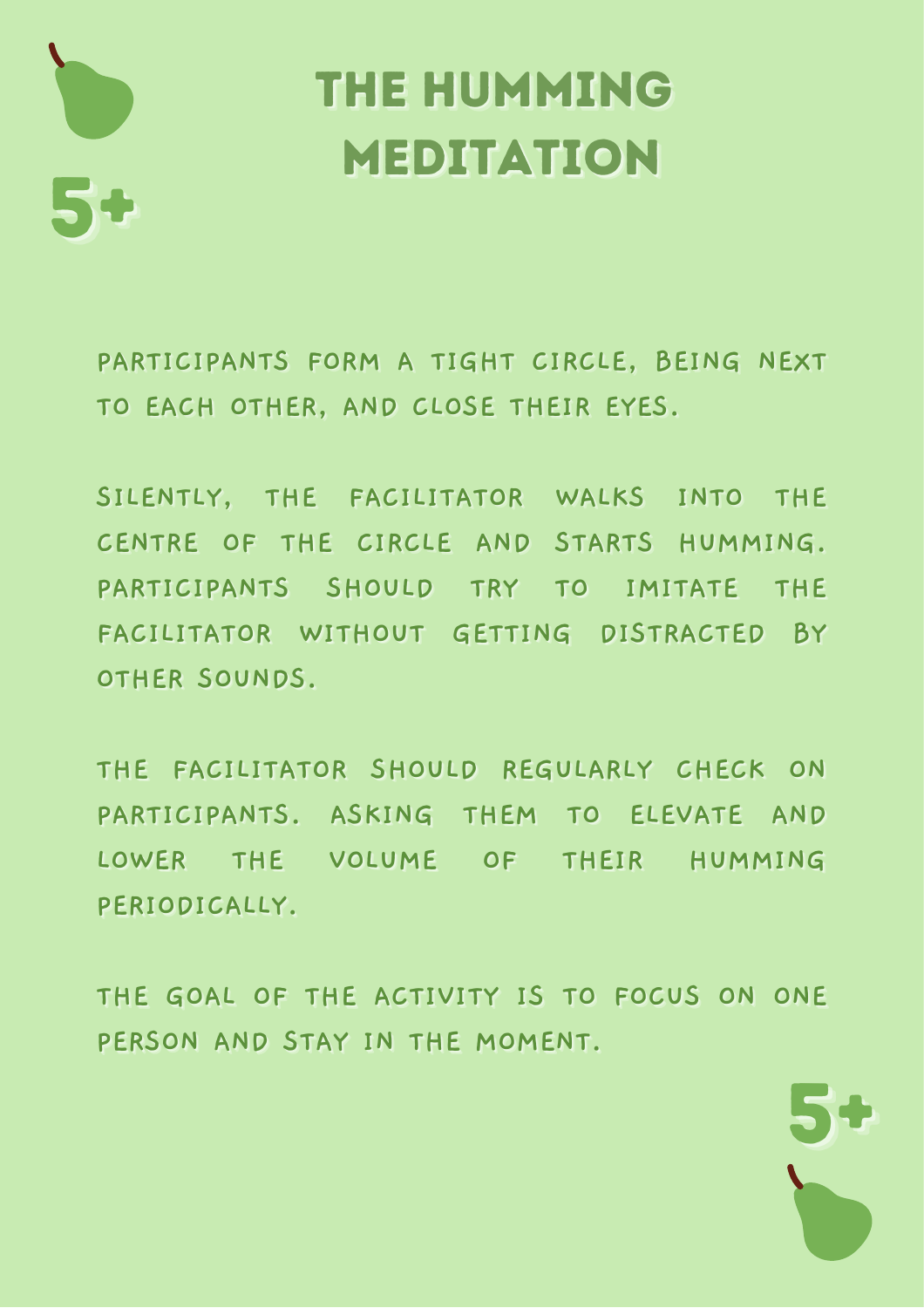# THE HUMMING MEDITATION

5+

PARTICIPANTS FORM A TIGHT CIRCLE, BEING NEXT TO EACH OTHER, AND CLOSE THEIR EYES.

SILENTLY, THE FACILITATOR WALKS INTO THE CENTRE OF THE CIRCLE AND STARTS HUMMING. PARTICIPANTS SHOULD TRY TO IMITATE THE FACILITATOR WITHOUT GETTING DISTRACTED BY OTHER SOUNDS.

THE FACILITATOR SHOULD REGULARLY CHECK ON PARTICIPANTS. ASKING THEM TO ELEVATE AND LOWER THE VOLUME OF THEIR HUMMING PERIODICALLY.

THE GOAL OF THE ACTIVITY IS TO FOCUS ON ONE PERSON AND STAY IN THE MOMENT.

5+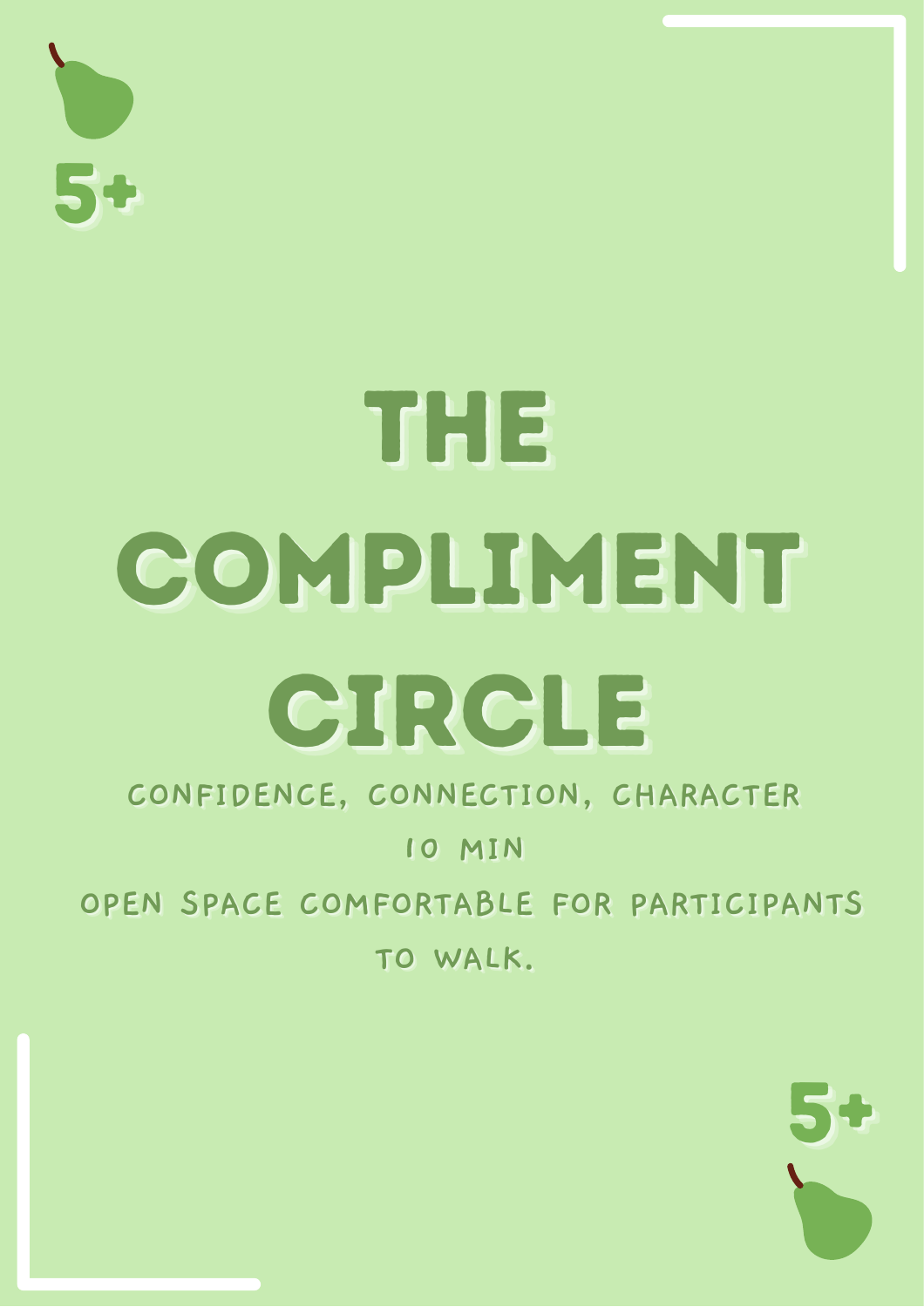5+

# THE COMPLIMENT CIRCLE

CONFIDENCE, CONNECTION, CHARACTER

10 MIN

OPEN SPACE COMFORTABLE FOR PARTICIPANTS TO WALK.

5+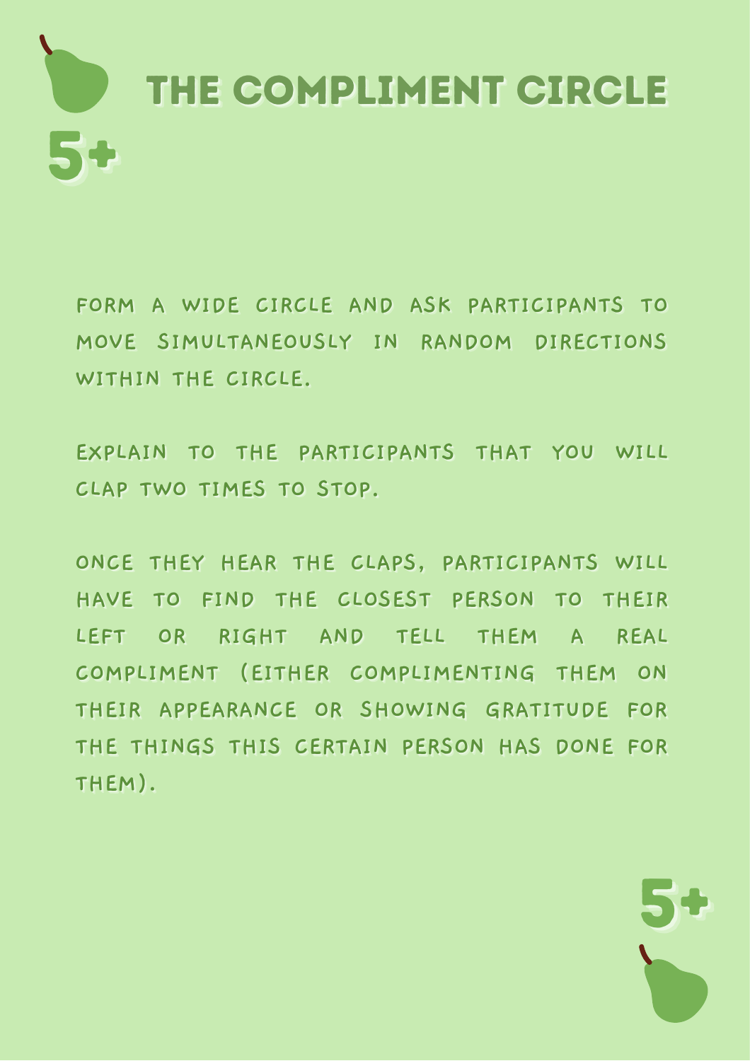# THE COMPLIMENT CIRCLE

5+

FORM A WIDE CIRCLE AND ASK PARTICIPANTS TO MOVE SIMULTANEOUSLY IN RANDOM DIRECTIONS WITHIN THE CIRCLE.

EXPLAIN TO THE PARTICIPANTS THAT YOU WILL CLAP TWO TIMES TO STOP.

ONCE THEY HEAR THE CLAPS, PARTICIPANTS WILL HAVE TO FIND THE CLOSEST PERSON TO THEIR LEFT OR RIGHT AND TELL THEM A REAL COMPLIMENT (EITHER COMPLIMENTING THEM ON THEIR APPEARANCE OR SHOWING GRATITUDE FOR THE THINGS THIS CERTAIN PERSON HAS DONE FOR THEM).

5+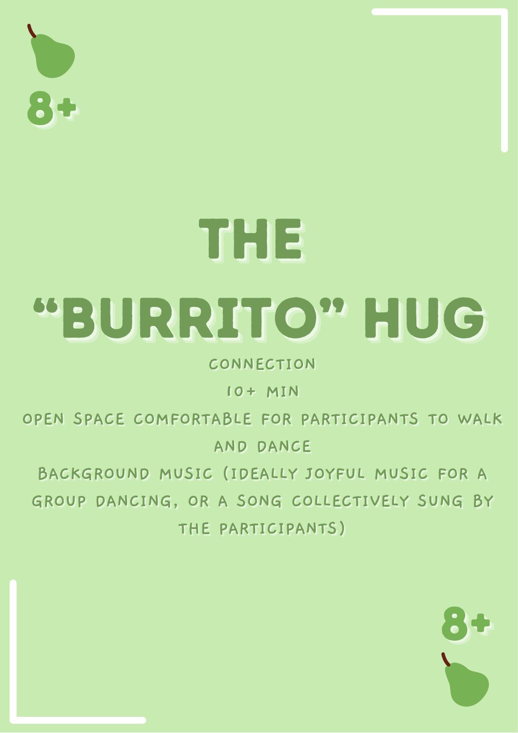8+

# THE "BURRITO" HUG

CONNECTION

10+ MIN

OPEN SPACE COMFORTABLE FOR PARTICIPANTS TO WALK AND DANCE

BACKGROUND MUSIC (IDEALLY JOYFUL MUSIC FOR A GROUP DANCING, OR A SONG COLLECTIVELY SUNG BY THE PARTICIPANTS)

8+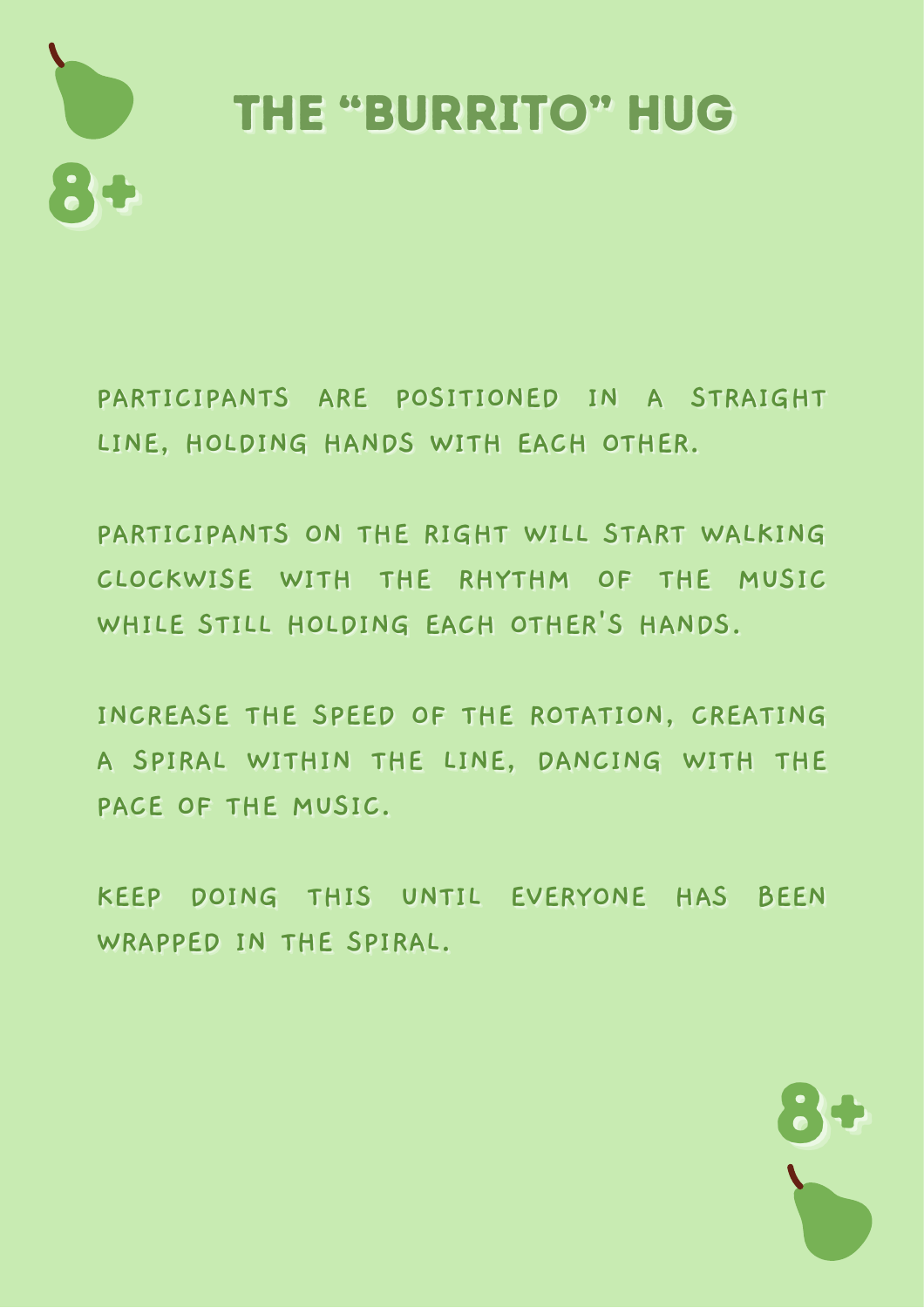# THE "BURRITO" HUG

8+

PARTICIPANTS ARE POSITIONED IN A STRAIGHT LINE, HOLDING HANDS WITH EACH OTHER.

PARTICIPANTS ON THE RIGHT WILL START WALKING CLOCKWISE WITH THE RHYTHM OF THE MUSIC WHILE STILL HOLDING EACH OTHER'S HANDS.

INCREASE THE SPEED OF THE ROTATION, CREATING A SPIRAL WITHIN THE LINE, DANCING WITH THE PACE OF THE MUSIC.

KEEP DOING THIS UNTIL EVERYONE HAS BEEN WRAPPED IN THE SPIRAL.

8+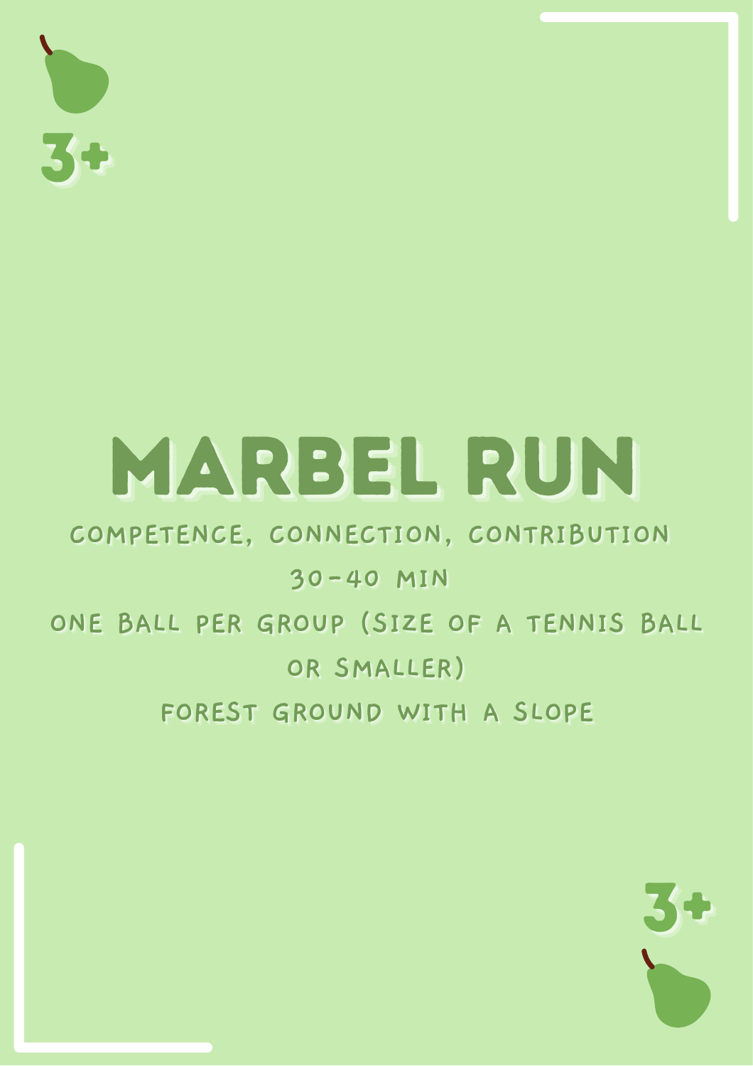3+

# MARBEL RUN

COMPETENCE, CONNECTION, CONTRIBUTION

30-40 MIN

ONE BALL PER GROUP (SIZE OF A TENNIS BALL OR SMALLER)

FOREST GROUND WITH A SLOPE

3+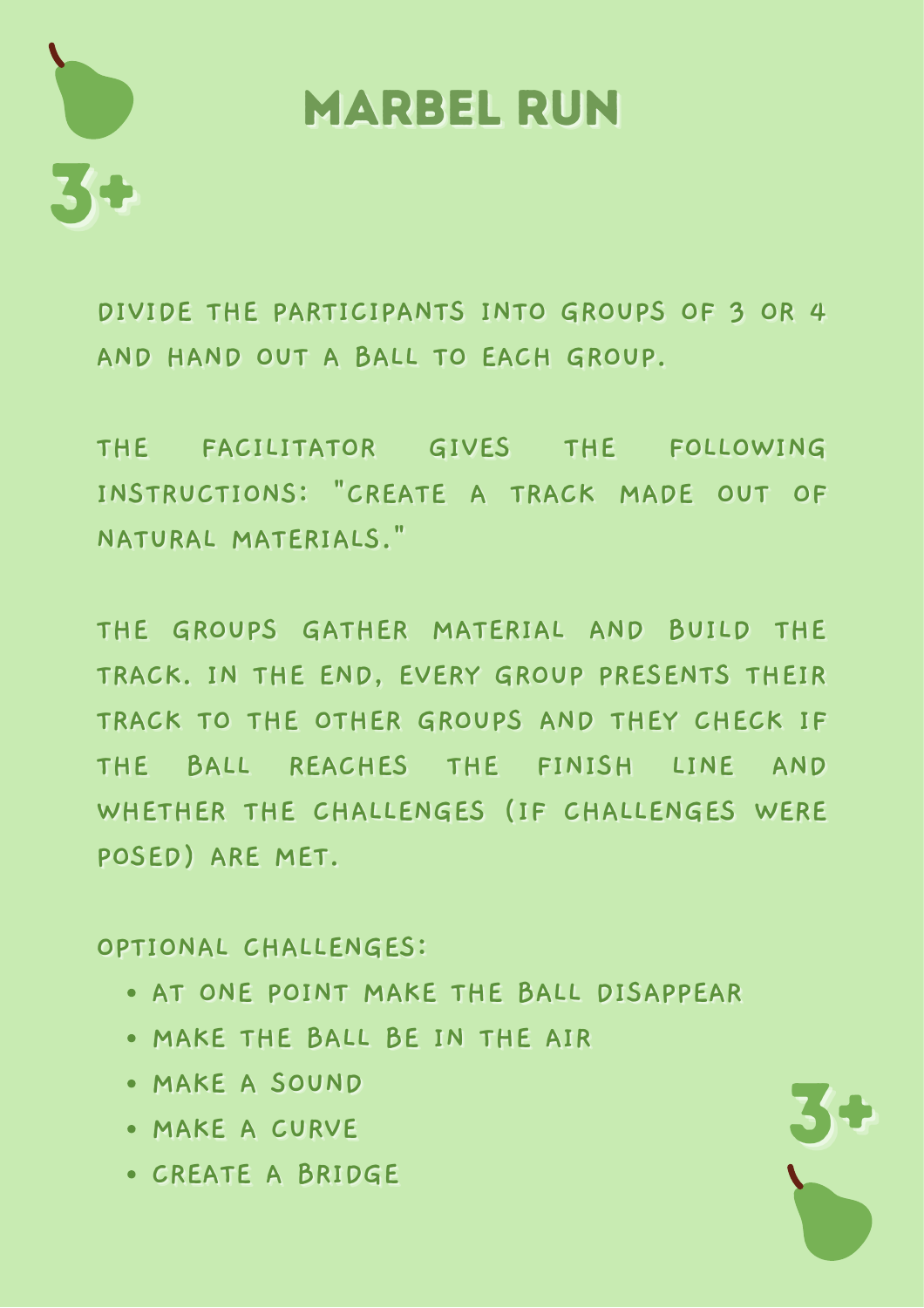# MARBEL RUN

3+

DIVIDE THE PARTICIPANTS INTO GROUPS OF 3 OR 4 AND HAND OUT A BALL TO EACH GROUP.

THE FACILITATOR GIVES THE FOLLOWING INSTRUCTIONS: "CREATE A TRACK MADE OUT OF NATURAL MATERIALS."

THE GROUPS GATHER MATERIAL AND BUILD THE TRACK. IN THE END, EVERY GROUP PRESENTS THEIR TRACK TO THE OTHER GROUPS AND THEY CHECK IF THE BALL REACHES THE FINISH LINE AND WHETHER THE CHALLENGES (IF CHALLENGES WERE POSED) ARE MET.

OPTIONAL CHALLENGES:

- AT ONE POINT MAKE THE BALL DISAPPEAR
- MAKE THE BALL BE IN THE AIR
- MAKE A SOUND
- MAKE A CURVE
- CREATE A BRIDGE

3+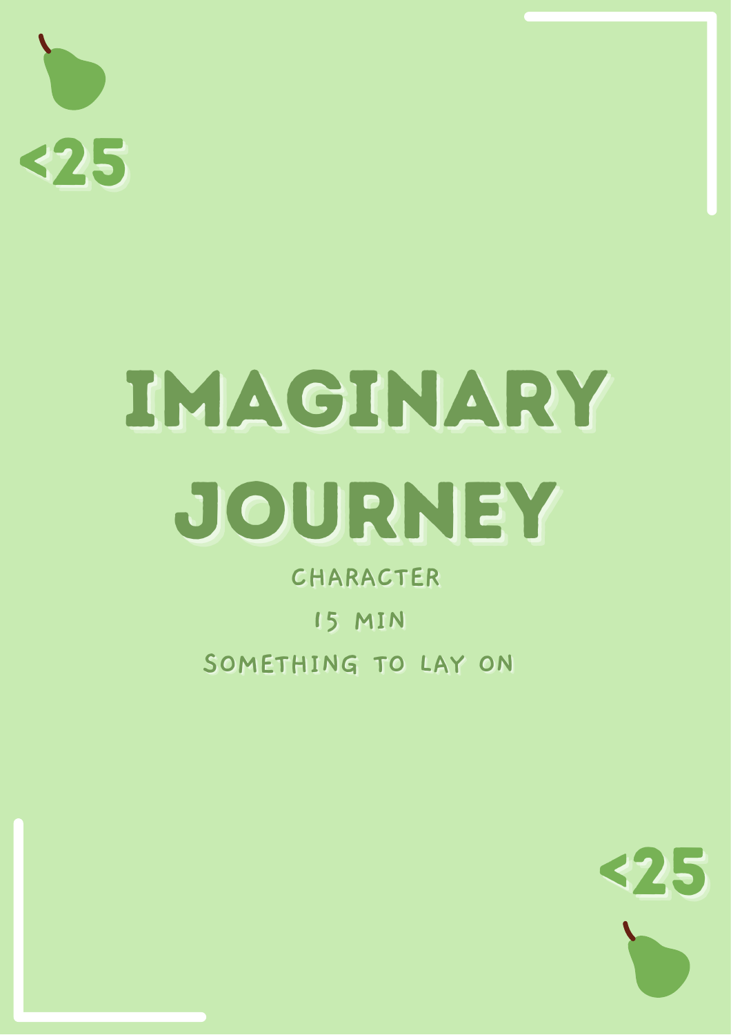<25

# IMAGINARY JOURNEY

CHARACTER

15 MIN

SOMETHING TO LAY ON

<25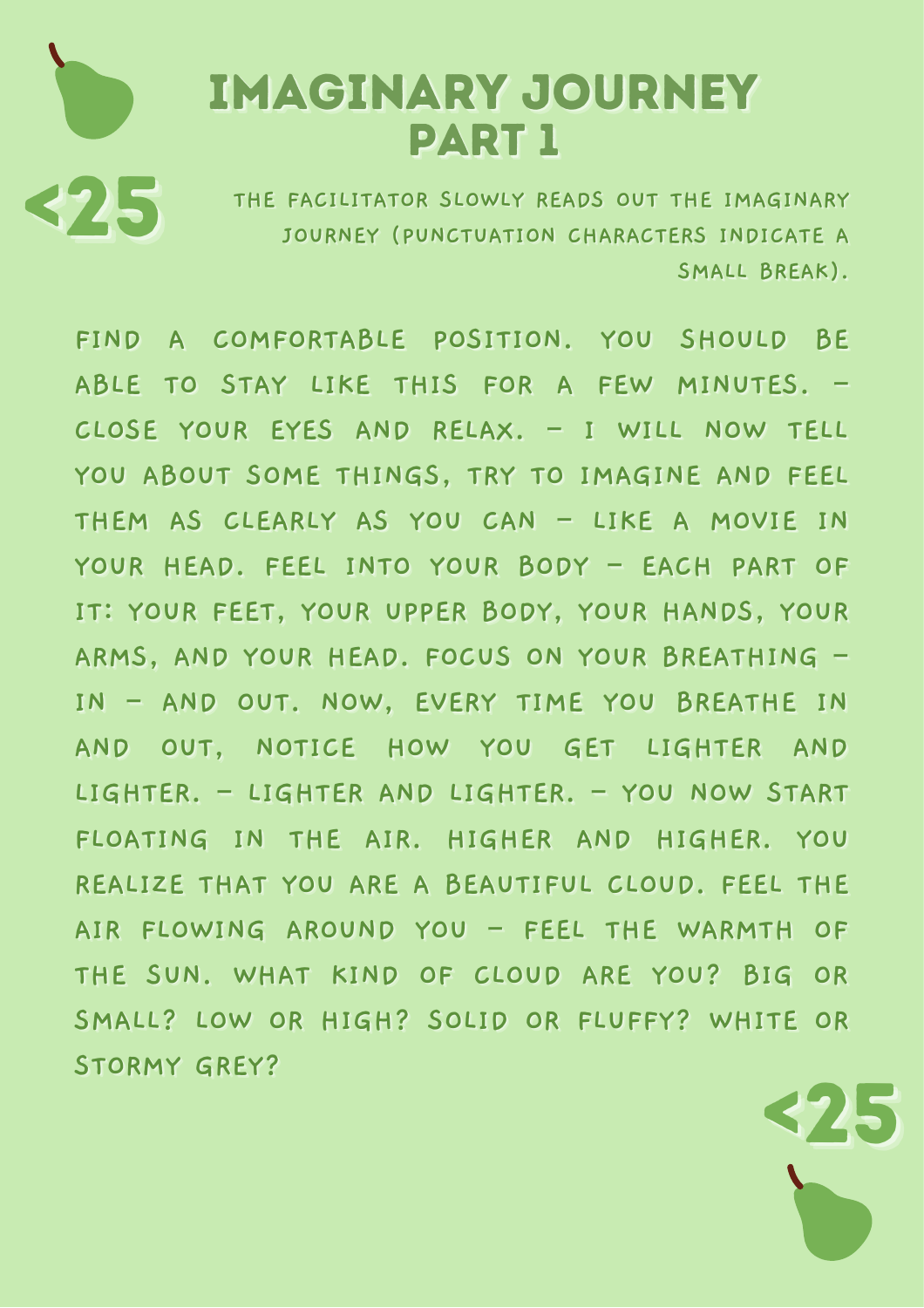# IMAGINARY JOURNEY PART 1

<25

THE FACILITATOR SLOWLY READS OUT THE IMAGINARY JOURNEY (PUNCTUATION CHARACTERS INDICATE A SMALL BREAK).

FIND A COMFORTABLE POSITION. YOU SHOULD BE ABLE TO STAY LIKE THIS FOR A FEW MINUTES. – CLOSE YOUR EYES AND RELAX. – I WILL NOW TELL YOU ABOUT SOME THINGS, TRY TO IMAGINE AND FEEL THEM AS CLEARLY AS YOU CAN – LIKE A MOVIE IN YOUR HEAD. FEEL INTO YOUR BODY – EACH PART OF IT: YOUR FEET, YOUR UPPER BODY, YOUR HANDS, YOUR ARMS, AND YOUR HEAD. FOCUS ON YOUR BREATHING – IN – AND OUT. NOW, EVERY TIME YOU BREATHE IN AND OUT, NOTICE HOW YOU GET LIGHTER AND LIGHTER. – LIGHTER AND LIGHTER. – YOU NOW START FLOATING IN THE AIR. HIGHER AND HIGHER. YOU REALIZE THAT YOU ARE A BEAUTIFUL CLOUD. FEEL THE AIR FLOWING AROUND YOU – FEEL THE WARMTH OF THE SUN. WHAT KIND OF CLOUD ARE YOU? BIG OR SMALL? LOW OR HIGH? SOLID OR FLUFFY? WHITE OR STORMY GREY?

<25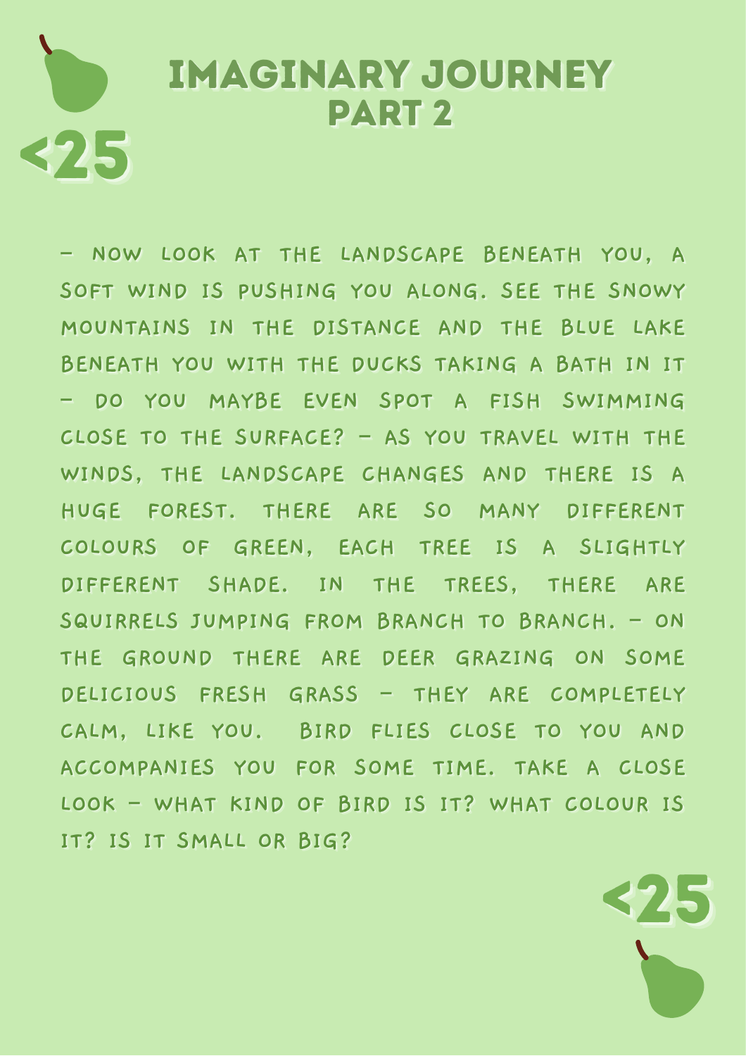# IMAGINARY JOURNEY PART 2

<25

- NOW LOOK AT THE LANDSCAPE BENEATH YOU, A SOFT WIND IS PUSHING YOU ALONG. SEE THE SNOWY MOUNTAINS IN THE DISTANCE AND THE BLUE LAKE BENEATH YOU WITH THE DUCKS TAKING A BATH IN IT - DO YOU MAYBE EVEN SPOT A FISH SWIMMING CLOSE TO THE SURFACE? - AS YOU TRAVEL WITH THE WINDS, THE LANDSCAPE CHANGES AND THERE IS A HUGE FOREST. THERE ARE SO MANY DIFFERENT COLOURS OF GREEN, EACH TREE IS A SLIGHTLY DIFFERENT SHADE. IN THE TREES, THERE ARE SQUIRRELS JUMPING FROM BRANCH TO BRANCH. - ON THE GROUND THERE ARE DEER GRAZING ON SOME DELICIOUS FRESH GRASS - THEY ARE COMPLETELY CALM, LIKE YOU. BIRD FLIES CLOSE TO YOU AND ACCOMPANIES YOU FOR SOME TIME. TAKE A CLOSE LOOK - WHAT KIND OF BIRD IS IT? WHAT COLOUR IS IT? IS IT SMALL OR BIG?

<25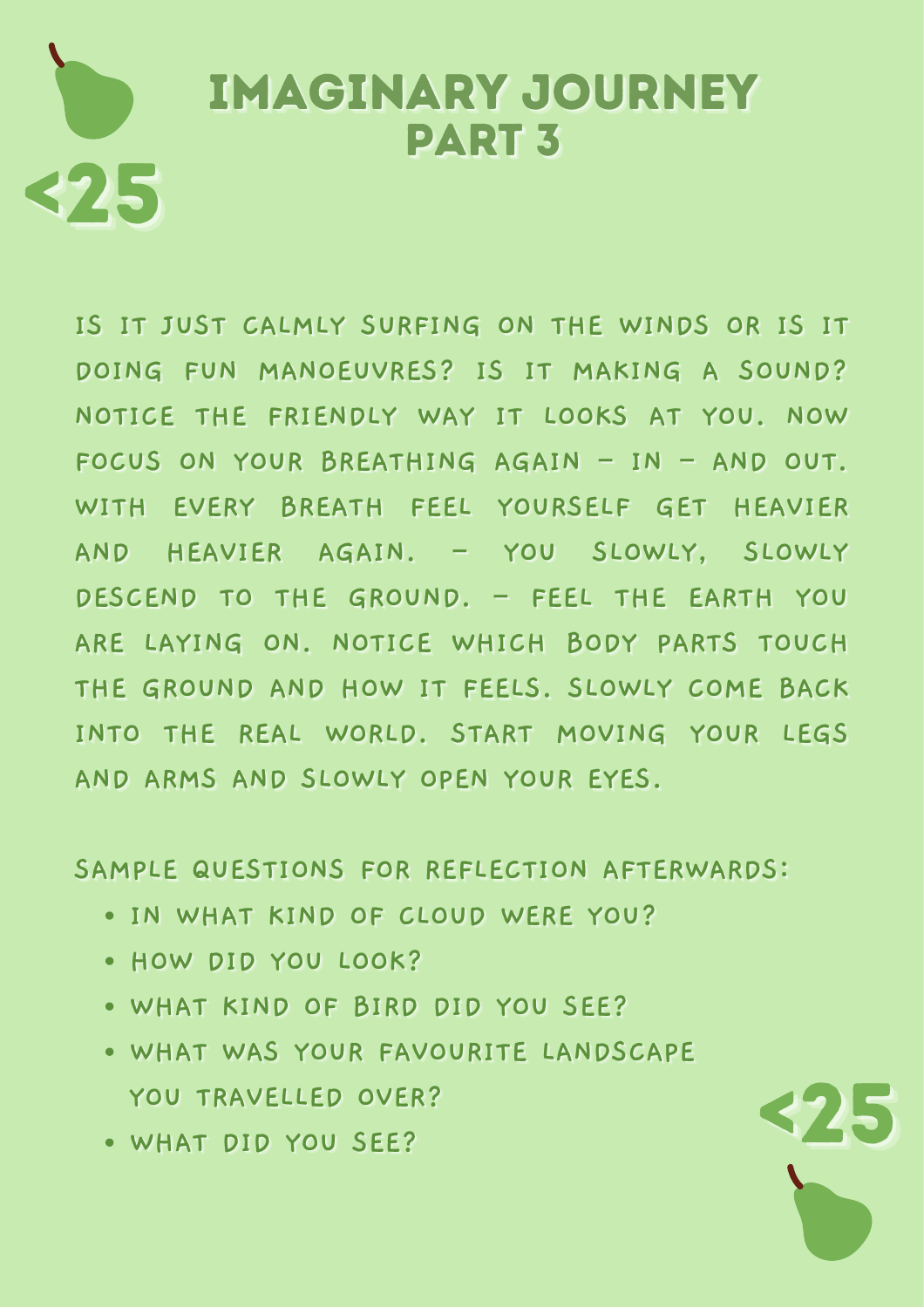# IMAGINARY JOURNEY PART 3

IS IT JUST CALMLY SURFING ON THE WINDS OR IS IT DOING FUN MANOEUVRES? IS IT MAKING A SOUND? NOTICE THE FRIENDLY WAY IT LOOKS AT YOU. NOW FOCUS ON YOUR BREATHING AGAIN – IN – AND OUT. WITH EVERY BREATH FEEL YOURSELF GET HEAVIER AND HEAVIER AGAIN. – YOU SLOWLY, SLOWLY DESCEND TO THE GROUND. – FEEL THE EARTH YOU ARE LAYING ON. NOTICE WHICH BODY PARTS TOUCH THE GROUND AND HOW IT FEELS. SLOWLY COME BACK INTO THE REAL WORLD. START MOVING YOUR LEGS AND ARMS AND SLOWLY OPEN YOUR EYES.

SAMPLE QUESTIONS FOR REFLECTION AFTERWARDS:

- IN WHAT KIND OF CLOUD WERE YOU?
- HOW DID YOU LOOK?
- WHAT KIND OF BIRD DID YOU SEE?
- WHAT WAS YOUR FAVOURITE LANDSCAPE YOU TRAVELLED OVER?
- WHAT DID YOU SEE?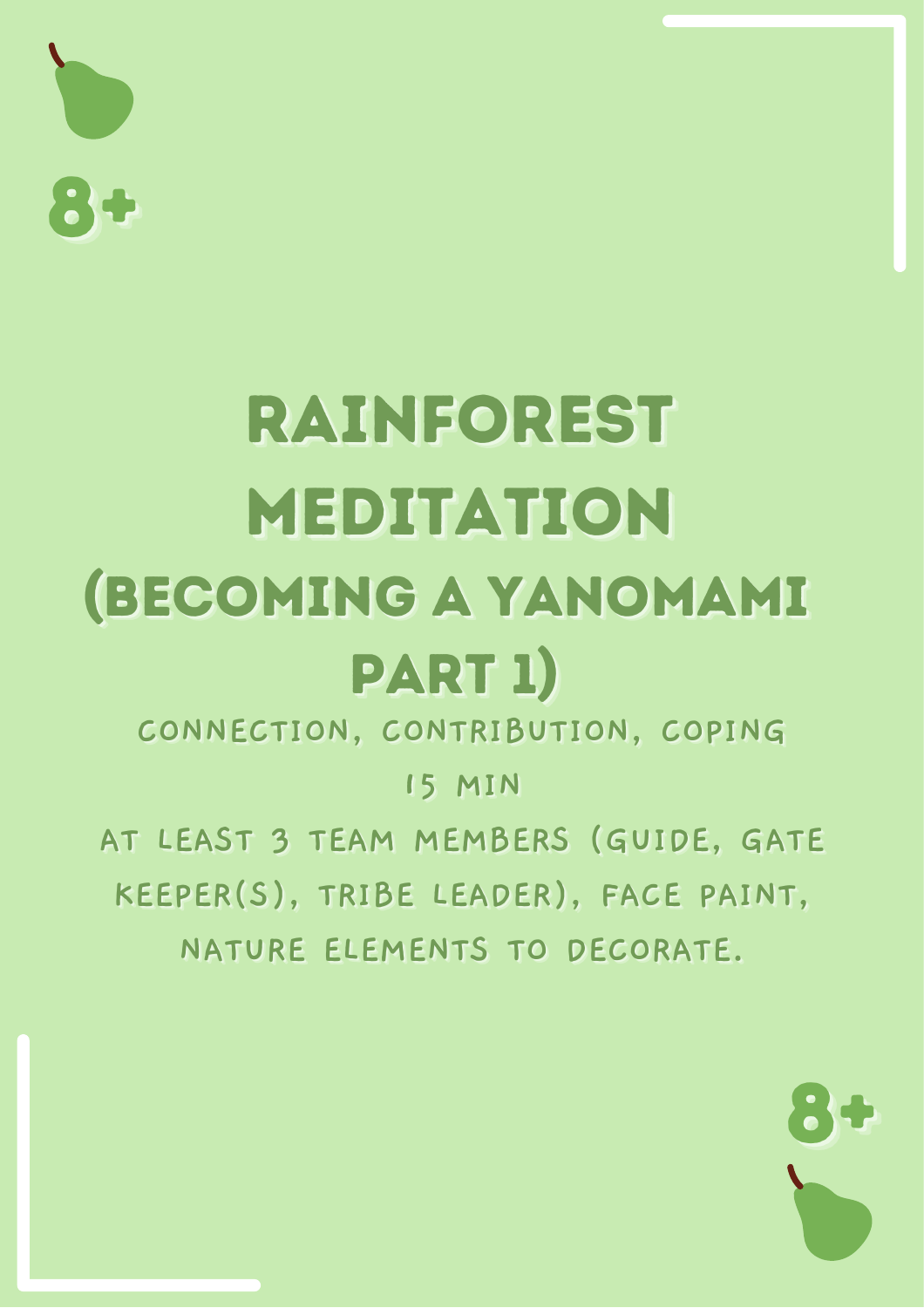8+

# RAINFOREST MEDITATION (BECOMING A YANOMAMI PART 1)

CONNECTION, CONTRIBUTION, COPING

15 MIN

AT LEAST 3 TEAM MEMBERS (GUIDE, GATE KEEPER(S), TRIBE LEADER), FACE PAINT, NATURE ELEMENTS TO DECORATE.

8+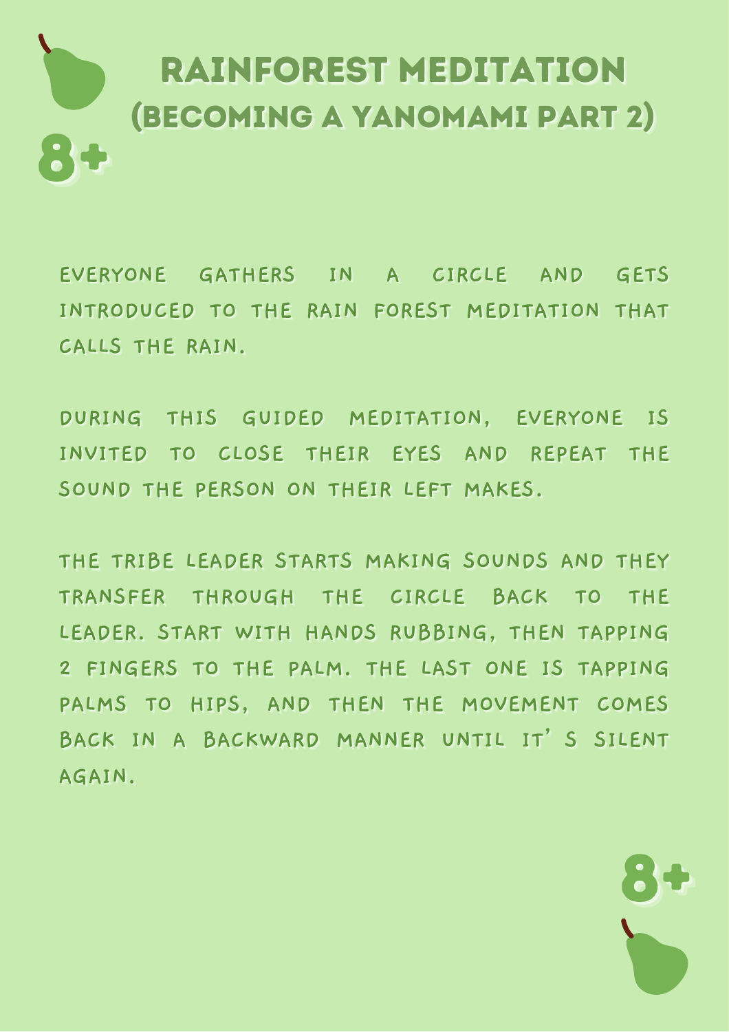# RAINFOREST MEDITATION (BECOMING A YANOMAMI PART 2)

8+

EVERYONE GATHERS IN A CIRCLE AND GETS INTRODUCED TO THE RAIN FOREST MEDITATION THAT CALLS THE RAIN.

DURING THIS GUIDED MEDITATION, EVERYONE IS INVITED TO CLOSE THEIR EYES AND REPEAT THE SOUND THE PERSON ON THEIR LEFT MAKES.

THE TRIBE LEADER STARTS MAKING SOUNDS AND THEY TRANSFER THROUGH THE CIRCLE BACK TO THE LEADER. START WITH HANDS RUBBING, THEN TAPPING 2 FINGERS TO THE PALM. THE LAST ONE IS TAPPING PALMS TO HIPS, AND THEN THE MOVEMENT COMES BACK IN A BACKWARD MANNER UNTIL IT'S SILENT AGAIN.

8+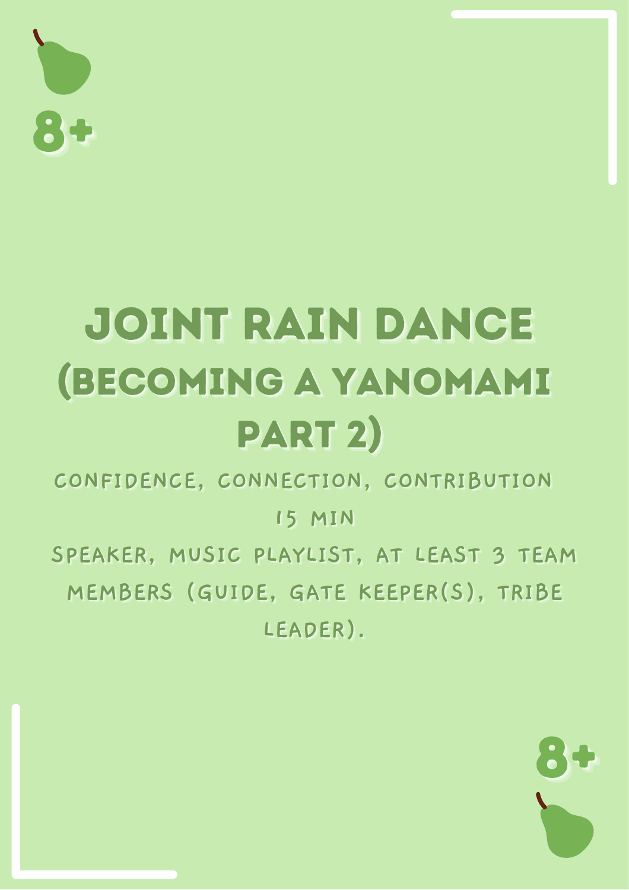8+

# JOINT RAIN DANCE (BECOMING A YANOMAMI PART 2)

CONFIDENCE, CONNECTION, CONTRIBUTION

15 MIN

SPEAKER, MUSIC PLAYLIST, AT LEAST 3 TEAM MEMBERS (GUIDE, GATE KEEPER(S), TRIBE LEADER).

8+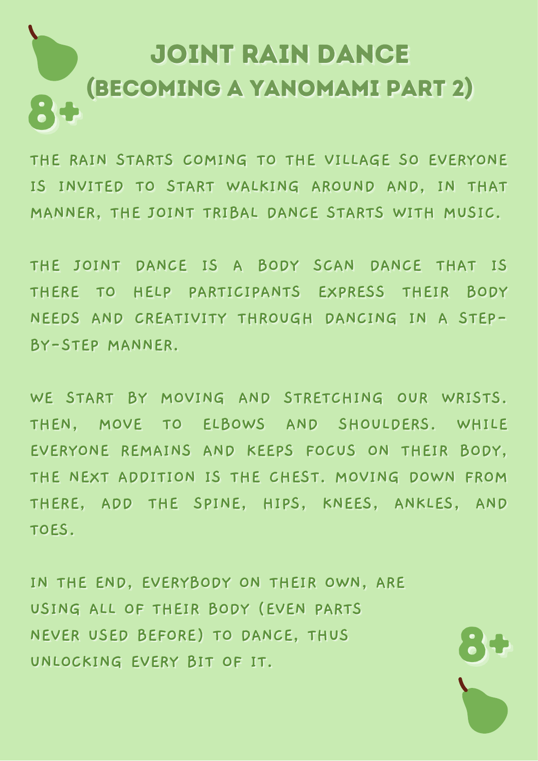# JOINT RAIN DANCE
# (BECOMING A YANOMAMI PART 2)

8+

THE RAIN STARTS COMING TO THE VILLAGE SO EVERYONE IS INVITED TO START WALKING AROUND AND, IN THAT MANNER, THE JOINT TRIBAL DANCE STARTS WITH MUSIC.

THE JOINT DANCE IS A BODY SCAN DANCE THAT IS THERE TO HELP PARTICIPANTS EXPRESS THEIR BODY NEEDS AND CREATIVITY THROUGH DANCING IN A STEP-BY-STEP MANNER.

WE START BY MOVING AND STRETCHING OUR WRISTS. THEN, MOVE TO ELBOWS AND SHOULDERS. WHILE EVERYONE REMAINS AND KEEPS FOCUS ON THEIR BODY, THE NEXT ADDITION IS THE CHEST. MOVING DOWN FROM THERE, ADD THE SPINE, HIPS, KNEES, ANKLES, AND TOES.

IN THE END, EVERYBODY ON THEIR OWN, ARE USING ALL OF THEIR BODY (EVEN PARTS NEVER USED BEFORE) TO DANCE, THUS UNLOCKING EVERY BIT OF IT.

8+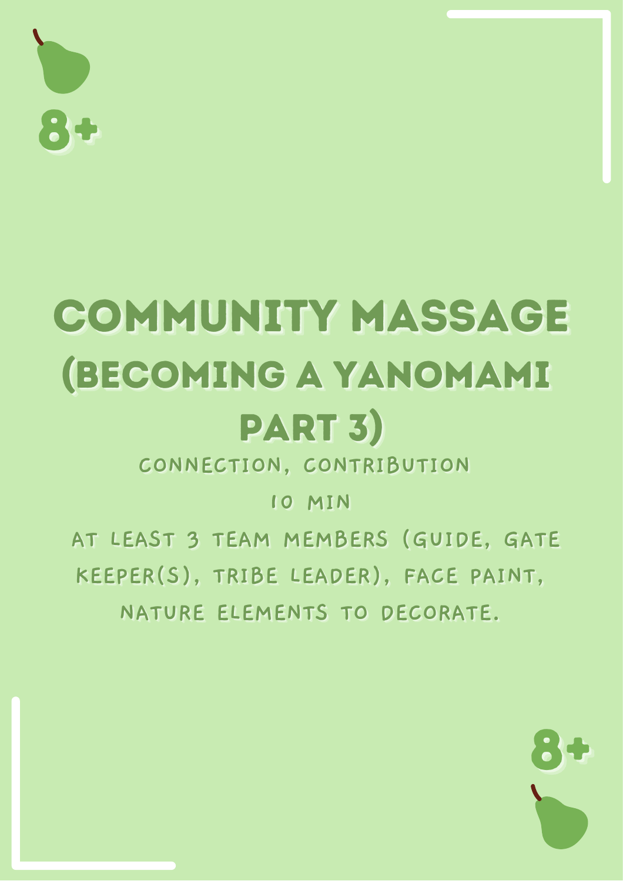8+

# COMMUNITY MASSAGE (BECOMING A YANOMAMI PART 3)

CONNECTION, CONTRIBUTION

10 MIN

AT LEAST 3 TEAM MEMBERS (GUIDE, GATE KEEPER(S), TRIBE LEADER), FACE PAINT, NATURE ELEMENTS TO DECORATE.

8+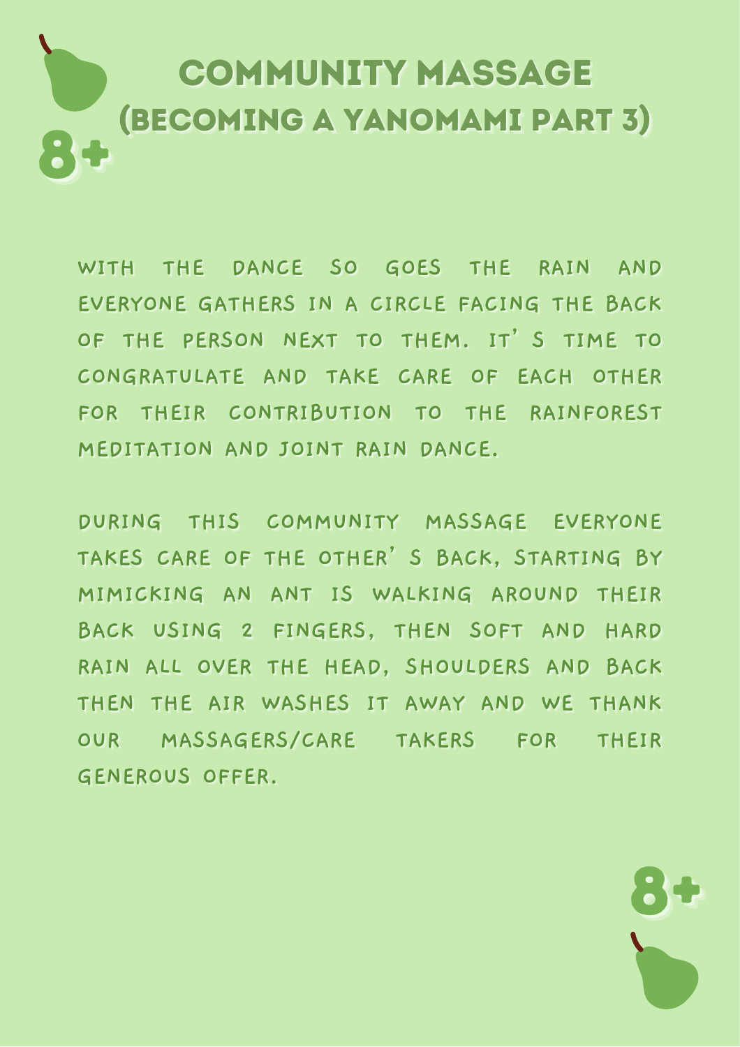8+

# COMMUNITY MASSAGE (BECOMING A YANOMAMI PART 3)

WITH THE DANCE SO GOES THE RAIN AND EVERYONE GATHERS IN A CIRCLE FACING THE BACK OF THE PERSON NEXT TO THEM. IT'S TIME TO CONGRATULATE AND TAKE CARE OF EACH OTHER FOR THEIR CONTRIBUTION TO THE RAINFOREST MEDITATION AND JOINT RAIN DANCE.

DURING THIS COMMUNITY MASSAGE EVERYONE TAKES CARE OF THE OTHER'S BACK, STARTING BY MIMICKING AN ANT IS WALKING AROUND THEIR BACK USING 2 FINGERS, THEN SOFT AND HARD RAIN ALL OVER THE HEAD, SHOULDERS AND BACK THEN THE AIR WASHES IT AWAY AND WE THANK OUR MASSAGERS/CARE TAKERS FOR THEIR GENEROUS OFFER.

8+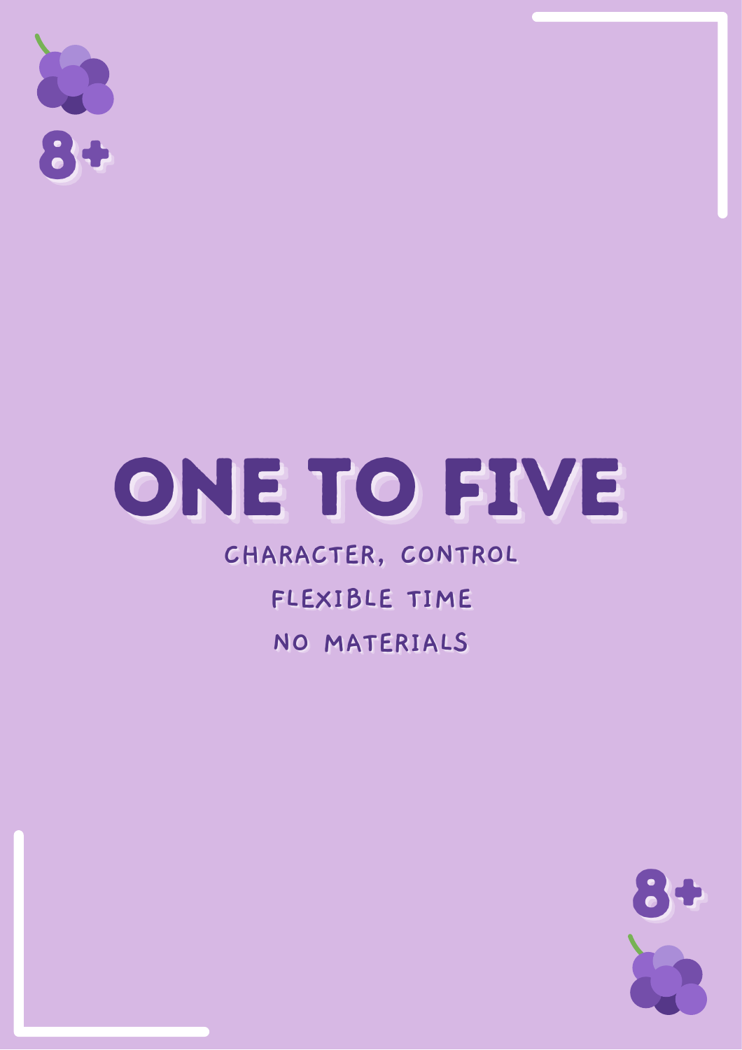8+

# ONE TO FIVE

CHARACTER, CONTROL

FLEXIBLE TIME

NO MATERIALS

8+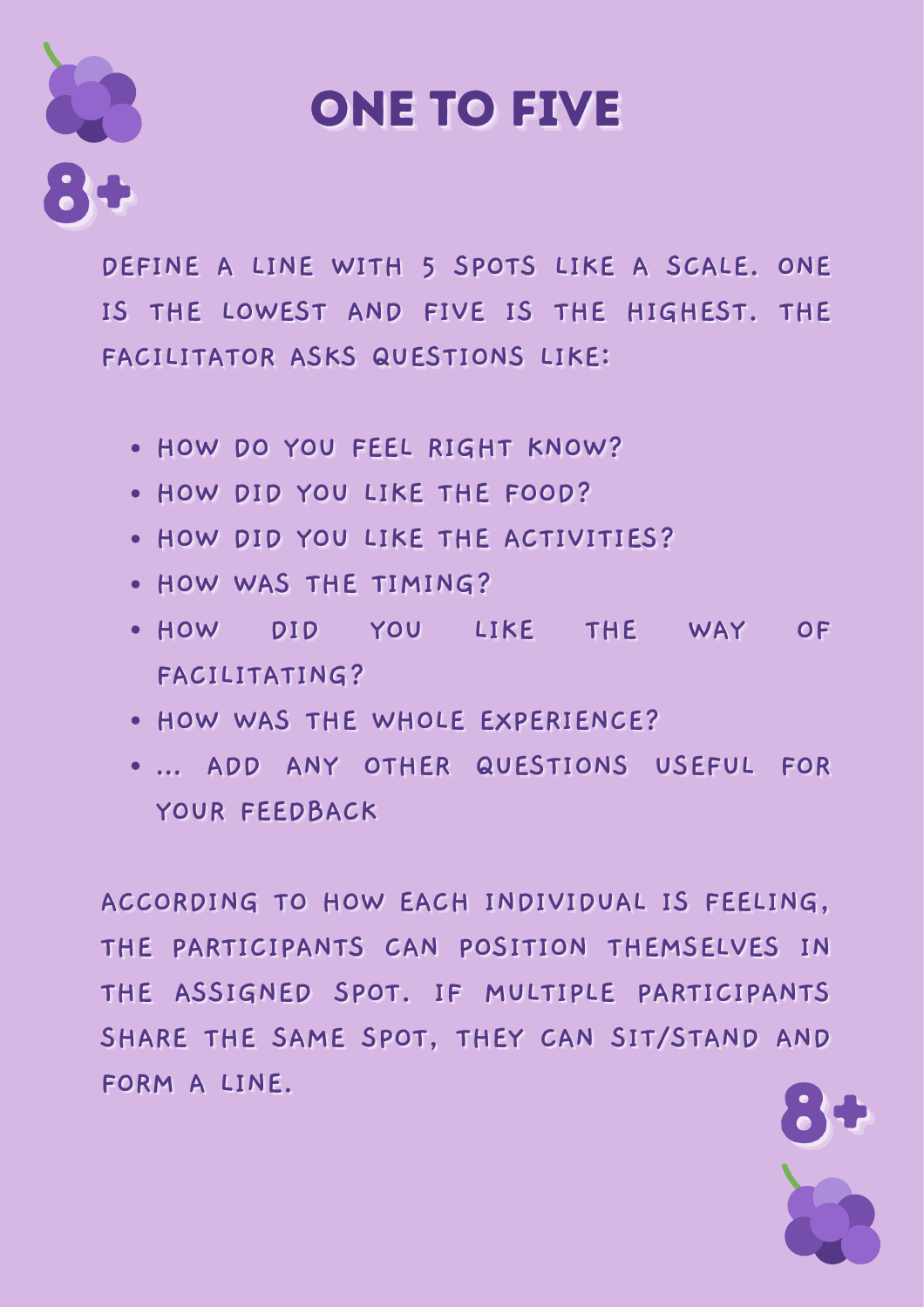# ONE TO FIVE

8+

DEFINE A LINE WITH 5 SPOTS LIKE A SCALE. ONE IS THE LOWEST AND FIVE IS THE HIGHEST. THE FACILITATOR ASKS QUESTIONS LIKE:

- HOW DO YOU FEEL RIGHT KNOW?
- HOW DID YOU LIKE THE FOOD?
- HOW DID YOU LIKE THE ACTIVITIES?
- HOW WAS THE TIMING?
- HOW DID YOU LIKE THE WAY OF FACILITATING?
- HOW WAS THE WHOLE EXPERIENCE?
- ... ADD ANY OTHER QUESTIONS USEFUL FOR YOUR FEEDBACK

ACCORDING TO HOW EACH INDIVIDUAL IS FEELING, THE PARTICIPANTS CAN POSITION THEMSELVES IN THE ASSIGNED SPOT. IF MULTIPLE PARTICIPANTS SHARE THE SAME SPOT, THEY CAN SIT/STAND AND FORM A LINE.

8+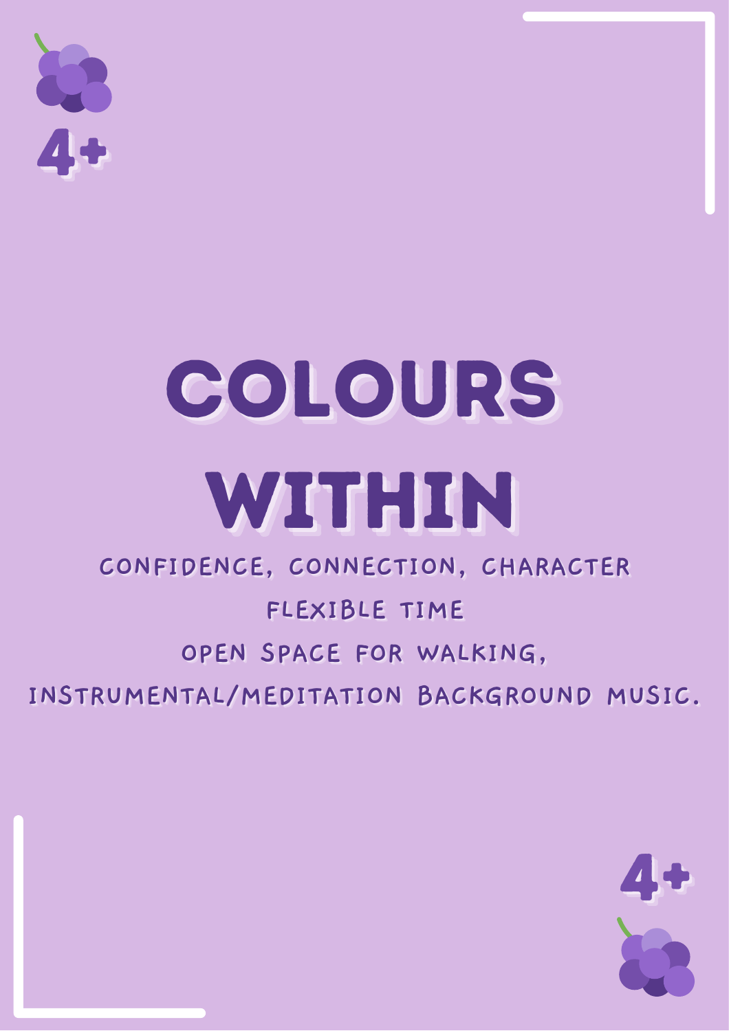4+

# COLOURS WITHIN

CONFIDENCE, CONNECTION, CHARACTER

FLEXIBLE TIME

OPEN SPACE FOR WALKING,

INSTRUMENTAL/MEDITATION BACKGROUND MUSIC.

4+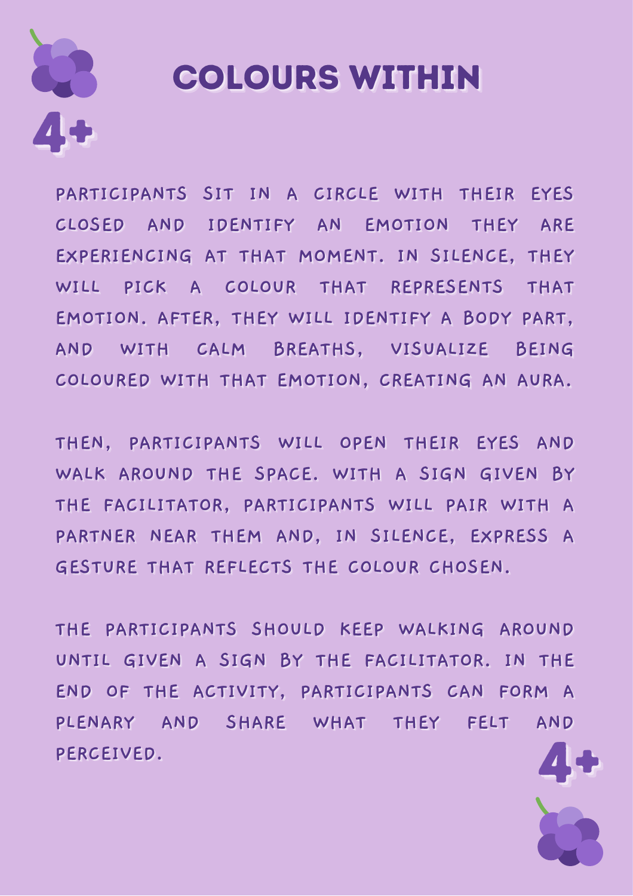# COLOURS WITHIN

4+

PARTICIPANTS SIT IN A CIRCLE WITH THEIR EYES CLOSED AND IDENTIFY AN EMOTION THEY ARE EXPERIENCING AT THAT MOMENT. IN SILENCE, THEY WILL PICK A COLOUR THAT REPRESENTS THAT EMOTION. AFTER, THEY WILL IDENTIFY A BODY PART, AND WITH CALM BREATHS, VISUALIZE BEING COLOURED WITH THAT EMOTION, CREATING AN AURA.

THEN, PARTICIPANTS WILL OPEN THEIR EYES AND WALK AROUND THE SPACE. WITH A SIGN GIVEN BY THE FACILITATOR, PARTICIPANTS WILL PAIR WITH A PARTNER NEAR THEM AND, IN SILENCE, EXPRESS A GESTURE THAT REFLECTS THE COLOUR CHOSEN.

THE PARTICIPANTS SHOULD KEEP WALKING AROUND UNTIL GIVEN A SIGN BY THE FACILITATOR. IN THE END OF THE ACTIVITY, PARTICIPANTS CAN FORM A PLENARY AND SHARE WHAT THEY FELT AND PERCEIVED.

4+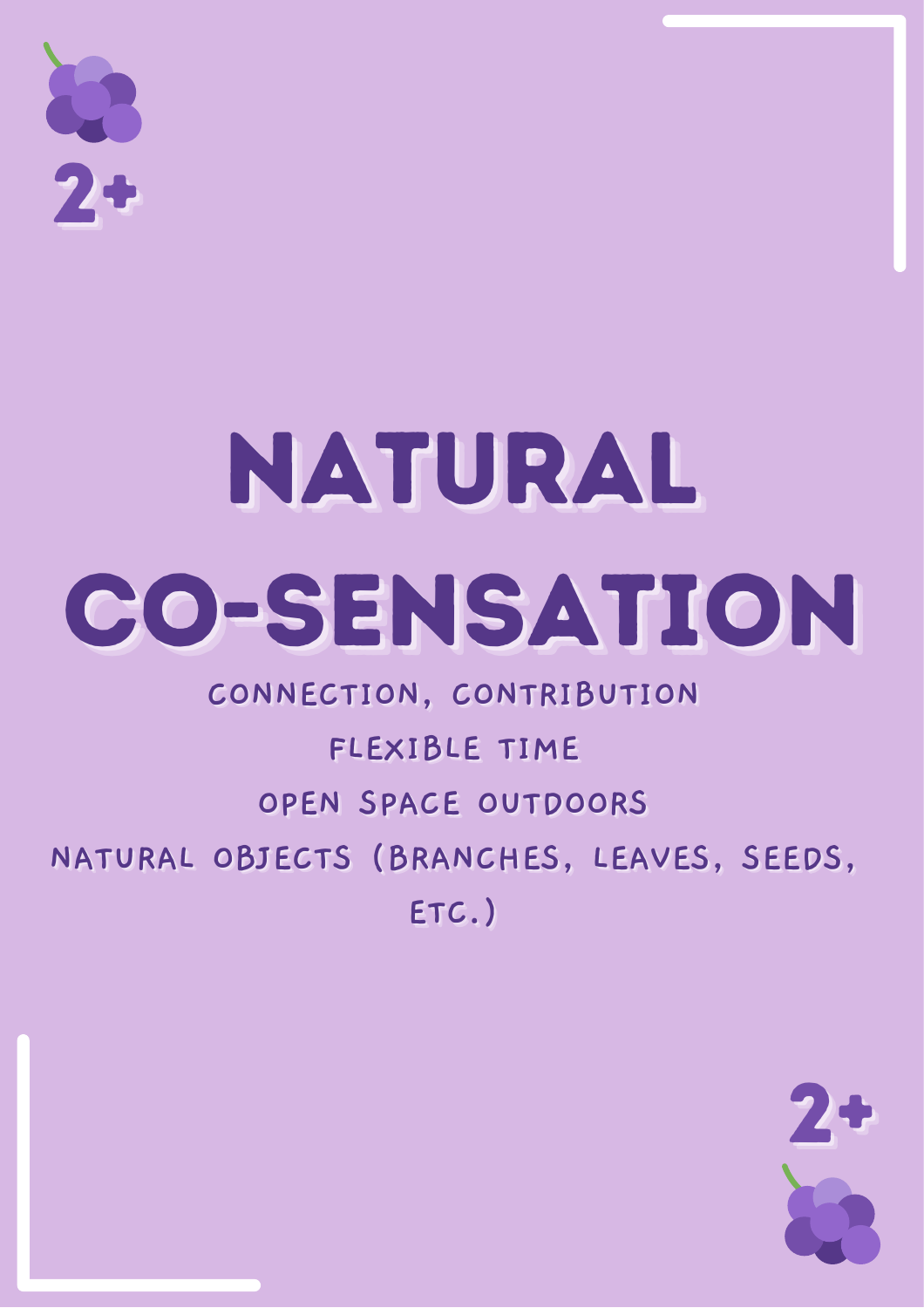2+

# NATURAL CO-SENSATION

CONNECTION, CONTRIBUTION

FLEXIBLE TIME

OPEN SPACE OUTDOORS

NATURAL OBJECTS (BRANCHES, LEAVES, SEEDS, ETC.)

2+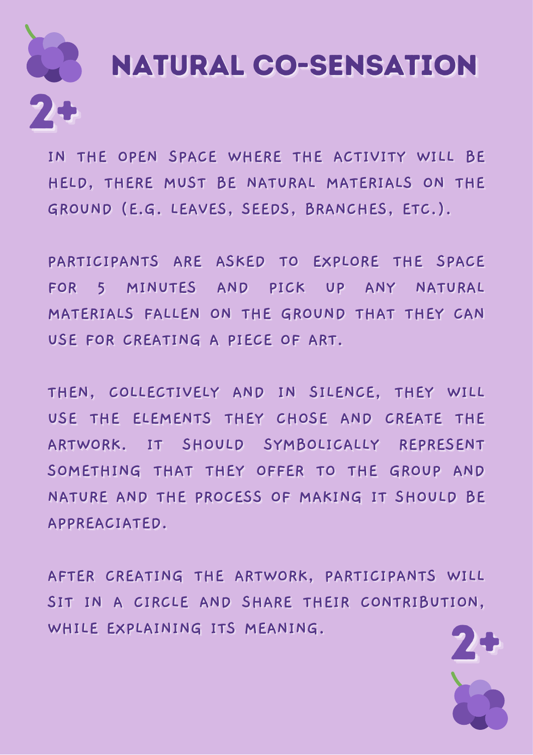# NATURAL CO-SENSATION

2+

IN THE OPEN SPACE WHERE THE ACTIVITY WILL BE HELD, THERE MUST BE NATURAL MATERIALS ON THE GROUND (E.G. LEAVES, SEEDS, BRANCHES, ETC.).

PARTICIPANTS ARE ASKED TO EXPLORE THE SPACE FOR 5 MINUTES AND PICK UP ANY NATURAL MATERIALS FALLEN ON THE GROUND THAT THEY CAN USE FOR CREATING A PIECE OF ART.

THEN, COLLECTIVELY AND IN SILENCE, THEY WILL USE THE ELEMENTS THEY CHOSE AND CREATE THE ARTWORK. IT SHOULD SYMBOLICALLY REPRESENT SOMETHING THAT THEY OFFER TO THE GROUP AND NATURE AND THE PROCESS OF MAKING IT SHOULD BE APPREACIATED.

AFTER CREATING THE ARTWORK, PARTICIPANTS WILL SIT IN A CIRCLE AND SHARE THEIR CONTRIBUTION, WHILE EXPLAINING ITS MEANING.

2+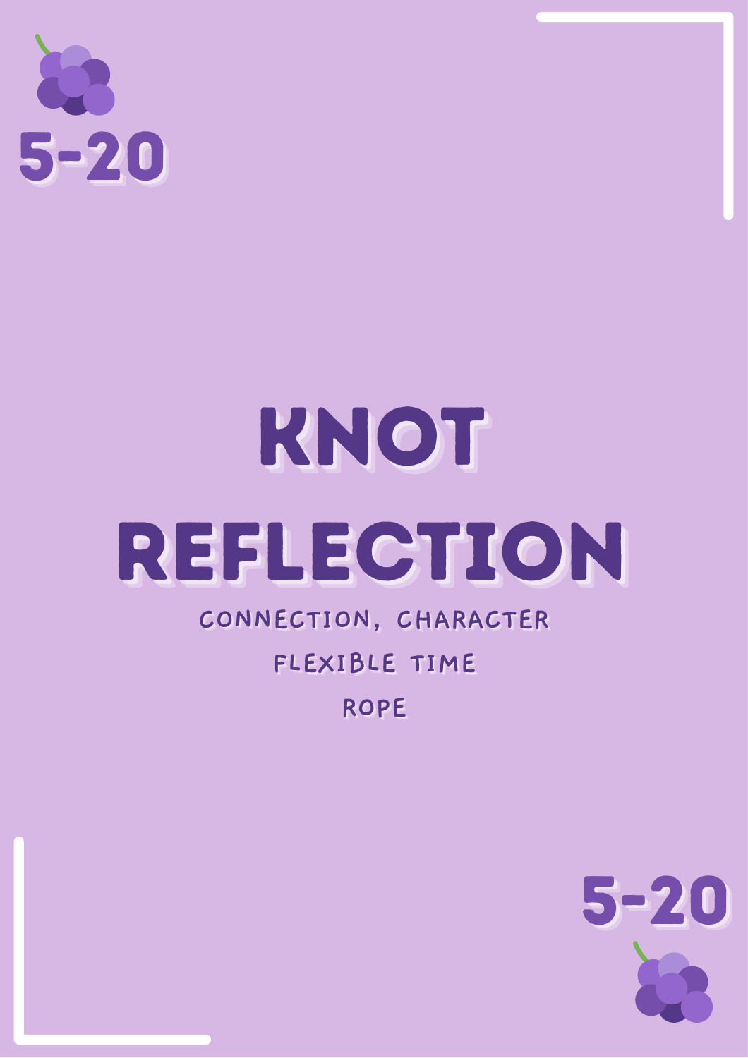5-20

# KNOT REFLECTION

CONNECTION, CHARACTER

FLEXIBLE TIME

ROPE

5-20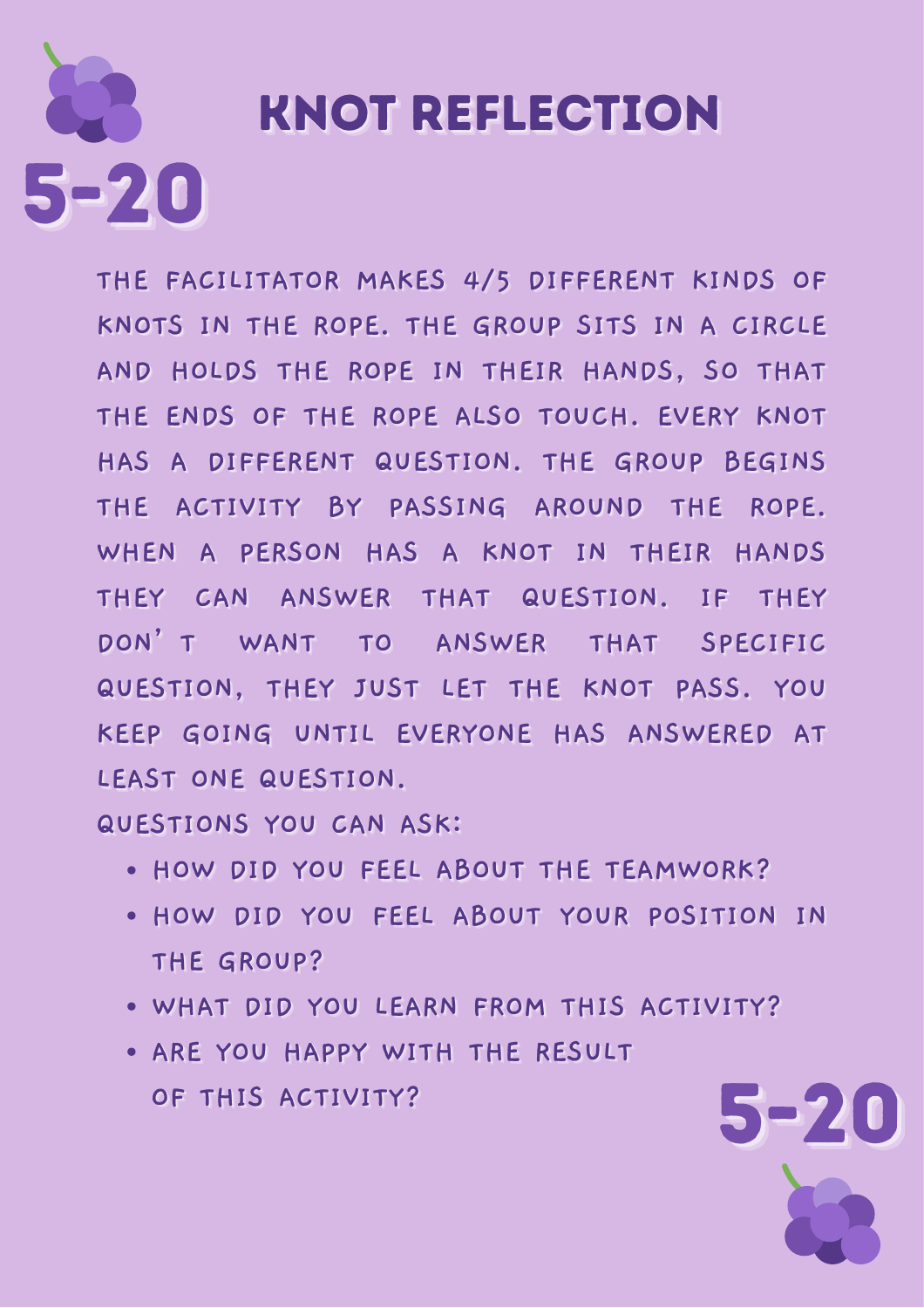# KNOT REFLECTION

5-20

THE FACILITATOR MAKES 4/5 DIFFERENT KINDS OF KNOTS IN THE ROPE. THE GROUP SITS IN A CIRCLE AND HOLDS THE ROPE IN THEIR HANDS, SO THAT THE ENDS OF THE ROPE ALSO TOUCH. EVERY KNOT HAS A DIFFERENT QUESTION. THE GROUP BEGINS THE ACTIVITY BY PASSING AROUND THE ROPE. WHEN A PERSON HAS A KNOT IN THEIR HANDS THEY CAN ANSWER THAT QUESTION. IF THEY DON'T WANT TO ANSWER THAT SPECIFIC QUESTION, THEY JUST LET THE KNOT PASS. YOU KEEP GOING UNTIL EVERYONE HAS ANSWERED AT LEAST ONE QUESTION.

QUESTIONS YOU CAN ASK:

- HOW DID YOU FEEL ABOUT THE TEAMWORK?
- HOW DID YOU FEEL ABOUT YOUR POSITION IN THE GROUP?
- WHAT DID YOU LEARN FROM THIS ACTIVITY?
- ARE YOU HAPPY WITH THE RESULT OF THIS ACTIVITY?

5-20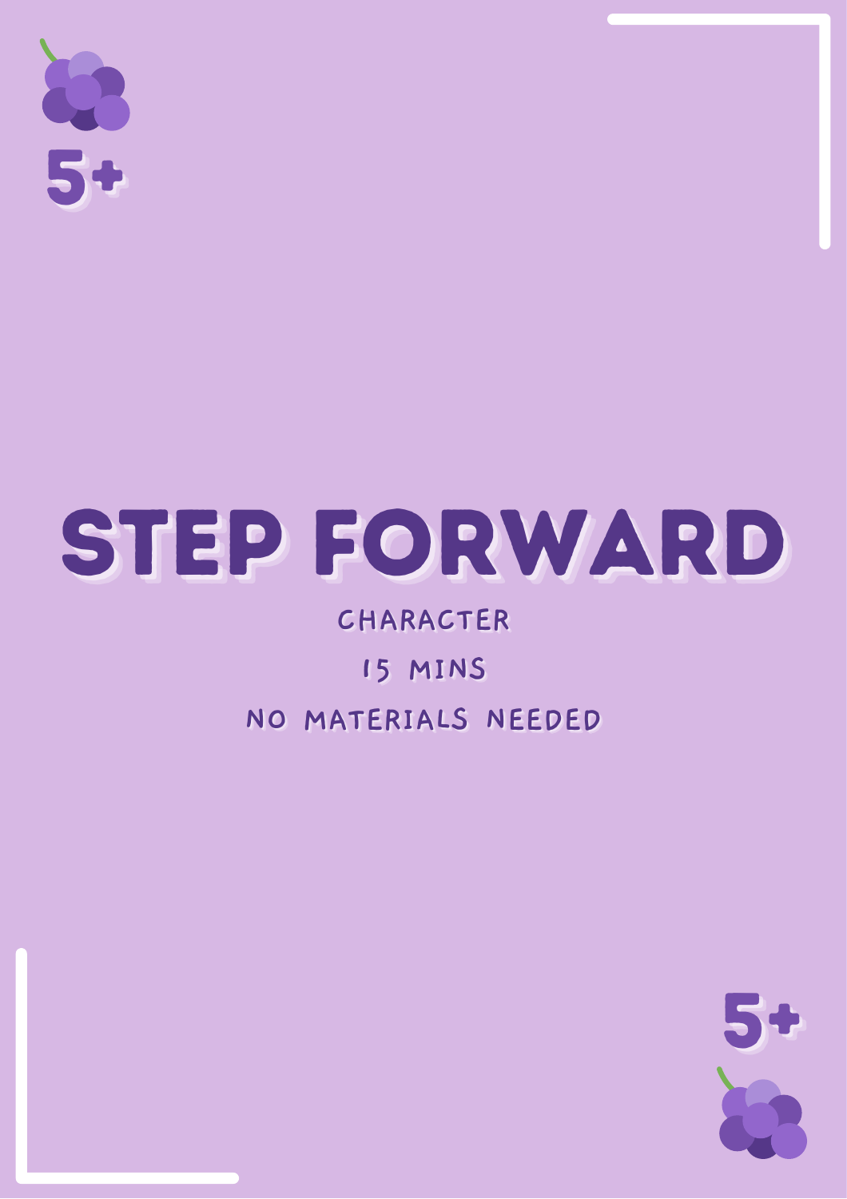5+

# STEP FORWARD

CHARACTER

15 MINS

NO MATERIALS NEEDED

5+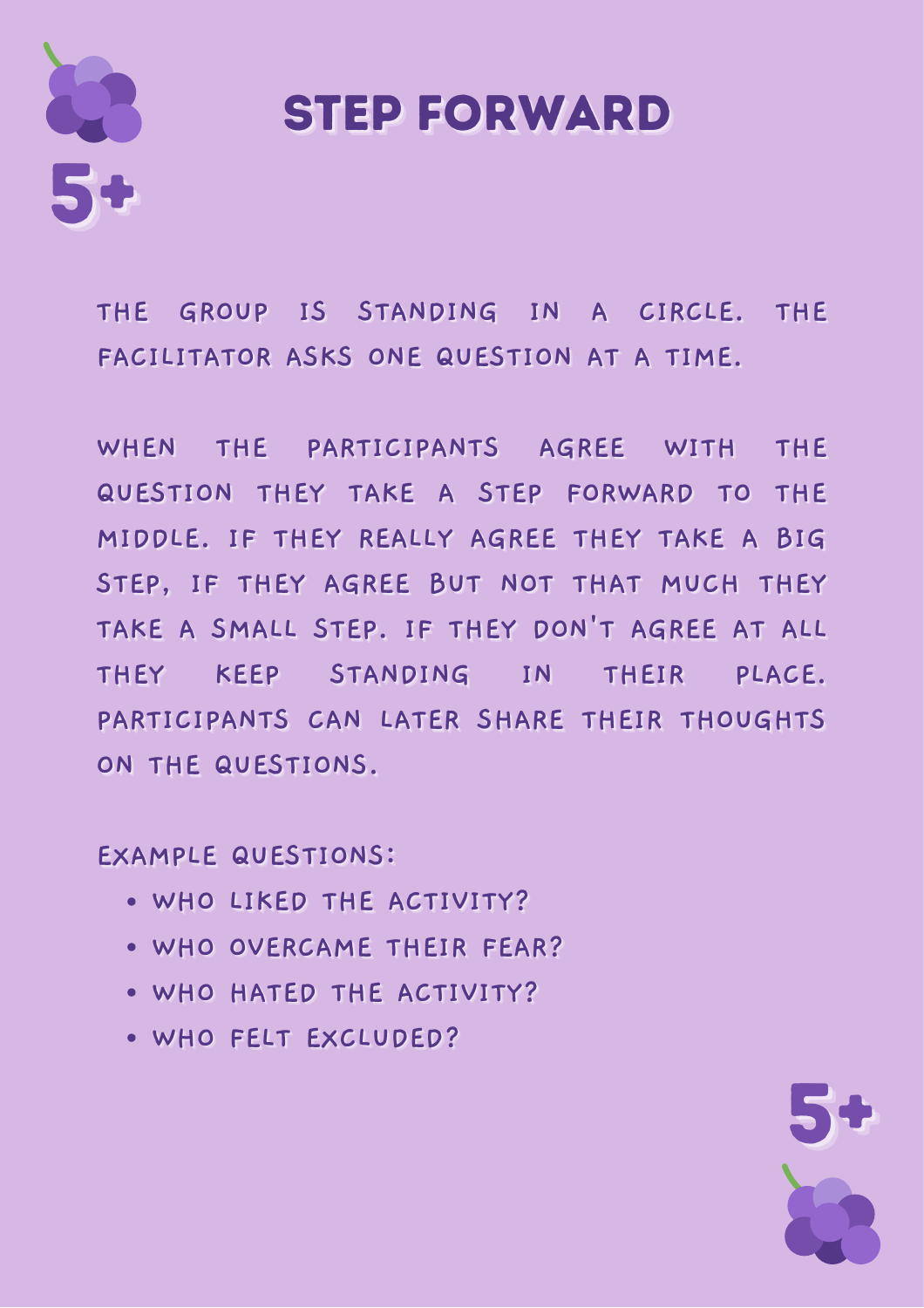5+

# STEP FORWARD

THE GROUP IS STANDING IN A CIRCLE. THE FACILITATOR ASKS ONE QUESTION AT A TIME.

WHEN THE PARTICIPANTS AGREE WITH THE QUESTION THEY TAKE A STEP FORWARD TO THE MIDDLE. IF THEY REALLY AGREE THEY TAKE A BIG STEP, IF THEY AGREE BUT NOT THAT MUCH THEY TAKE A SMALL STEP. IF THEY DON'T AGREE AT ALL THEY KEEP STANDING IN THEIR PLACE. PARTICIPANTS CAN LATER SHARE THEIR THOUGHTS ON THE QUESTIONS.

EXAMPLE QUESTIONS:

- WHO LIKED THE ACTIVITY?
- WHO OVERCAME THEIR FEAR?
- WHO HATED THE ACTIVITY?
- WHO FELT EXCLUDED?

5+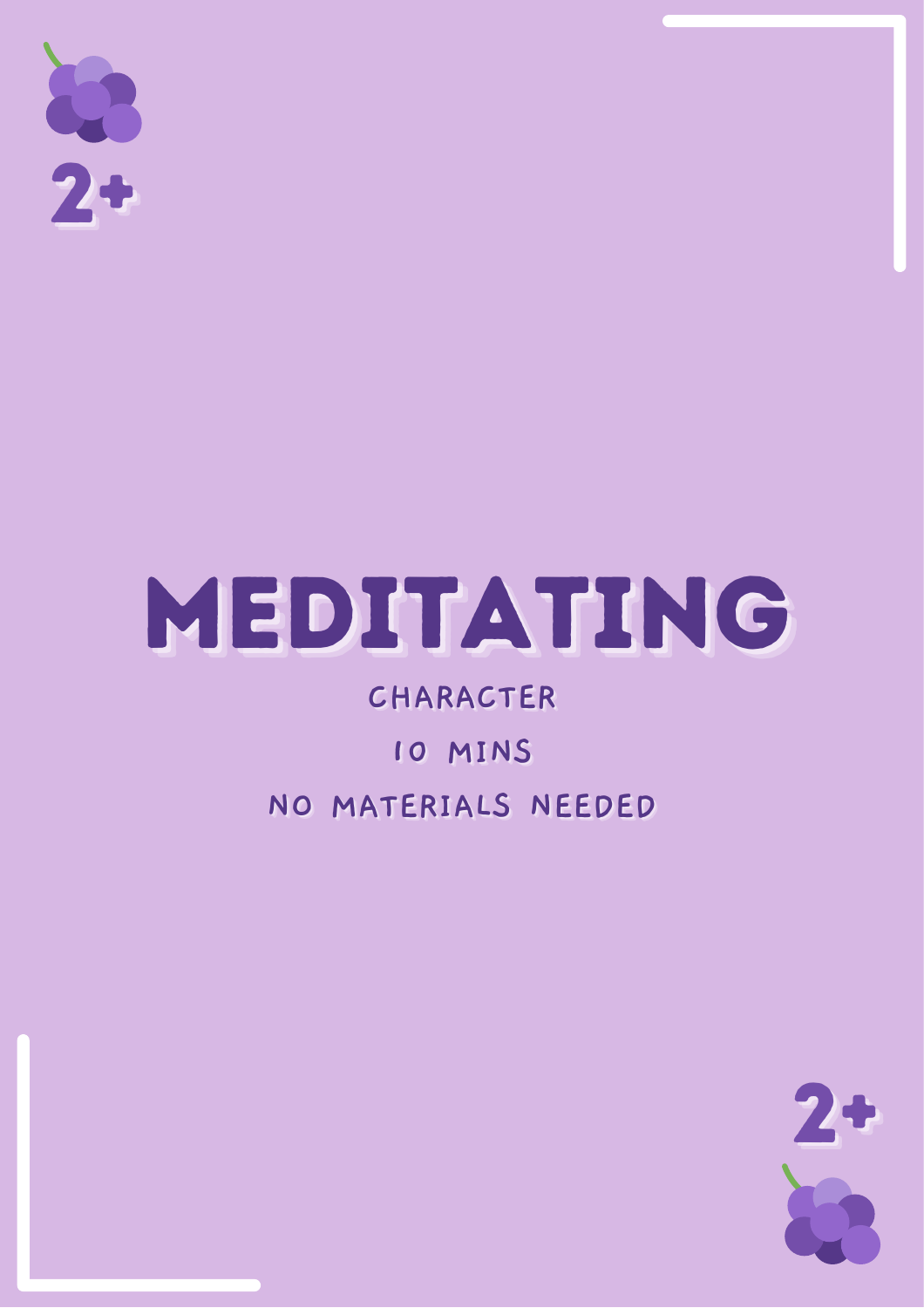2+

# MEDITATING

CHARACTER

10 MINS

NO MATERIALS NEEDED

2+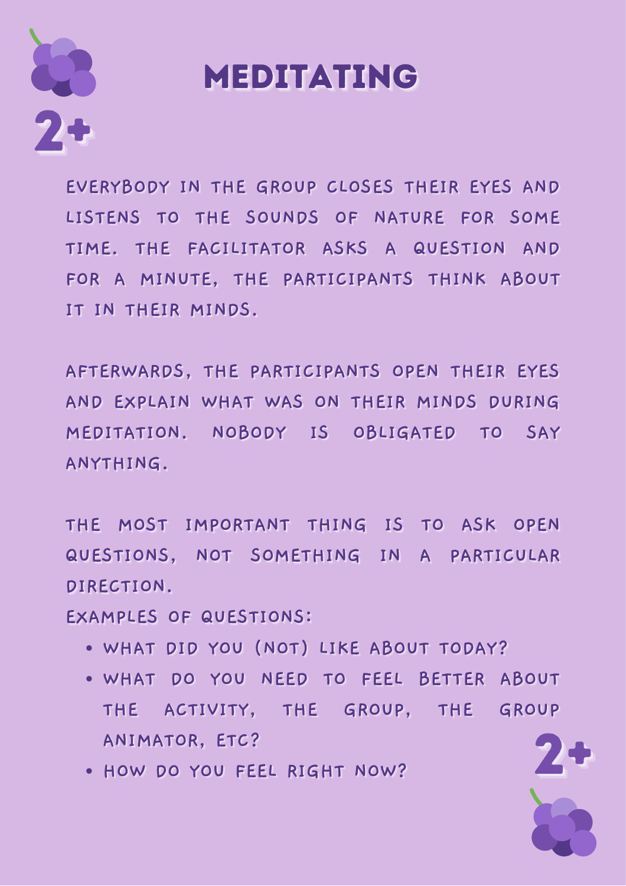# MEDITATING

2+

EVERYBODY IN THE GROUP CLOSES THEIR EYES AND LISTENS TO THE SOUNDS OF NATURE FOR SOME TIME. THE FACILITATOR ASKS A QUESTION AND FOR A MINUTE, THE PARTICIPANTS THINK ABOUT IT IN THEIR MINDS.

AFTERWARDS, THE PARTICIPANTS OPEN THEIR EYES AND EXPLAIN WHAT WAS ON THEIR MINDS DURING MEDITATION. NOBODY IS OBLIGATED TO SAY ANYTHING.

THE MOST IMPORTANT THING IS TO ASK OPEN QUESTIONS, NOT SOMETHING IN A PARTICULAR DIRECTION.

EXAMPLES OF QUESTIONS:

- WHAT DID YOU (NOT) LIKE ABOUT TODAY?
- WHAT DO YOU NEED TO FEEL BETTER ABOUT THE ACTIVITY, THE GROUP, THE GROUP ANIMATOR, ETC?
- HOW DO YOU FEEL RIGHT NOW?

2+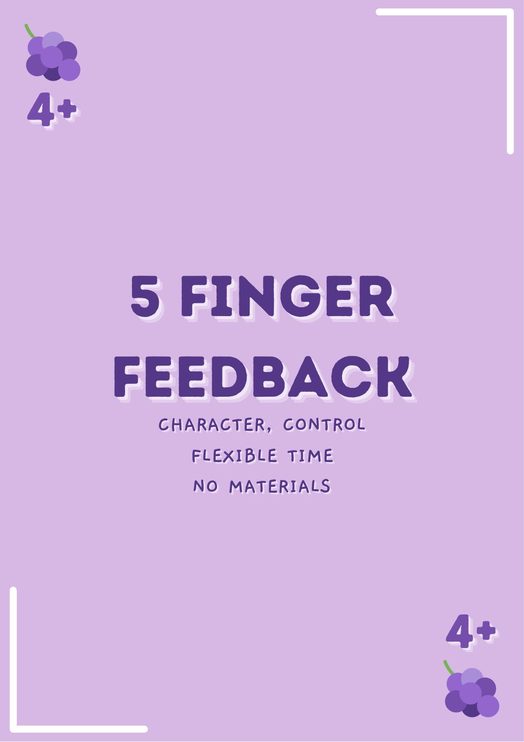4+

# 5 FINGER FEEDBACK

CHARACTER, CONTROL

FLEXIBLE TIME

NO MATERIALS

4+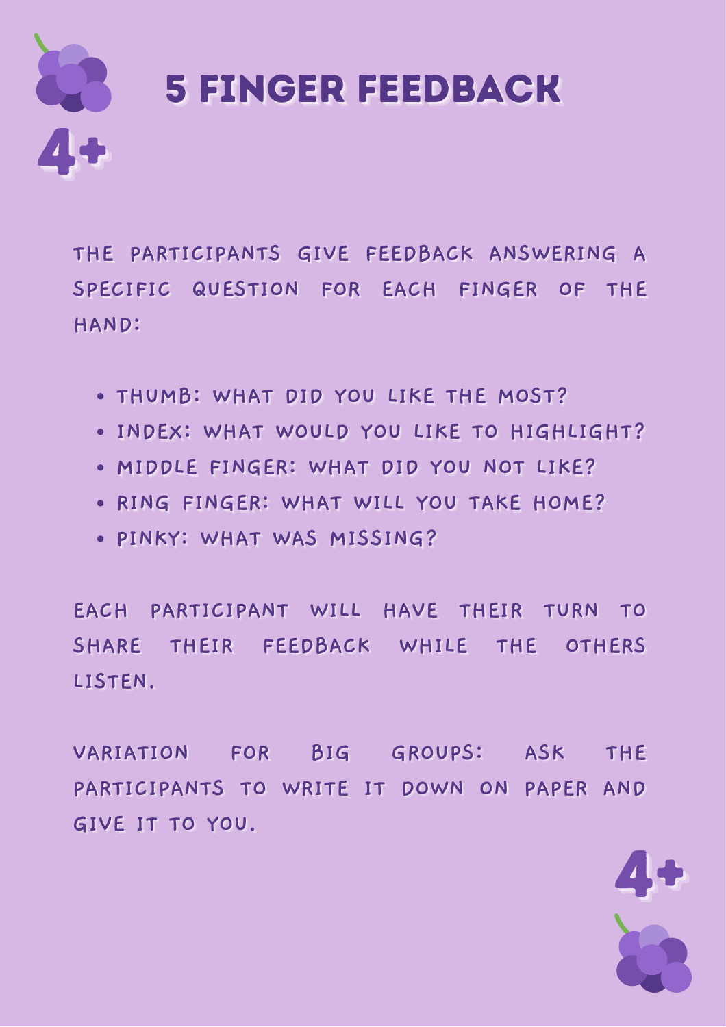4+

# 5 FINGER FEEDBACK

THE PARTICIPANTS GIVE FEEDBACK ANSWERING A SPECIFIC QUESTION FOR EACH FINGER OF THE HAND:

- THUMB: WHAT DID YOU LIKE THE MOST?
- INDEX: WHAT WOULD YOU LIKE TO HIGHLIGHT?
- MIDDLE FINGER: WHAT DID YOU NOT LIKE?
- RING FINGER: WHAT WILL YOU TAKE HOME?
- PINKY: WHAT WAS MISSING?

EACH PARTICIPANT WILL HAVE THEIR TURN TO SHARE THEIR FEEDBACK WHILE THE OTHERS LISTEN.

VARIATION FOR BIG GROUPS: ASK THE PARTICIPANTS TO WRITE IT DOWN ON PAPER AND GIVE IT TO YOU.

4+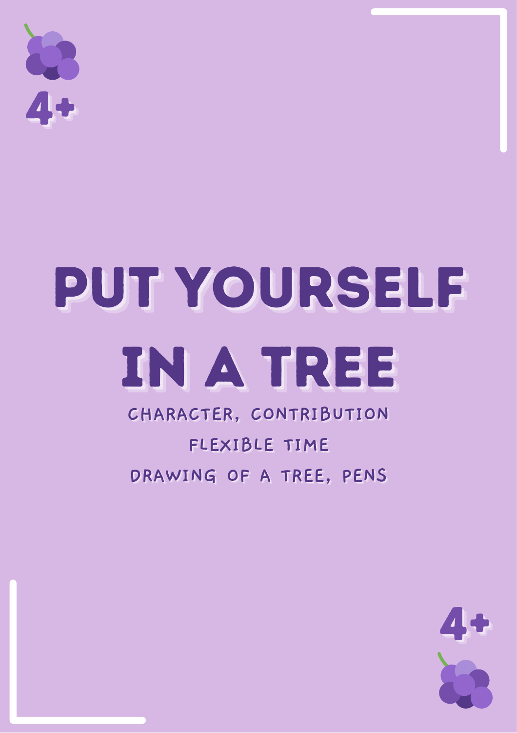4+

# PUT YOURSELF IN A TREE

CHARACTER, CONTRIBUTION

FLEXIBLE TIME

DRAWING OF A TREE, PENS

4+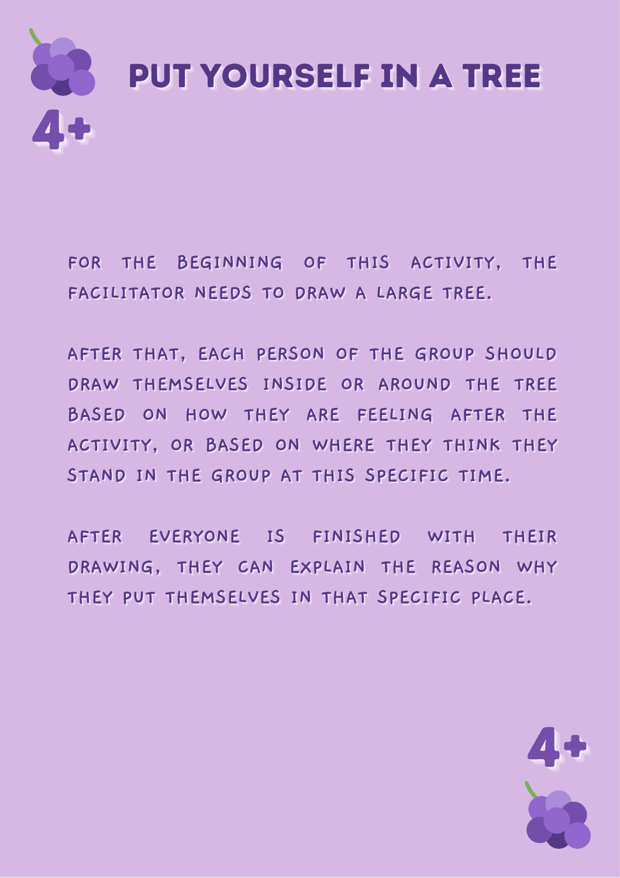# PUT YOURSELF IN A TREE

4+

FOR THE BEGINNING OF THIS ACTIVITY, THE FACILITATOR NEEDS TO DRAW A LARGE TREE.

AFTER THAT, EACH PERSON OF THE GROUP SHOULD DRAW THEMSELVES INSIDE OR AROUND THE TREE BASED ON HOW THEY ARE FEELING AFTER THE ACTIVITY, OR BASED ON WHERE THEY THINK THEY STAND IN THE GROUP AT THIS SPECIFIC TIME.

AFTER EVERYONE IS FINISHED WITH THEIR DRAWING, THEY CAN EXPLAIN THE REASON WHY THEY PUT THEMSELVES IN THAT SPECIFIC PLACE.

4+